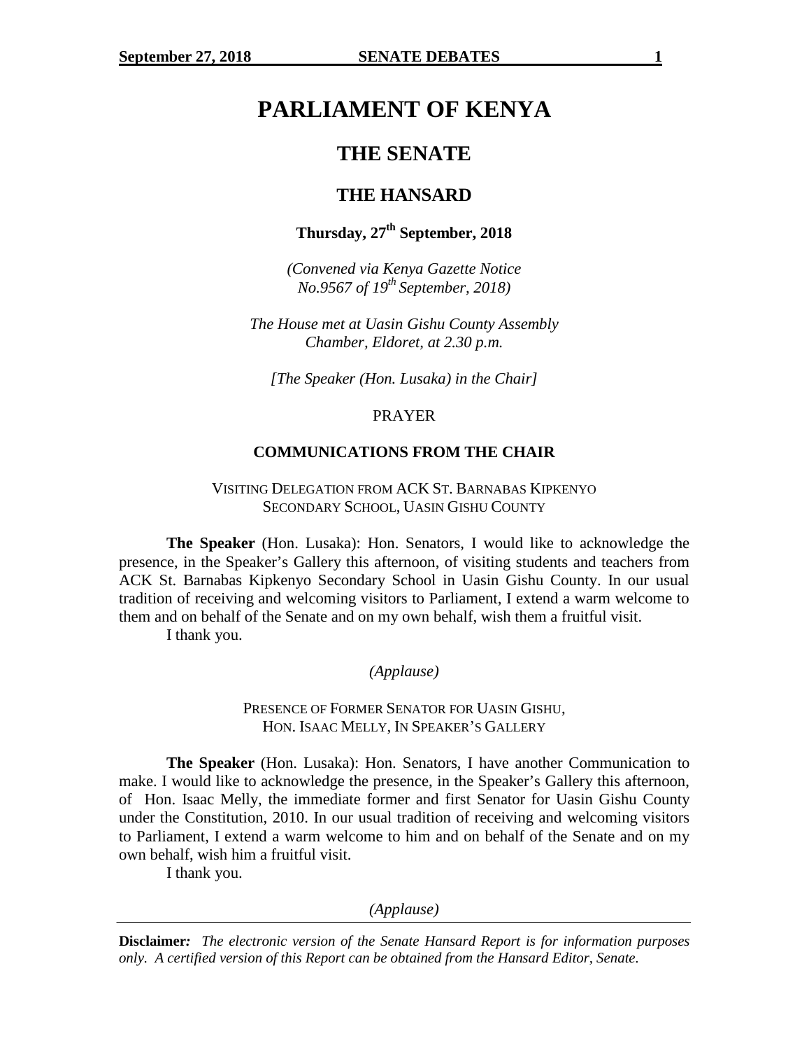# PARLIAMENT OF KENYA

## THE SENATE

## THE HANSARD

### Thursday, 27th September, 2018

*(Convened via Kenya Gazette Notice No.9567 of 19th September, 2018)*

*The House met at Uasin Gishu County Assembly Chamber, Eldoret, at 2.30 p.m.*

*[The Speaker (Hon. Lusaka) in the Chair]*

PRAYER

**COMMUNICATIONS FROM THE CHAIR**

VISITING DELEGATION FROM ACK ST. BARNABAS KIPKENYO SECONDARY SCHOOL, UASIN GISHU COUNTY

**The Speaker** (Hon. Lusaka): Hon. Senators, I would like to acknowledge the presence, in the Speaker's Gallery this afternoon, of visiting students and teachers from ACK St. Barnabas Kipkenyo Secondary School in Uasin Gishu County. In our usual tradition of receiving and welcoming visitors to Parliament, I extend a warm welcome to them and on behalf of the Senate and on my own behalf, wish them a fruitful visit.

I thank you.

*(Applause)*

PRESENCE OF FORMER SENATOR FOR UASIN GISHU, HON. ISAAC MELLY, IN SPEAKER'S GALLERY

**The Speaker** (Hon. Lusaka): Hon. Senators, I have another Communication to make. I would like to acknowledge the presence, in the Speaker's Gallery this afternoon, of Hon. Isaac Melly, the immediate former and first Senator for Uasin Gishu County under the Constitution, 2010. In our usual tradition of receiving and welcoming visitors to Parliament, I extend a warm welcome to him and on behalf of the Senate and on my own behalf, wish him a fruitful visit.

I thank you.

*(Applause)*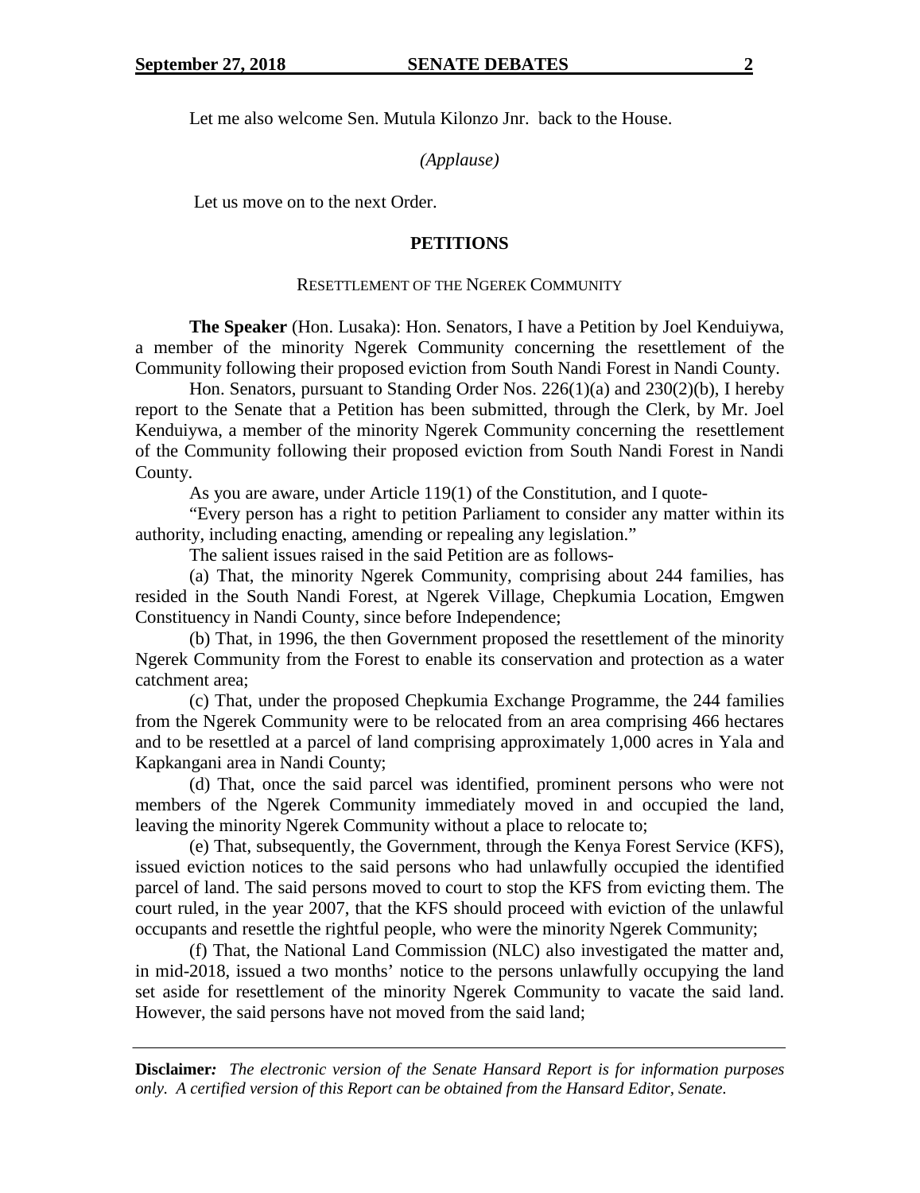Let me also welcome Sen. Mutula Kilonzo Jnr. back to the House.

*(Applause)*

Let us move on to the next Order.

## PETITIONS

### RESETTLEMENT OF THE NGEREK COMMUNITY

**The Speaker** (Hon. Lusaka): Hon. Senators, I have a Petition by Joel Kenduiywa, a member of the minority Ngerek Community concerning the resettlement of the Community following their proposed eviction from South Nandi Forest in Nandi County.

Hon. Senators, pursuant to Standing Order Nos. 226(1)(a) and 230(2)(b), I hereby report to the Senate that a Petition has been submitted, through the Clerk, by Mr. Joel Kenduiywa, a member of the minority Ngerek Community concerning the resettlement of the Community following their proposed eviction from South Nandi Forest in Nandi County.

As you are aware, under Article 119(1) of the Constitution, and I quote-

"Every person has a right to petition Parliament to consider any matter within its authority, including enacting, amending or repealing any legislation."

The salient issues raised in the said Petition are as follows-

(a) That, the minority Ngerek Community, comprising about 244 families, has resided in the South Nandi Forest, at Ngerek Village, Chepkumia Location, Emgwen Constituency in Nandi County, since before Independence;

(b) That, in 1996, the then Government proposed the resettlement of the minority Ngerek Community from the Forest to enable its conservation and protection as a water catchment area;

(c) That, under the proposed Chepkumia Exchange Programme, the 244 families from the Ngerek Community were to be relocated from an area comprising 466 hectares and to be resettled at a parcel of land comprising approximately 1,000 acres in Yala and Kapkangani area in Nandi County;

(d) That, once the said parcel was identified, prominent persons who were not members of the Ngerek Community immediately moved in and occupied the land, leaving the minority Ngerek Community without a place to relocate to;

(e) That, subsequently, the Government, through the Kenya Forest Service (KFS), issued eviction notices to the said persons who had unlawfully occupied the identified parcel of land. The said persons moved to court to stop the KFS from evicting them. The court ruled, in the year 2007, that the KFS should proceed with eviction of the unlawful occupants and resettle the rightful people, who were the minority Ngerek Community;

(f) That, the National Land Commission (NLC) also investigated the matter and, in mid-2018, issued a two months' notice to the persons unlawfully occupying the land set aside for resettlement of the minority Ngerek Community to vacate the said land. However, the said persons have not moved from the said land;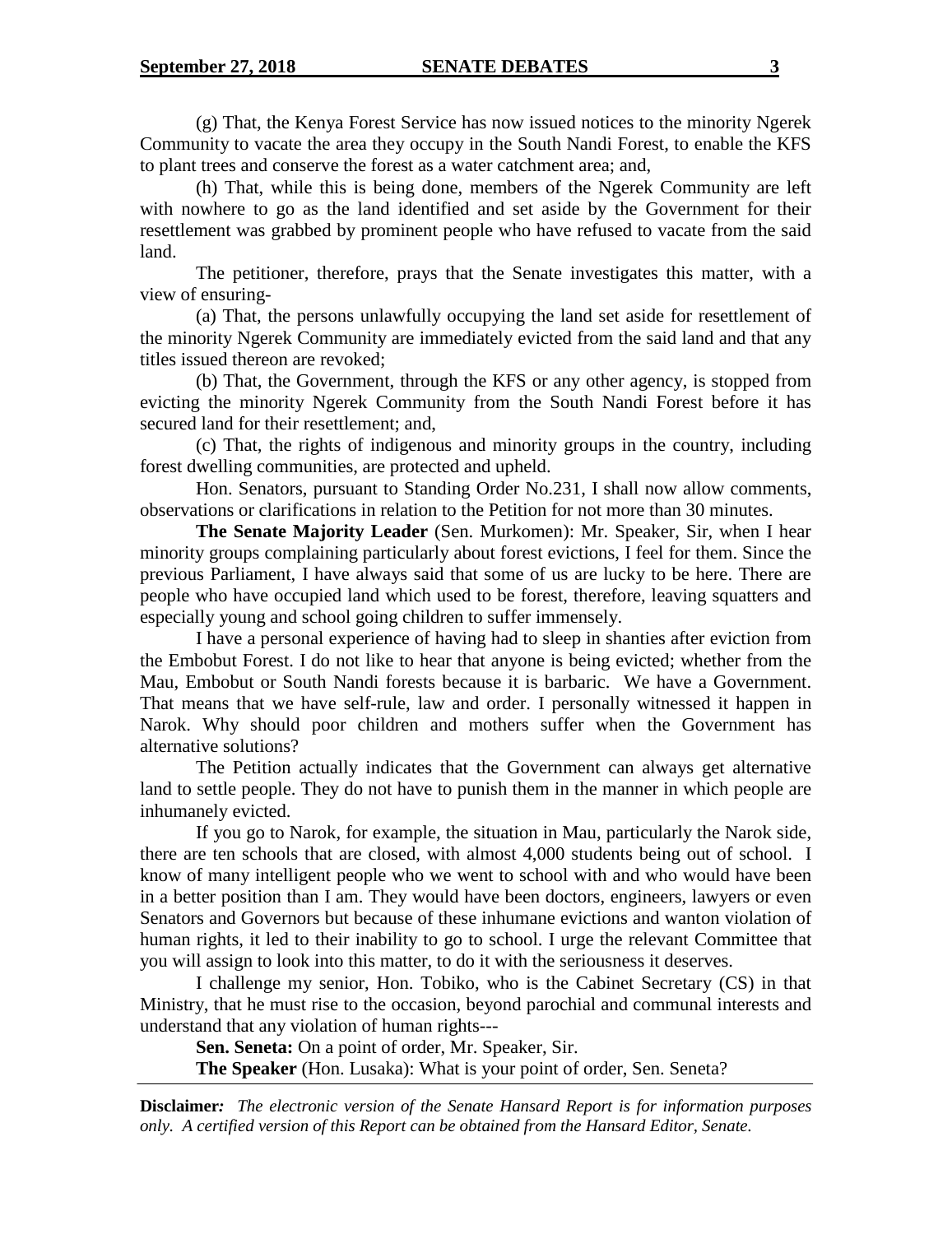(g) That, the Kenya Forest Service has now issued notices to the minority Ngerek Community to vacate the area they occupy in the South Nandi Forest, to enable the KFS to plant trees and conserve the forest as a water catchment area; and,

(h) That, while this is being done, members of the Ngerek Community are left with nowhere to go as the land identified and set aside by the Government for their resettlement was grabbed by prominent people who have refused to vacate from the said land.

The petitioner, therefore, prays that the Senate investigates this matter, with a view of ensuring-

(a) That, the persons unlawfully occupying the land set aside for resettlement of the minority Ngerek Community are immediately evicted from the said land and that any titles issued thereon are revoked;

(b) That, the Government, through the KFS or any other agency, is stopped from evicting the minority Ngerek Community from the South Nandi Forest before it has secured land for their resettlement; and,

(c) That, the rights of indigenous and minority groups in the country, including forest dwelling communities, are protected and upheld.

Hon. Senators, pursuant to Standing Order No.231, I shall now allow comments, observations or clarifications in relation to the Petition for not more than 30 minutes.

**The Senate Majority Leader** (Sen. Murkomen): Mr. Speaker, Sir, when I hear minority groups complaining particularly about forest evictions, I feel for them. Since the previous Parliament, I have always said that some of us are lucky to be here. There are people who have occupied land which used to be forest, therefore, leaving squatters and especially young and school going children to suffer immensely.

I have a personal experience of having had to sleep in shanties after eviction from the Embobut Forest. I do not like to hear that anyone is being evicted; whether from the Mau, Embobut or South Nandi forests because it is barbaric. We have a Government. That means that we have self-rule, law and order. I personally witnessed it happen in Narok. Why should poor children and mothers suffer when the Government has alternative solutions?

The Petition actually indicates that the Government can always get alternative land to settle people. They do not have to punish them in the manner in which people are inhumanely evicted.

If you go to Narok, for example, the situation in Mau, particularly the Narok side, there are ten schools that are closed, with almost 4,000 students being out of school. I know of many intelligent people who we went to school with and who would have been in a better position than I am. They would have been doctors, engineers, lawyers or even Senators and Governors but because of these inhumane evictions and wanton violation of human rights, it led to their inability to go to school. I urge the relevant Committee that you will assign to look into this matter, to do it with the seriousness it deserves.

I challenge my senior, Hon. Tobiko, who is the Cabinet Secretary (CS) in that Ministry, that he must rise to the occasion, beyond parochial and communal interests and understand that any violation of human rights---

**Sen. Seneta:** On a point of order, Mr. Speaker, Sir.

**The Speaker** (Hon. Lusaka): What is your point of order, Sen. Seneta?

**Disclaimer:** *The electronic version of the Senate Hansard Report is for information purposes only. A certified version of this Report can be obtained from the Hansard Editor, Senate.*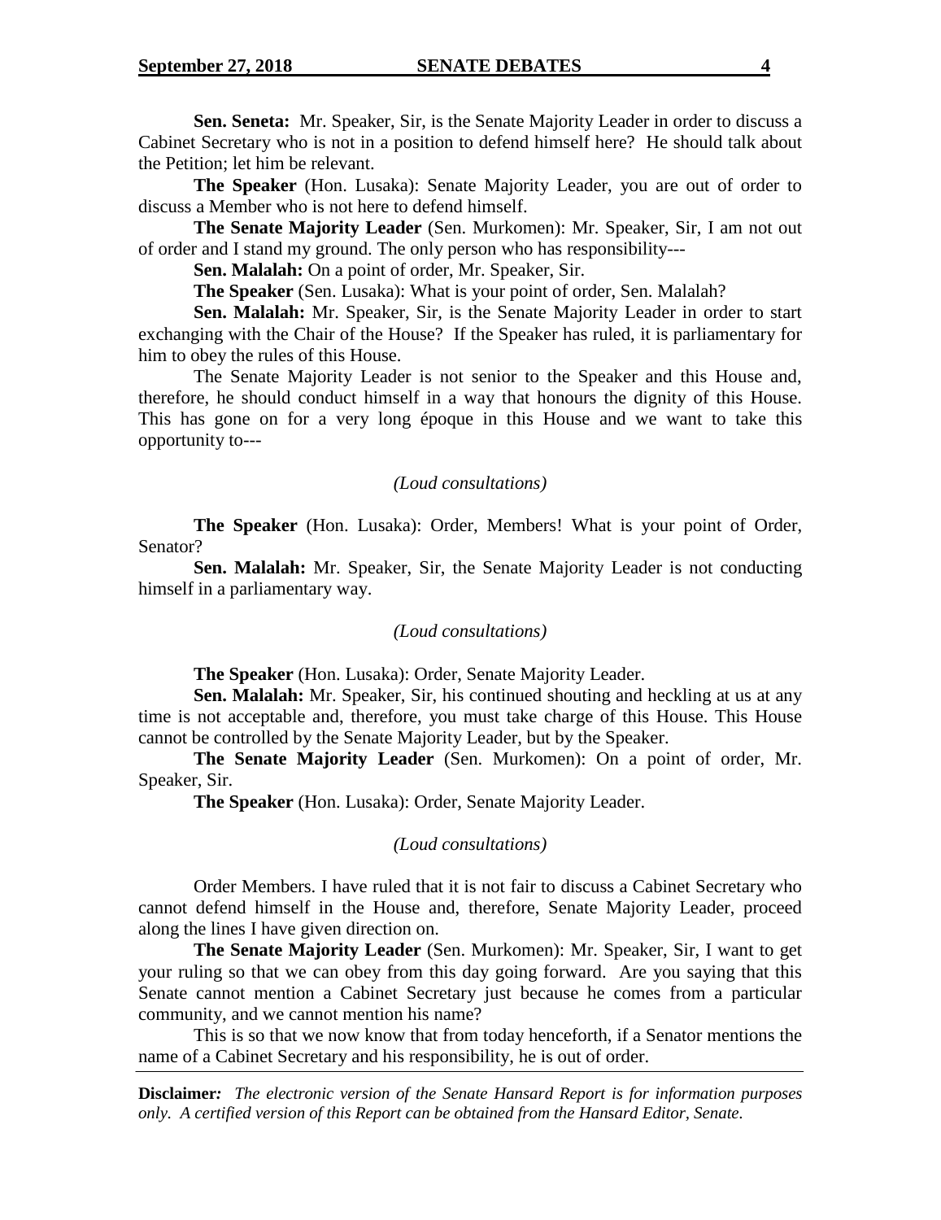**Sen. Seneta:** Mr. Speaker, Sir, is the Senate Majority Leader in order to discuss a Cabinet Secretary who is not in a position to defend himself here? He should talk about the Petition; let him be relevant.

**The Speaker** (Hon. Lusaka): Senate Majority Leader, you are out of order to discuss a Member who is not here to defend himself.

**The Senate Majority Leader** (Sen. Murkomen): Mr. Speaker, Sir, I am not out of order and I stand my ground. The only person who has responsibility---

**Sen. Malalah:** On a point of order, Mr. Speaker, Sir.

**The Speaker** (Sen. Lusaka): What is your point of order, Sen. Malalah?

**Sen. Malalah:** Mr. Speaker, Sir, is the Senate Majority Leader in order to start exchanging with the Chair of the House? If the Speaker has ruled, it is parliamentary for him to obey the rules of this House.

The Senate Majority Leader is not senior to the Speaker and this House and, therefore, he should conduct himself in a way that honours the dignity of this House. This has gone on for a very long époque in this House and we want to take this opportunity to---

*(Loud consultations)*

**The Speaker** (Hon. Lusaka): Order, Members! What is your point of Order, Senator?

**Sen. Malalah:** Mr. Speaker, Sir, the Senate Majority Leader is not conducting himself in a parliamentary way.

*(Loud consultations)*

**The Speaker** (Hon. Lusaka): Order, Senate Majority Leader.

**Sen. Malalah:** Mr. Speaker, Sir, his continued shouting and heckling at us at any time is not acceptable and, therefore, you must take charge of this House. This House cannot be controlled by the Senate Majority Leader, but by the Speaker.

**The Senate Majority Leader** (Sen. Murkomen): On a point of order, Mr. Speaker, Sir.

**The Speaker** (Hon. Lusaka): Order, Senate Majority Leader.

*(Loud consultations)*

Order Members. I have ruled that it is not fair to discuss a Cabinet Secretary who cannot defend himself in the House and, therefore, Senate Majority Leader, proceed along the lines I have given direction on.

**The Senate Majority Leader** (Sen. Murkomen): Mr. Speaker, Sir, I want to get your ruling so that we can obey from this day going forward. Are you saying that this Senate cannot mention a Cabinet Secretary just because he comes from a particular community, and we cannot mention his name?

This is so that we now know that from today henceforth, if a Senator mentions the name of a Cabinet Secretary and his responsibility, he is out of order.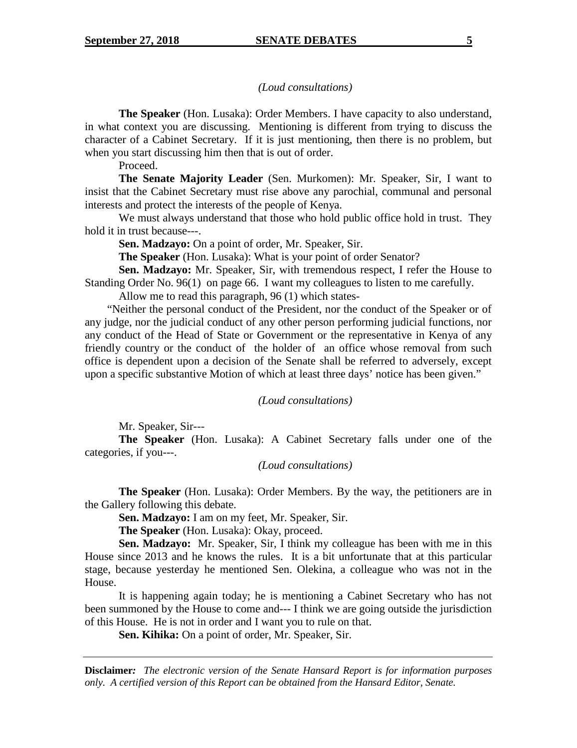*(Loud consultations)*

**The Speaker** (Hon. Lusaka): Order Members. I have capacity to also understand, in what context you are discussing. Mentioning is different from trying to discuss the character of a Cabinet Secretary. If it is just mentioning, then there is no problem, but when you start discussing him then that is out of order.

Proceed.

**The Senate Majority Leader** (Sen. Murkomen): Mr. Speaker, Sir, I want to insist that the Cabinet Secretary must rise above any parochial, communal and personal interests and protect the interests of the people of Kenya.

We must always understand that those who hold public office hold in trust. They hold it in trust because---.

**Sen. Madzayo:** On a point of order, Mr. Speaker, Sir.

**The Speaker** (Hon. Lusaka): What is your point of order Senator?

**Sen. Madzayo:** Mr. Speaker, Sir, with tremendous respect, I refer the House to Standing Order No. 96(1) on page 66. I want my colleagues to listen to me carefully.

Allow me to read this paragraph, 96 (1) which states-

"Neither the personal conduct of the President, nor the conduct of the Speaker or of any judge, nor the judicial conduct of any other person performing judicial functions, nor any conduct of the Head of State or Government or the representative in Kenya of any friendly country or the conduct of the holder of an office whose removal from such office is dependent upon a decision of the Senate shall be referred to adversely, except upon a specific substantive Motion of which at least three days' notice has been given."

*(Loud consultations)*

Mr. Speaker, Sir---

**The Speaker** (Hon. Lusaka): A Cabinet Secretary falls under one of the categories, if you---.

*(Loud consultations)*

**The Speaker** (Hon. Lusaka): Order Members. By the way, the petitioners are in the Gallery following this debate.

**Sen. Madzayo:** I am on my feet, Mr. Speaker, Sir.

**The Speaker** (Hon. Lusaka): Okay, proceed.

**Sen. Madzayo:** Mr. Speaker, Sir, I think my colleague has been with me in this House since 2013 and he knows the rules. It is a bit unfortunate that at this particular stage, because yesterday he mentioned Sen. Olekina, a colleague who was not in the House.

It is happening again today; he is mentioning a Cabinet Secretary who has not been summoned by the House to come and--- I think we are going outside the jurisdiction of this House. He is not in order and I want you to rule on that.

**Sen. Kihika:** On a point of order, Mr. Speaker, Sir.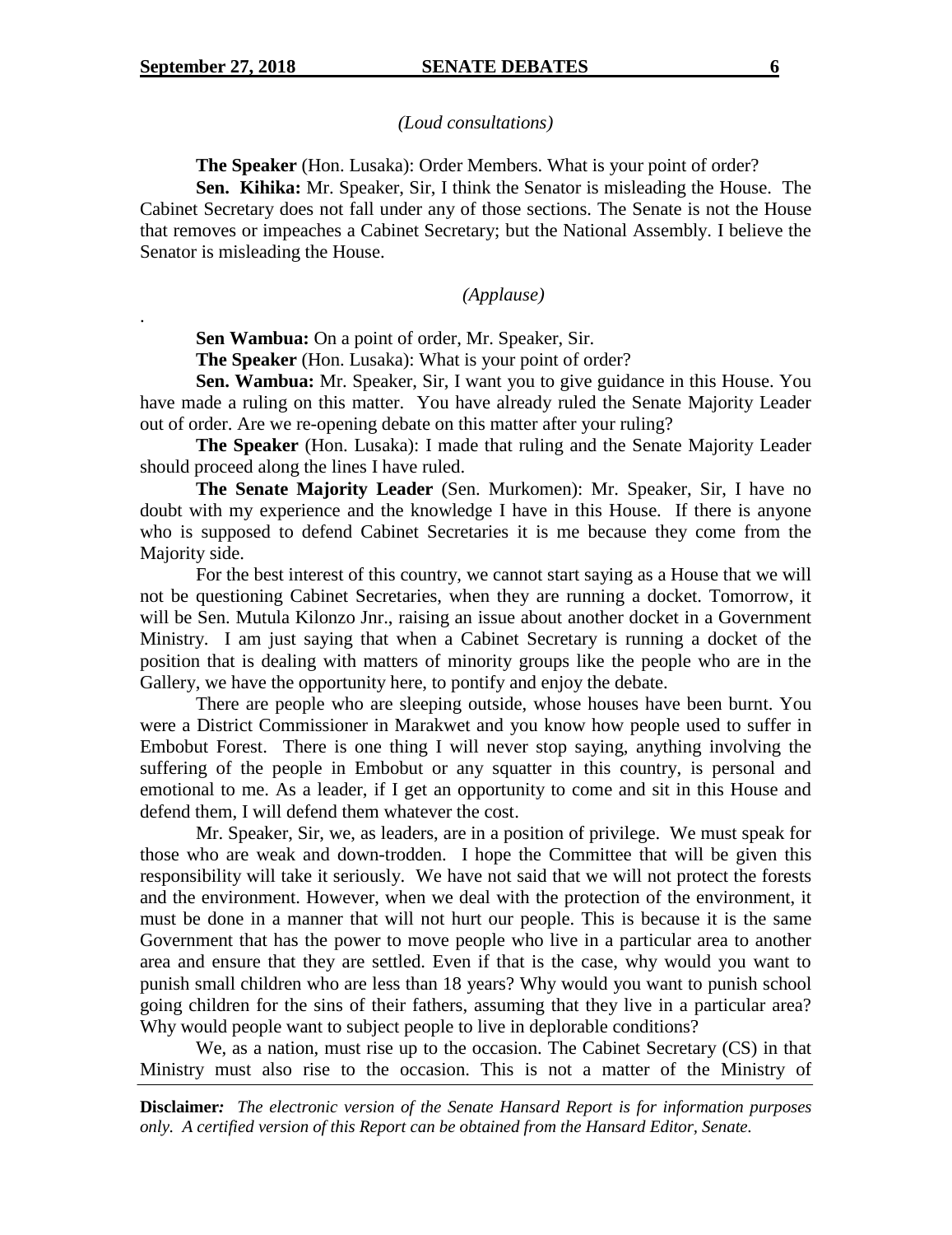*(Loud consultations)*

**The Speaker** (Hon. Lusaka): Order Members. What is your point of order?

**Sen. Kihika:** Mr. Speaker, Sir, I think the Senator is misleading the House. The Cabinet Secretary does not fall under any of those sections. The Senate is not the House that removes or impeaches a Cabinet Secretary; but the National Assembly. I believe the Senator is misleading the House.

*(Applause)*

.

**Sen Wambua:** On a point of order, Mr. Speaker, Sir.

**The Speaker** (Hon. Lusaka): What is your point of order?

**Sen. Wambua:** Mr. Speaker, Sir, I want you to give guidance in this House. You have made a ruling on this matter. You have already ruled the Senate Majority Leader out of order. Are we re-opening debate on this matter after your ruling?

**The Speaker** (Hon. Lusaka): I made that ruling and the Senate Majority Leader should proceed along the lines I have ruled.

**The Senate Majority Leader** (Sen. Murkomen): Mr. Speaker, Sir, I have no doubt with my experience and the knowledge I have in this House. If there is anyone who is supposed to defend Cabinet Secretaries it is me because they come from the Majority side.

For the best interest of this country, we cannot start saying as a House that we will not be questioning Cabinet Secretaries, when they are running a docket. Tomorrow, it will be Sen. Mutula Kilonzo Jnr., raising an issue about another docket in a Government Ministry. I am just saying that when a Cabinet Secretary is running a docket of the position that is dealing with matters of minority groups like the people who are in the Gallery, we have the opportunity here, to pontify and enjoy the debate.

There are people who are sleeping outside, whose houses have been burnt. You were a District Commissioner in Marakwet and you know how people used to suffer in Embobut Forest. There is one thing I will never stop saying, anything involving the suffering of the people in Embobut or any squatter in this country, is personal and emotional to me. As a leader, if I get an opportunity to come and sit in this House and defend them, I will defend them whatever the cost.

Mr. Speaker, Sir, we, as leaders, are in a position of privilege. We must speak for those who are weak and down-trodden. I hope the Committee that will be given this responsibility will take it seriously. We have not said that we will not protect the forests and the environment. However, when we deal with the protection of the environment, it must be done in a manner that will not hurt our people. This is because it is the same Government that has the power to move people who live in a particular area to another area and ensure that they are settled. Even if that is the case, why would you want to punish small children who are less than 18 years? Why would you want to punish school going children for the sins of their fathers, assuming that they live in a particular area? Why would people want to subject people to live in deplorable conditions?

We, as a nation, must rise up to the occasion. The Cabinet Secretary (CS) in that Ministry must also rise to the occasion. This is not a matter of the Ministry of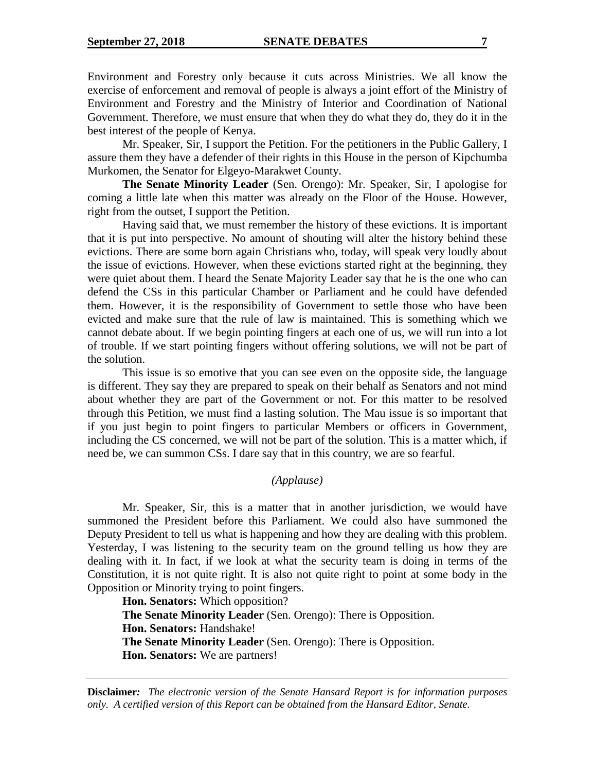Environment and Forestry only because it cuts across Ministries. We all know the exercise of enforcement and removal of people is always a joint effort of the Ministry of Environment and Forestry and the Ministry of Interior and Coordination of National Government. Therefore, we must ensure that when they do what they do, they do it in the best interest of the people of Kenya.

Mr. Speaker, Sir, I support the Petition. For the petitioners in the Public Gallery, I assure them they have a defender of their rights in this House in the person of Kipchumba Murkomen, the Senator for Elgeyo-Marakwet County.

**The Senate Minority Leader** (Sen. Orengo): Mr. Speaker, Sir, I apologise for coming a little late when this matter was already on the Floor of the House. However, right from the outset, I support the Petition.

Having said that, we must remember the history of these evictions. It is important that it is put into perspective. No amount of shouting will alter the history behind these evictions. There are some born again Christians who, today, will speak very loudly about the issue of evictions. However, when these evictions started right at the beginning, they were quiet about them. I heard the Senate Majority Leader say that he is the one who can defend the CSs in this particular Chamber or Parliament and he could have defended them. However, it is the responsibility of Government to settle those who have been evicted and make sure that the rule of law is maintained. This is something which we cannot debate about. If we begin pointing fingers at each one of us, we will run into a lot of trouble. If we start pointing fingers without offering solutions, we will not be part of the solution.

This issue is so emotive that you can see even on the opposite side, the language is different. They say they are prepared to speak on their behalf as Senators and not mind about whether they are part of the Government or not. For this matter to be resolved through this Petition, we must find a lasting solution. The Mau issue is so important that if you just begin to point fingers to particular Members or officers in Government, including the CS concerned, we will not be part of the solution. This is a matter which, if need be, we can summon CSs. I dare say that in this country, we are so fearful.

*(Applause)*

Mr. Speaker, Sir, this is a matter that in another jurisdiction, we would have summoned the President before this Parliament. We could also have summoned the Deputy President to tell us what is happening and how they are dealing with this problem. Yesterday, I was listening to the security team on the ground telling us how they are dealing with it. In fact, if we look at what the security team is doing in terms of the Constitution, it is not quite right. It is also not quite right to point at some body in the Opposition or Minority trying to point fingers.

**Hon. Senators:** Which opposition?

**The Senate Minority Leader** (Sen. Orengo): There is Opposition.

**Hon. Senators:** Handshake!

**The Senate Minority Leader** (Sen. Orengo): There is Opposition.

**Hon. Senators:** We are partners!

**Disclaimer***:* *The electronic version of the Senate Hansard Report is for information purposes only. A certified version of this Report can be obtained from the Hansard Editor, Senate.*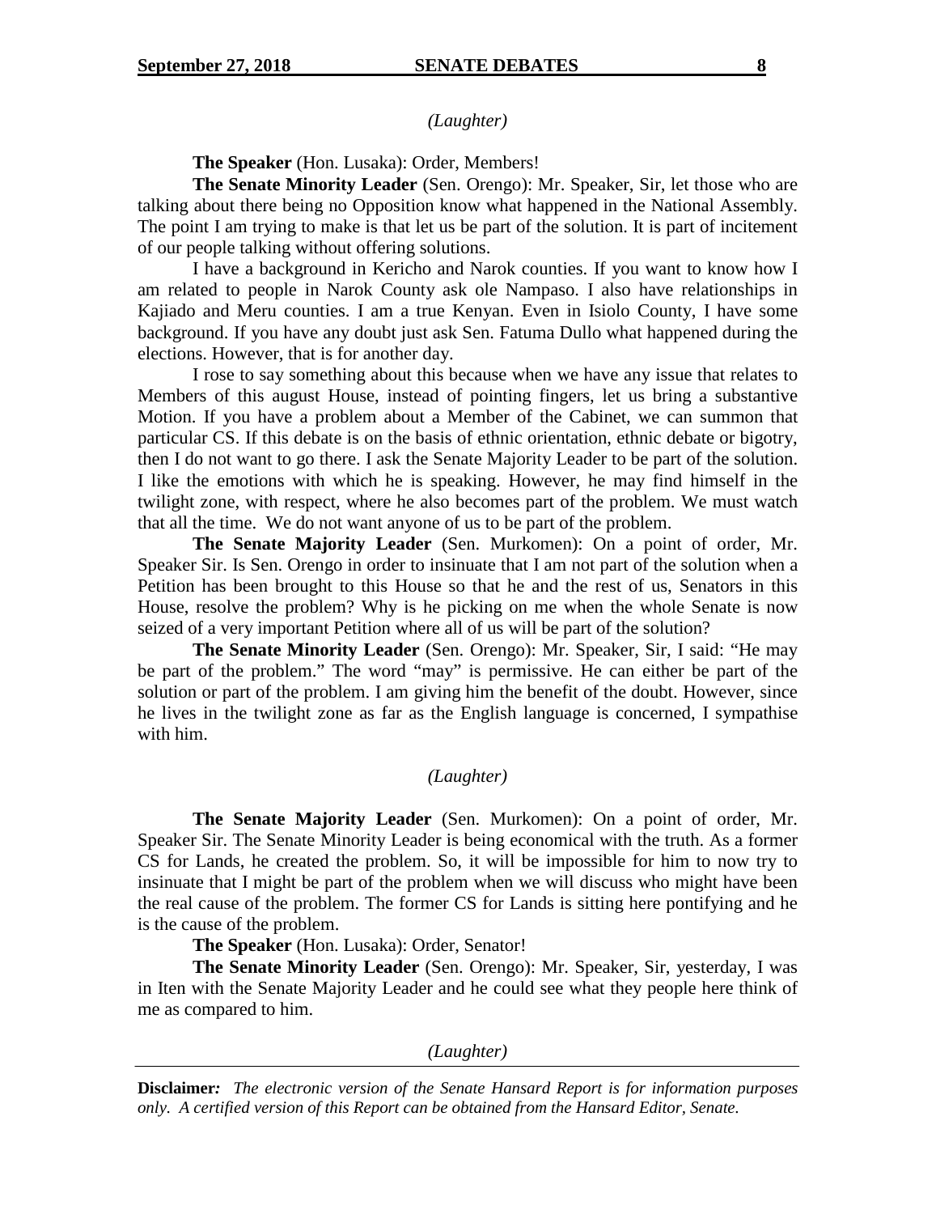*(Laughter)*

**The Speaker** (Hon. Lusaka): Order, Members!

**The Senate Minority Leader** (Sen. Orengo): Mr. Speaker, Sir, let those who are talking about there being no Opposition know what happened in the National Assembly. The point I am trying to make is that let us be part of the solution. It is part of incitement of our people talking without offering solutions.

I have a background in Kericho and Narok counties. If you want to know how I am related to people in Narok County ask ole Nampaso. I also have relationships in Kajiado and Meru counties. I am a true Kenyan. Even in Isiolo County, I have some background. If you have any doubt just ask Sen. Fatuma Dullo what happened during the elections. However, that is for another day.

I rose to say something about this because when we have any issue that relates to Members of this august House, instead of pointing fingers, let us bring a substantive Motion. If you have a problem about a Member of the Cabinet, we can summon that particular CS. If this debate is on the basis of ethnic orientation, ethnic debate or bigotry, then I do not want to go there. I ask the Senate Majority Leader to be part of the solution. I like the emotions with which he is speaking. However, he may find himself in the twilight zone, with respect, where he also becomes part of the problem. We must watch that all the time. We do not want anyone of us to be part of the problem.

**The Senate Majority Leader** (Sen. Murkomen): On a point of order, Mr. Speaker Sir. Is Sen. Orengo in order to insinuate that I am not part of the solution when a Petition has been brought to this House so that he and the rest of us, Senators in this House, resolve the problem? Why is he picking on me when the whole Senate is now seized of a very important Petition where all of us will be part of the solution?

**The Senate Minority Leader** (Sen. Orengo): Mr. Speaker, Sir, I said: "He may be part of the problem." The word "may" is permissive. He can either be part of the solution or part of the problem. I am giving him the benefit of the doubt. However, since he lives in the twilight zone as far as the English language is concerned, I sympathise with him.

*(Laughter)*

**The Senate Majority Leader** (Sen. Murkomen): On a point of order, Mr. Speaker Sir. The Senate Minority Leader is being economical with the truth. As a former CS for Lands, he created the problem. So, it will be impossible for him to now try to insinuate that I might be part of the problem when we will discuss who might have been the real cause of the problem. The former CS for Lands is sitting here pontifying and he is the cause of the problem.

**The Speaker** (Hon. Lusaka): Order, Senator!

**The Senate Minority Leader** (Sen. Orengo): Mr. Speaker, Sir, yesterday, I was in Iten with the Senate Majority Leader and he could see what they people here think of me as compared to him.

*(Laughter)*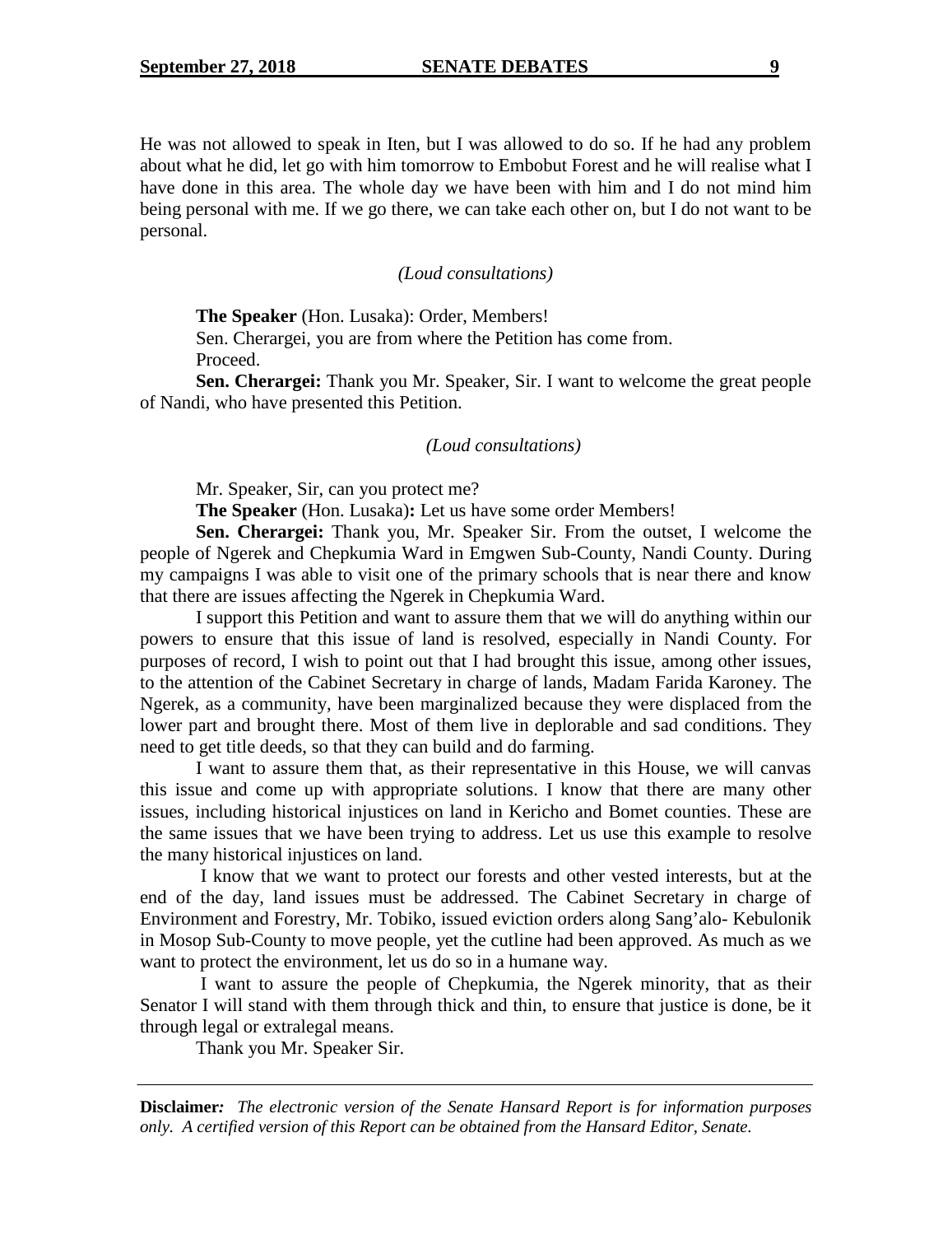He was not allowed to speak in Iten, but I was allowed to do so. If he had any problem about what he did, let go with him tomorrow to Embobut Forest and he will realise what I have done in this area. The whole day we have been with him and I do not mind him being personal with me. If we go there, we can take each other on, but I do not want to be personal.

*(Loud consultations)*

**The Speaker** (Hon. Lusaka): Order, Members!

Sen. Cherargei, you are from where the Petition has come from.

Proceed.

**Sen. Cherargei:** Thank you Mr. Speaker, Sir. I want to welcome the great people of Nandi, who have presented this Petition.

*(Loud consultations)*

Mr. Speaker, Sir, can you protect me?

**The Speaker** (Hon. Lusaka)**:** Let us have some order Members!

**Sen. Cherargei:** Thank you, Mr. Speaker Sir. From the outset, I welcome the people of Ngerek and Chepkumia Ward in Emgwen Sub-County, Nandi County. During my campaigns I was able to visit one of the primary schools that is near there and know that there are issues affecting the Ngerek in Chepkumia Ward.

I support this Petition and want to assure them that we will do anything within our powers to ensure that this issue of land is resolved, especially in Nandi County. For purposes of record, I wish to point out that I had brought this issue, among other issues, to the attention of the Cabinet Secretary in charge of lands, Madam Farida Karoney. The Ngerek, as a community, have been marginalized because they were displaced from the lower part and brought there. Most of them live in deplorable and sad conditions. They need to get title deeds, so that they can build and do farming.

I want to assure them that, as their representative in this House, we will canvas this issue and come up with appropriate solutions. I know that there are many other issues, including historical injustices on land in Kericho and Bomet counties. These are the same issues that we have been trying to address. Let us use this example to resolve the many historical injustices on land.

I know that we want to protect our forests and other vested interests, but at the end of the day, land issues must be addressed. The Cabinet Secretary in charge of Environment and Forestry, Mr. Tobiko, issued eviction orders along Sang'alo- Kebulonik in Mosop Sub-County to move people, yet the cutline had been approved. As much as we want to protect the environment, let us do so in a humane way.

I want to assure the people of Chepkumia, the Ngerek minority, that as their Senator I will stand with them through thick and thin, to ensure that justice is done, be it through legal or extralegal means.

Thank you Mr. Speaker Sir.

**Disclaimer***:* *The electronic version of the Senate Hansard Report is for information purposes only. A certified version of this Report can be obtained from the Hansard Editor, Senate.*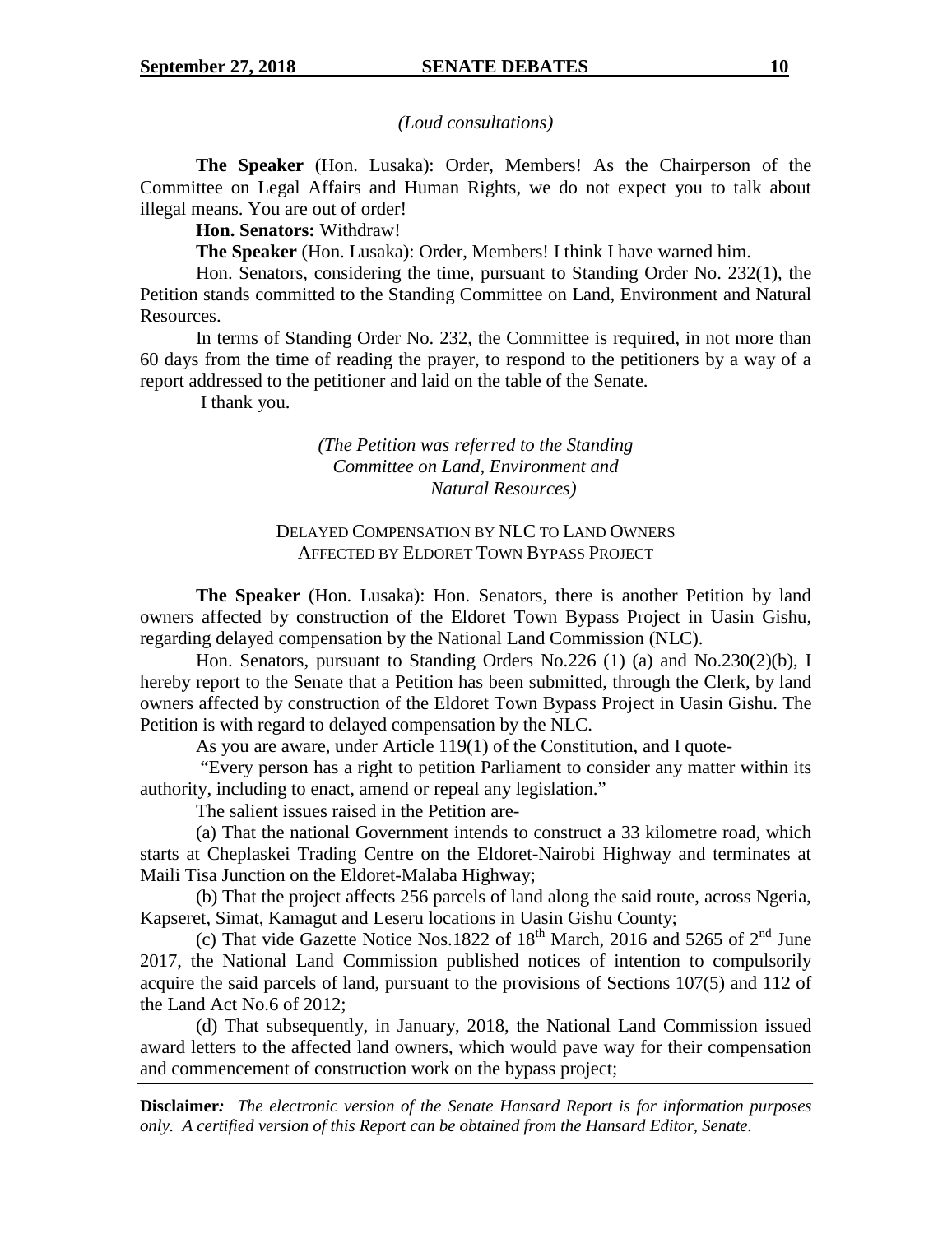*(Loud consultations)*

**The Speaker** (Hon. Lusaka): Order, Members! As the Chairperson of the Committee on Legal Affairs and Human Rights, we do not expect you to talk about illegal means. You are out of order!

**Hon. Senators:** Withdraw!

**The Speaker** (Hon. Lusaka): Order, Members! I think I have warned him.

Hon. Senators, considering the time, pursuant to Standing Order No. 232(1), the Petition stands committed to the Standing Committee on Land, Environment and Natural Resources.

In terms of Standing Order No. 232, the Committee is required, in not more than 60 days from the time of reading the prayer, to respond to the petitioners by a way of a report addressed to the petitioner and laid on the table of the Senate.

I thank you.

*(The Petition was referred to the Standing Committee on Land, Environment and Natural Resources)*

DELAYED COMPENSATION BY NLC TO LAND OWNERS AFFECTED BY ELDORET TOWN BYPASS PROJECT

**The Speaker** (Hon. Lusaka): Hon. Senators, there is another Petition by land owners affected by construction of the Eldoret Town Bypass Project in Uasin Gishu, regarding delayed compensation by the National Land Commission (NLC).

Hon. Senators, pursuant to Standing Orders No.226 (1) (a) and No.230(2)(b), I hereby report to the Senate that a Petition has been submitted, through the Clerk, by land owners affected by construction of the Eldoret Town Bypass Project in Uasin Gishu. The Petition is with regard to delayed compensation by the NLC.

As you are aware, under Article 119(1) of the Constitution, and I quote-

"Every person has a right to petition Parliament to consider any matter within its authority, including to enact, amend or repeal any legislation."

The salient issues raised in the Petition are-

(a) That the national Government intends to construct a 33 kilometre road, which starts at Cheplaskei Trading Centre on the Eldoret-Nairobi Highway and terminates at Maili Tisa Junction on the Eldoret-Malaba Highway;

(b) That the project affects 256 parcels of land along the said route, across Ngeria, Kapseret, Simat, Kamagut and Leseru locations in Uasin Gishu County;

(c) That vide Gazette Notice Nos.1822 of 18th March, 2016 and 5265 of 2nd June 2017, the National Land Commission published notices of intention to compulsorily acquire the said parcels of land, pursuant to the provisions of Sections 107(5) and 112 of the Land Act No.6 of 2012;

(d) That subsequently, in January, 2018, the National Land Commission issued award letters to the affected land owners, which would pave way for their compensation and commencement of construction work on the bypass project;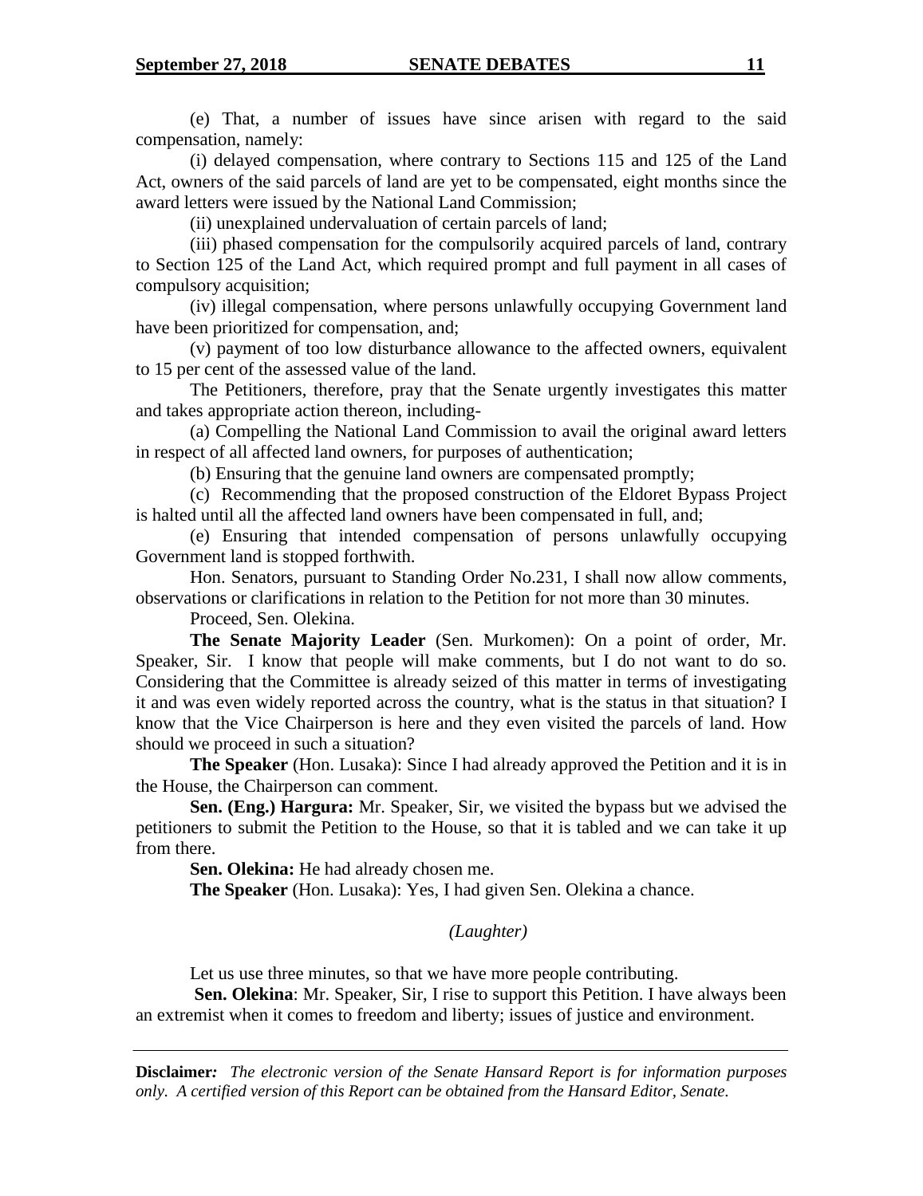(e) That, a number of issues have since arisen with regard to the said compensation, namely:

(i) delayed compensation, where contrary to Sections 115 and 125 of the Land Act, owners of the said parcels of land are yet to be compensated, eight months since the award letters were issued by the National Land Commission;

(ii) unexplained undervaluation of certain parcels of land;

(iii) phased compensation for the compulsorily acquired parcels of land, contrary to Section 125 of the Land Act, which required prompt and full payment in all cases of compulsory acquisition;

(iv) illegal compensation, where persons unlawfully occupying Government land have been prioritized for compensation, and;

(v) payment of too low disturbance allowance to the affected owners, equivalent to 15 per cent of the assessed value of the land.

The Petitioners, therefore, pray that the Senate urgently investigates this matter and takes appropriate action thereon, including-

(a) Compelling the National Land Commission to avail the original award letters in respect of all affected land owners, for purposes of authentication;

(b) Ensuring that the genuine land owners are compensated promptly;

(c) Recommending that the proposed construction of the Eldoret Bypass Project is halted until all the affected land owners have been compensated in full, and;

(e) Ensuring that intended compensation of persons unlawfully occupying Government land is stopped forthwith.

Hon. Senators, pursuant to Standing Order No.231, I shall now allow comments, observations or clarifications in relation to the Petition for not more than 30 minutes.

Proceed, Sen. Olekina.

**The Senate Majority Leader** (Sen. Murkomen): On a point of order, Mr. Speaker, Sir. I know that people will make comments, but I do not want to do so. Considering that the Committee is already seized of this matter in terms of investigating it and was even widely reported across the country, what is the status in that situation? I know that the Vice Chairperson is here and they even visited the parcels of land. How should we proceed in such a situation?

**The Speaker** (Hon. Lusaka): Since I had already approved the Petition and it is in the House, the Chairperson can comment.

**Sen. (Eng.) Hargura:** Mr. Speaker, Sir, we visited the bypass but we advised the petitioners to submit the Petition to the House, so that it is tabled and we can take it up from there.

**Sen. Olekina:** He had already chosen me.

**The Speaker** (Hon. Lusaka): Yes, I had given Sen. Olekina a chance.

*(Laughter)*

Let us use three minutes, so that we have more people contributing.

**Sen. Olekina**: Mr. Speaker, Sir, I rise to support this Petition. I have always been an extremist when it comes to freedom and liberty; issues of justice and environment.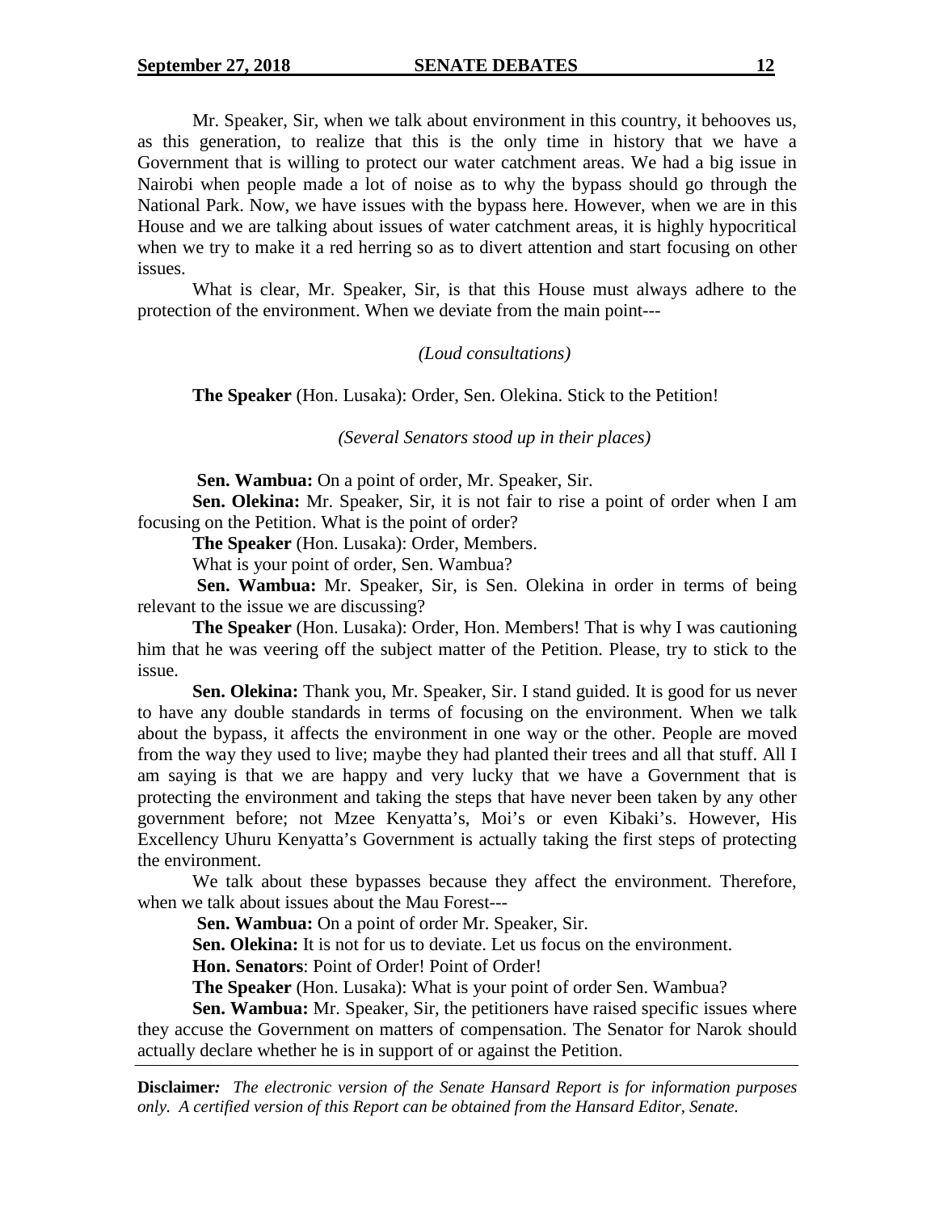Mr. Speaker, Sir, when we talk about environment in this country, it behooves us, as this generation, to realize that this is the only time in history that we have a Government that is willing to protect our water catchment areas. We had a big issue in Nairobi when people made a lot of noise as to why the bypass should go through the National Park. Now, we have issues with the bypass here. However, when we are in this House and we are talking about issues of water catchment areas, it is highly hypocritical when we try to make it a red herring so as to divert attention and start focusing on other issues.

What is clear, Mr. Speaker, Sir, is that this House must always adhere to the protection of the environment. When we deviate from the main point---

*(Loud consultations)*

**The Speaker** (Hon. Lusaka): Order, Sen. Olekina. Stick to the Petition!

*(Several Senators stood up in their places)*

**Sen. Wambua:** On a point of order, Mr. Speaker, Sir.

**Sen. Olekina:** Mr. Speaker, Sir, it is not fair to rise a point of order when I am focusing on the Petition. What is the point of order?

**The Speaker** (Hon. Lusaka): Order, Members.

What is your point of order, Sen. Wambua?

**Sen. Wambua:** Mr. Speaker, Sir, is Sen. Olekina in order in terms of being relevant to the issue we are discussing?

**The Speaker** (Hon. Lusaka): Order, Hon. Members! That is why I was cautioning him that he was veering off the subject matter of the Petition. Please, try to stick to the issue.

**Sen. Olekina:** Thank you, Mr. Speaker, Sir. I stand guided. It is good for us never to have any double standards in terms of focusing on the environment. When we talk about the bypass, it affects the environment in one way or the other. People are moved from the way they used to live; maybe they had planted their trees and all that stuff. All I am saying is that we are happy and very lucky that we have a Government that is protecting the environment and taking the steps that have never been taken by any other government before; not Mzee Kenyatta's, Moi's or even Kibaki's. However, His Excellency Uhuru Kenyatta's Government is actually taking the first steps of protecting the environment.

We talk about these bypasses because they affect the environment. Therefore, when we talk about issues about the Mau Forest---

**Sen. Wambua:** On a point of order Mr. Speaker, Sir.

**Sen. Olekina:** It is not for us to deviate. Let us focus on the environment.

**Hon. Senators**: Point of Order! Point of Order!

**The Speaker** (Hon. Lusaka): What is your point of order Sen. Wambua?

**Sen. Wambua:** Mr. Speaker, Sir, the petitioners have raised specific issues where they accuse the Government on matters of compensation. The Senator for Narok should actually declare whether he is in support of or against the Petition.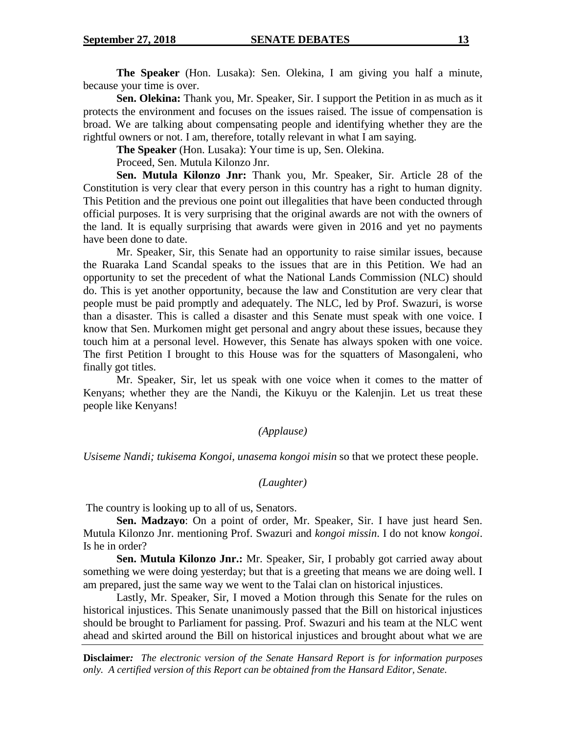**The Speaker** (Hon. Lusaka): Sen. Olekina, I am giving you half a minute, because your time is over.

**Sen. Olekina:** Thank you, Mr. Speaker, Sir. I support the Petition in as much as it protects the environment and focuses on the issues raised. The issue of compensation is broad. We are talking about compensating people and identifying whether they are the rightful owners or not. I am, therefore, totally relevant in what I am saying.

**The Speaker** (Hon. Lusaka): Your time is up, Sen. Olekina.

Proceed, Sen. Mutula Kilonzo Jnr.

**Sen. Mutula Kilonzo Jnr:** Thank you, Mr. Speaker, Sir. Article 28 of the Constitution is very clear that every person in this country has a right to human dignity. This Petition and the previous one point out illegalities that have been conducted through official purposes. It is very surprising that the original awards are not with the owners of the land. It is equally surprising that awards were given in 2016 and yet no payments have been done to date.

Mr. Speaker, Sir, this Senate had an opportunity to raise similar issues, because the Ruaraka Land Scandal speaks to the issues that are in this Petition. We had an opportunity to set the precedent of what the National Lands Commission (NLC) should do. This is yet another opportunity, because the law and Constitution are very clear that people must be paid promptly and adequately. The NLC, led by Prof. Swazuri, is worse than a disaster. This is called a disaster and this Senate must speak with one voice. I know that Sen. Murkomen might get personal and angry about these issues, because they touch him at a personal level. However, this Senate has always spoken with one voice. The first Petition I brought to this House was for the squatters of Masongaleni, who finally got titles.

Mr. Speaker, Sir, let us speak with one voice when it comes to the matter of Kenyans; whether they are the Nandi, the Kikuyu or the Kalenjin. Let us treat these people like Kenyans!

*(Applause)*

*Usiseme Nandi; tukisema Kongoi, unasema kongoi misin* so that we protect these people.

*(Laughter)*

The country is looking up to all of us, Senators.

**Sen. Madzayo**: On a point of order, Mr. Speaker, Sir. I have just heard Sen. Mutula Kilonzo Jnr. mentioning Prof. Swazuri and *kongoi missin*. I do not know *kongoi*. Is he in order?

**Sen. Mutula Kilonzo Jnr.:** Mr. Speaker, Sir, I probably got carried away about something we were doing yesterday; but that is a greeting that means we are doing well. I am prepared, just the same way we went to the Talai clan on historical injustices.

Lastly, Mr. Speaker, Sir, I moved a Motion through this Senate for the rules on historical injustices. This Senate unanimously passed that the Bill on historical injustices should be brought to Parliament for passing. Prof. Swazuri and his team at the NLC went ahead and skirted around the Bill on historical injustices and brought about what we are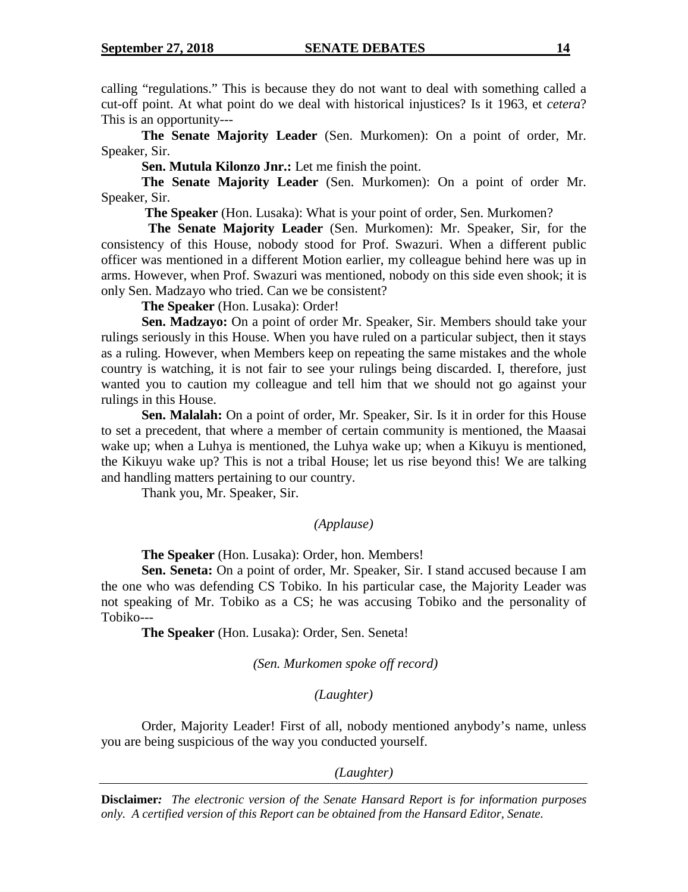calling "regulations." This is because they do not want to deal with something called a cut-off point. At what point do we deal with historical injustices? Is it 1963, et *cetera*? This is an opportunity---

**The Senate Majority Leader** (Sen. Murkomen): On a point of order, Mr. Speaker, Sir.

**Sen. Mutula Kilonzo Jnr.:** Let me finish the point.

**The Senate Majority Leader** (Sen. Murkomen): On a point of order Mr. Speaker, Sir.

**The Speaker** (Hon. Lusaka): What is your point of order, Sen. Murkomen?

**The Senate Majority Leader** (Sen. Murkomen): Mr. Speaker, Sir, for the consistency of this House, nobody stood for Prof. Swazuri. When a different public officer was mentioned in a different Motion earlier, my colleague behind here was up in arms. However, when Prof. Swazuri was mentioned, nobody on this side even shook; it is only Sen. Madzayo who tried. Can we be consistent?

**The Speaker** (Hon. Lusaka): Order!

**Sen. Madzayo:** On a point of order Mr. Speaker, Sir. Members should take your rulings seriously in this House. When you have ruled on a particular subject, then it stays as a ruling. However, when Members keep on repeating the same mistakes and the whole country is watching, it is not fair to see your rulings being discarded. I, therefore, just wanted you to caution my colleague and tell him that we should not go against your rulings in this House.

**Sen. Malalah:** On a point of order, Mr. Speaker, Sir. Is it in order for this House to set a precedent, that where a member of certain community is mentioned, the Maasai wake up; when a Luhya is mentioned, the Luhya wake up; when a Kikuyu is mentioned, the Kikuyu wake up? This is not a tribal House; let us rise beyond this! We are talking and handling matters pertaining to our country.

Thank you, Mr. Speaker, Sir.

*(Applause)*

**The Speaker** (Hon. Lusaka): Order, hon. Members!

**Sen. Seneta:** On a point of order, Mr. Speaker, Sir. I stand accused because I am the one who was defending CS Tobiko. In his particular case, the Majority Leader was not speaking of Mr. Tobiko as a CS; he was accusing Tobiko and the personality of Tobiko---

**The Speaker** (Hon. Lusaka): Order, Sen. Seneta!

*(Sen. Murkomen spoke off record)*

*(Laughter)*

Order, Majority Leader! First of all, nobody mentioned anybody's name, unless you are being suspicious of the way you conducted yourself.

*(Laughter)*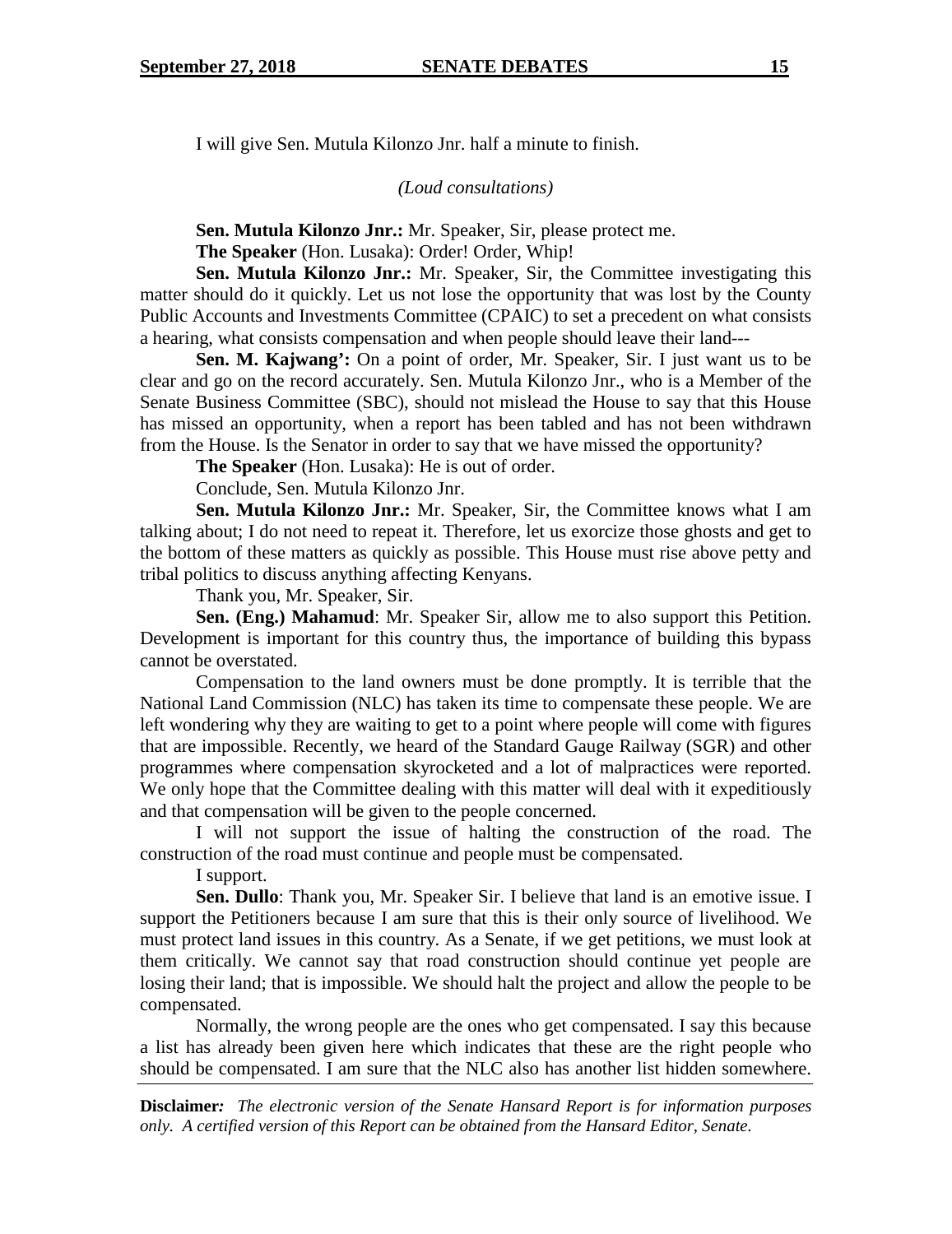I will give Sen. Mutula Kilonzo Jnr. half a minute to finish.

*(Loud consultations)*

**Sen. Mutula Kilonzo Jnr.:** Mr. Speaker, Sir, please protect me.

**The Speaker** (Hon. Lusaka): Order! Order, Whip!

**Sen. Mutula Kilonzo Jnr.:** Mr. Speaker, Sir, the Committee investigating this matter should do it quickly. Let us not lose the opportunity that was lost by the County Public Accounts and Investments Committee (CPAIC) to set a precedent on what consists a hearing, what consists compensation and when people should leave their land---

**Sen. M. Kajwang':** On a point of order, Mr. Speaker, Sir. I just want us to be clear and go on the record accurately. Sen. Mutula Kilonzo Jnr., who is a Member of the Senate Business Committee (SBC), should not mislead the House to say that this House has missed an opportunity, when a report has been tabled and has not been withdrawn from the House. Is the Senator in order to say that we have missed the opportunity?

**The Speaker** (Hon. Lusaka): He is out of order.

Conclude, Sen. Mutula Kilonzo Jnr.

**Sen. Mutula Kilonzo Jnr.:** Mr. Speaker, Sir, the Committee knows what I am talking about; I do not need to repeat it. Therefore, let us exorcize those ghosts and get to the bottom of these matters as quickly as possible. This House must rise above petty and tribal politics to discuss anything affecting Kenyans.

Thank you, Mr. Speaker, Sir.

**Sen. (Eng.) Mahamud**: Mr. Speaker Sir, allow me to also support this Petition. Development is important for this country thus, the importance of building this bypass cannot be overstated.

Compensation to the land owners must be done promptly. It is terrible that the National Land Commission (NLC) has taken its time to compensate these people. We are left wondering why they are waiting to get to a point where people will come with figures that are impossible. Recently, we heard of the Standard Gauge Railway (SGR) and other programmes where compensation skyrocketed and a lot of malpractices were reported. We only hope that the Committee dealing with this matter will deal with it expeditiously and that compensation will be given to the people concerned.

I will not support the issue of halting the construction of the road. The construction of the road must continue and people must be compensated.

I support.

**Sen. Dullo**: Thank you, Mr. Speaker Sir. I believe that land is an emotive issue. I support the Petitioners because I am sure that this is their only source of livelihood. We must protect land issues in this country. As a Senate, if we get petitions, we must look at them critically. We cannot say that road construction should continue yet people are losing their land; that is impossible. We should halt the project and allow the people to be compensated.

Normally, the wrong people are the ones who get compensated. I say this because a list has already been given here which indicates that these are the right people who should be compensated. I am sure that the NLC also has another list hidden somewhere.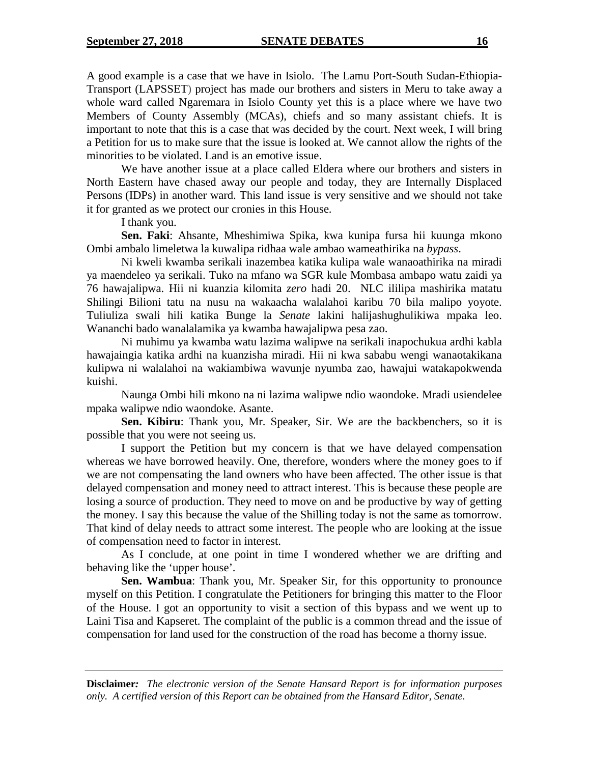A good example is a case that we have in Isiolo. The Lamu Port-South Sudan-Ethiopia-Transport (LAPSSET) project has made our brothers and sisters in Meru to take away a whole ward called Ngaremara in Isiolo County yet this is a place where we have two Members of County Assembly (MCAs), chiefs and so many assistant chiefs. It is important to note that this is a case that was decided by the court. Next week, I will bring a Petition for us to make sure that the issue is looked at. We cannot allow the rights of the minorities to be violated. Land is an emotive issue.

We have another issue at a place called Eldera where our brothers and sisters in North Eastern have chased away our people and today, they are Internally Displaced Persons (IDPs) in another ward. This land issue is very sensitive and we should not take it for granted as we protect our cronies in this House.

I thank you.

**Sen. Faki**: Ahsante, Mheshimiwa Spika, kwa kunipa fursa hii kuunga mkono Ombi ambalo limeletwa la kuwalipa ridhaa wale ambao wameathirika na *bypass*.

Ni kweli kwamba serikali inazembea katika kulipa wale wanaoathirika na miradi ya maendeleo ya serikali. Tuko na mfano wa SGR kule Mombasa ambapo watu zaidi ya 76 hawajalipwa. Hii ni kuanzia kilomita *zero* hadi 20. NLC ililipa mashirika matatu Shilingi Bilioni tatu na nusu na wakaacha walalahoi karibu 70 bila malipo yoyote. Tuliuliza swali hili katika Bunge la *Senate* lakini halijashughulikiwa mpaka leo. Wananchi bado wanalalamika ya kwamba hawajalipwa pesa zao.

Ni muhimu ya kwamba watu lazima walipwe na serikali inapochukua ardhi kabla hawajaingia katika ardhi na kuanzisha miradi. Hii ni kwa sababu wengi wanaotakikana kulipwa ni walalahoi na wakiambiwa wavunje nyumba zao, hawajui watakapokwenda kuishi.

Naunga Ombi hili mkono na ni lazima walipwe ndio waondoke. Mradi usiendelee mpaka walipwe ndio waondoke. Asante.

**Sen. Kibiru**: Thank you, Mr. Speaker, Sir. We are the backbenchers, so it is possible that you were not seeing us.

I support the Petition but my concern is that we have delayed compensation whereas we have borrowed heavily. One, therefore, wonders where the money goes to if we are not compensating the land owners who have been affected. The other issue is that delayed compensation and money need to attract interest. This is because these people are losing a source of production. They need to move on and be productive by way of getting the money. I say this because the value of the Shilling today is not the same as tomorrow. That kind of delay needs to attract some interest. The people who are looking at the issue of compensation need to factor in interest.

As I conclude, at one point in time I wondered whether we are drifting and behaving like the 'upper house'.

**Sen. Wambua**: Thank you, Mr. Speaker Sir, for this opportunity to pronounce myself on this Petition. I congratulate the Petitioners for bringing this matter to the Floor of the House. I got an opportunity to visit a section of this bypass and we went up to Laini Tisa and Kapseret. The complaint of the public is a common thread and the issue of compensation for land used for the construction of the road has become a thorny issue.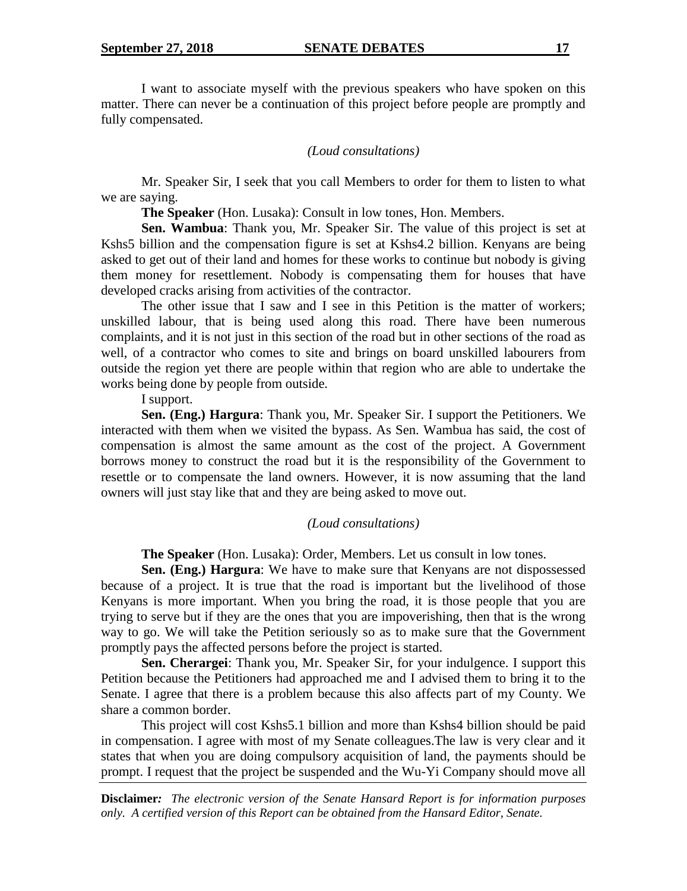I want to associate myself with the previous speakers who have spoken on this matter. There can never be a continuation of this project before people are promptly and fully compensated.

*(Loud consultations)*

Mr. Speaker Sir, I seek that you call Members to order for them to listen to what we are saying.

**The Speaker** (Hon. Lusaka): Consult in low tones, Hon. Members.

**Sen. Wambua**: Thank you, Mr. Speaker Sir. The value of this project is set at Kshs5 billion and the compensation figure is set at Kshs4.2 billion. Kenyans are being asked to get out of their land and homes for these works to continue but nobody is giving them money for resettlement. Nobody is compensating them for houses that have developed cracks arising from activities of the contractor.

The other issue that I saw and I see in this Petition is the matter of workers; unskilled labour, that is being used along this road. There have been numerous complaints, and it is not just in this section of the road but in other sections of the road as well, of a contractor who comes to site and brings on board unskilled labourers from outside the region yet there are people within that region who are able to undertake the works being done by people from outside.

I support.

**Sen. (Eng.) Hargura**: Thank you, Mr. Speaker Sir. I support the Petitioners. We interacted with them when we visited the bypass. As Sen. Wambua has said, the cost of compensation is almost the same amount as the cost of the project. A Government borrows money to construct the road but it is the responsibility of the Government to resettle or to compensate the land owners. However, it is now assuming that the land owners will just stay like that and they are being asked to move out.

*(Loud consultations)*

**The Speaker** (Hon. Lusaka): Order, Members. Let us consult in low tones.

**Sen. (Eng.) Hargura**: We have to make sure that Kenyans are not dispossessed because of a project. It is true that the road is important but the livelihood of those Kenyans is more important. When you bring the road, it is those people that you are trying to serve but if they are the ones that you are impoverishing, then that is the wrong way to go. We will take the Petition seriously so as to make sure that the Government promptly pays the affected persons before the project is started.

**Sen. Cherargei**: Thank you, Mr. Speaker Sir, for your indulgence. I support this Petition because the Petitioners had approached me and I advised them to bring it to the Senate. I agree that there is a problem because this also affects part of my County. We share a common border.

This project will cost Kshs5.1 billion and more than Kshs4 billion should be paid in compensation. I agree with most of my Senate colleagues.The law is very clear and it states that when you are doing compulsory acquisition of land, the payments should be prompt. I request that the project be suspended and the Wu-Yi Company should move all

**Disclaimer***: The electronic version of the Senate Hansard Report is for information purposes only. A certified version of this Report can be obtained from the Hansard Editor, Senate.*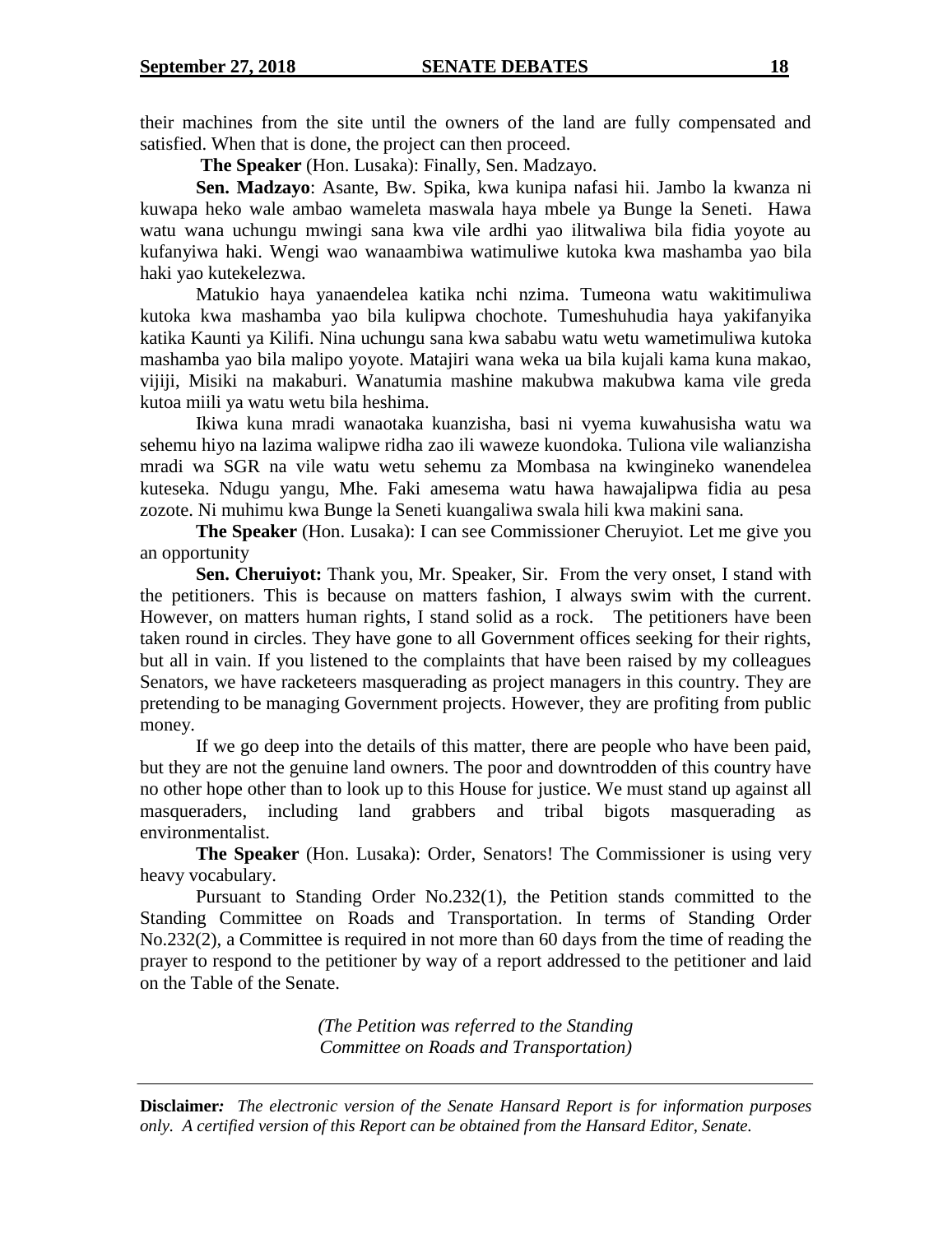their machines from the site until the owners of the land are fully compensated and satisfied. When that is done, the project can then proceed.

**The Speaker** (Hon. Lusaka): Finally, Sen. Madzayo.

**Sen. Madzayo**: Asante, Bw. Spika, kwa kunipa nafasi hii. Jambo la kwanza ni kuwapa heko wale ambao wameleta maswala haya mbele ya Bunge la Seneti. Hawa watu wana uchungu mwingi sana kwa vile ardhi yao ilitwaliwa bila fidia yoyote au kufanyiwa haki. Wengi wao wanaambiwa watimuliwe kutoka kwa mashamba yao bila haki yao kutekelezwa.

Matukio haya yanaendelea katika nchi nzima. Tumeona watu wakitimuliwa kutoka kwa mashamba yao bila kulipwa chochote. Tumeshuhudia haya yakifanyika katika Kaunti ya Kilifi. Nina uchungu sana kwa sababu watu wetu wametimuliwa kutoka mashamba yao bila malipo yoyote. Matajiri wana weka ua bila kujali kama kuna makao, vijiji, Misiki na makaburi. Wanatumia mashine makubwa makubwa kama vile greda kutoa miili ya watu wetu bila heshima.

Ikiwa kuna mradi wanaotaka kuanzisha, basi ni vyema kuwahusisha watu wa sehemu hiyo na lazima walipwe ridha zao ili waweze kuondoka. Tuliona vile walianzisha mradi wa SGR na vile watu wetu sehemu za Mombasa na kwingineko wanendelea kuteseka. Ndugu yangu, Mhe. Faki amesema watu hawa hawajalipwa fidia au pesa zozote. Ni muhimu kwa Bunge la Seneti kuangaliwa swala hili kwa makini sana.

**The Speaker** (Hon. Lusaka): I can see Commissioner Cheruyiot. Let me give you an opportunity

**Sen. Cheruiyot:** Thank you, Mr. Speaker, Sir. From the very onset, I stand with the petitioners. This is because on matters fashion, I always swim with the current. However, on matters human rights, I stand solid as a rock. The petitioners have been taken round in circles. They have gone to all Government offices seeking for their rights, but all in vain. If you listened to the complaints that have been raised by my colleagues Senators, we have racketeers masquerading as project managers in this country. They are pretending to be managing Government projects. However, they are profiting from public money.

If we go deep into the details of this matter, there are people who have been paid, but they are not the genuine land owners. The poor and downtrodden of this country have no other hope other than to look up to this House for justice. We must stand up against all masqueraders, including land grabbers and tribal bigots masquerading as environmentalist.

**The Speaker** (Hon. Lusaka): Order, Senators! The Commissioner is using very heavy vocabulary.

Pursuant to Standing Order No.232(1), the Petition stands committed to the Standing Committee on Roads and Transportation. In terms of Standing Order No.232(2), a Committee is required in not more than 60 days from the time of reading the prayer to respond to the petitioner by way of a report addressed to the petitioner and laid on the Table of the Senate.

*(The Petition was referred to the Standing Committee on Roads and Transportation)*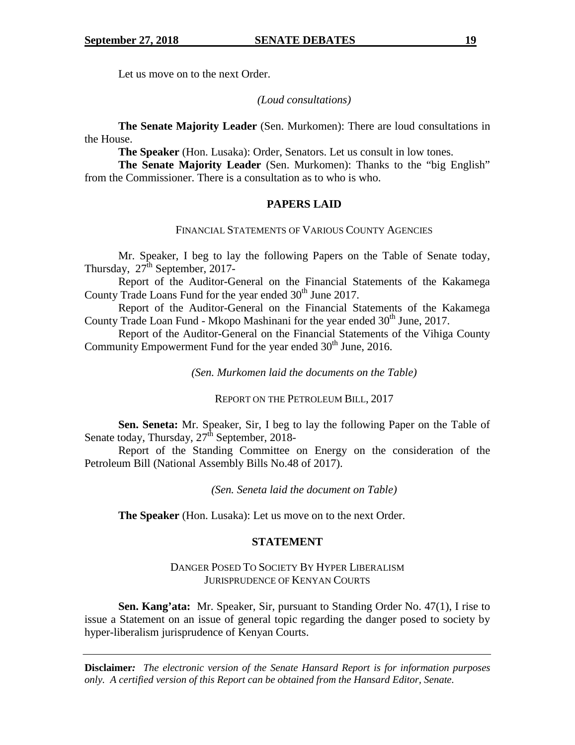Let us move on to the next Order.

*(Loud consultations)*

**The Senate Majority Leader** (Sen. Murkomen): There are loud consultations in the House.

**The Speaker** (Hon. Lusaka): Order, Senators. Let us consult in low tones.

**The Senate Majority Leader** (Sen. Murkomen): Thanks to the "big English" from the Commissioner. There is a consultation as to who is who.

## PAPERS LAID

### FINANCIAL STATEMENTS OF VARIOUS COUNTY AGENCIES

Mr. Speaker, I beg to lay the following Papers on the Table of Senate today, Thursday, 27th September, 2017-

Report of the Auditor-General on the Financial Statements of the Kakamega County Trade Loans Fund for the year ended 30th June 2017.

Report of the Auditor-General on the Financial Statements of the Kakamega County Trade Loan Fund - Mkopo Mashinani for the year ended 30th June, 2017.

Report of the Auditor-General on the Financial Statements of the Vihiga County Community Empowerment Fund for the year ended 30th June, 2016.

*(Sen. Murkomen laid the documents on the Table)*

### REPORT ON THE PETROLEUM BILL, 2017

**Sen. Seneta:** Mr. Speaker, Sir, I beg to lay the following Paper on the Table of Senate today, Thursday, 27th September, 2018-

Report of the Standing Committee on Energy on the consideration of the Petroleum Bill (National Assembly Bills No.48 of 2017).

*(Sen. Seneta laid the document on Table)*

**The Speaker** (Hon. Lusaka): Let us move on to the next Order.

## STATEMENT

### DANGER POSED TO SOCIETY BY HYPER LIBERALISM JURISPRUDENCE OF KENYAN COURTS

**Sen. Kang'ata:** Mr. Speaker, Sir, pursuant to Standing Order No. 47(1), I rise to issue a Statement on an issue of general topic regarding the danger posed to society by hyper-liberalism jurisprudence of Kenyan Courts.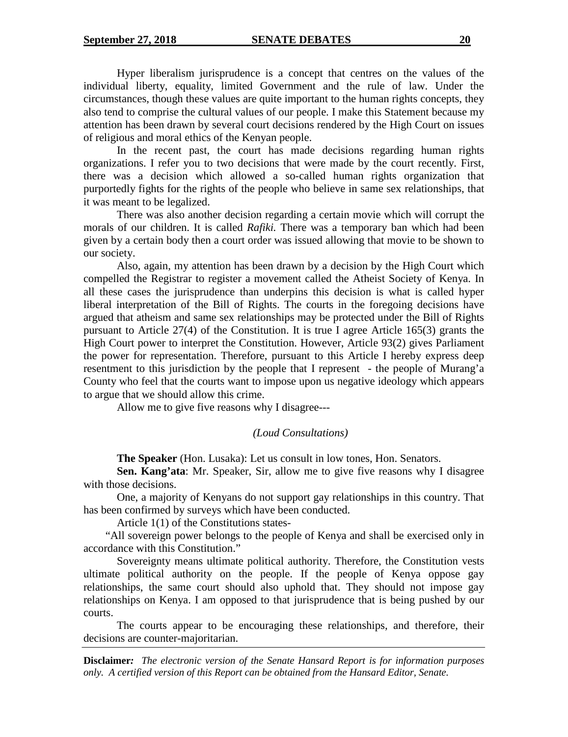Hyper liberalism jurisprudence is a concept that centres on the values of the individual liberty, equality, limited Government and the rule of law. Under the circumstances, though these values are quite important to the human rights concepts, they also tend to comprise the cultural values of our people. I make this Statement because my attention has been drawn by several court decisions rendered by the High Court on issues of religious and moral ethics of the Kenyan people.

In the recent past, the court has made decisions regarding human rights organizations. I refer you to two decisions that were made by the court recently. First, there was a decision which allowed a so-called human rights organization that purportedly fights for the rights of the people who believe in same sex relationships, that it was meant to be legalized.

There was also another decision regarding a certain movie which will corrupt the morals of our children. It is called *Rafiki.* There was a temporary ban which had been given by a certain body then a court order was issued allowing that movie to be shown to our society.

Also, again, my attention has been drawn by a decision by the High Court which compelled the Registrar to register a movement called the Atheist Society of Kenya. In all these cases the jurisprudence than underpins this decision is what is called hyper liberal interpretation of the Bill of Rights. The courts in the foregoing decisions have argued that atheism and same sex relationships may be protected under the Bill of Rights pursuant to Article 27(4) of the Constitution. It is true I agree Article 165(3) grants the High Court power to interpret the Constitution. However, Article 93(2) gives Parliament the power for representation. Therefore, pursuant to this Article I hereby express deep resentment to this jurisdiction by the people that I represent - the people of Murang'a County who feel that the courts want to impose upon us negative ideology which appears to argue that we should allow this crime.

Allow me to give five reasons why I disagree---

*(Loud Consultations)*

**The Speaker** (Hon. Lusaka): Let us consult in low tones, Hon. Senators.

**Sen. Kang'ata**: Mr. Speaker, Sir, allow me to give five reasons why I disagree with those decisions.

One, a majority of Kenyans do not support gay relationships in this country. That has been confirmed by surveys which have been conducted.

Article 1(1) of the Constitutions states-

"All sovereign power belongs to the people of Kenya and shall be exercised only in accordance with this Constitution."

Sovereignty means ultimate political authority. Therefore, the Constitution vests ultimate political authority on the people. If the people of Kenya oppose gay relationships, the same court should also uphold that. They should not impose gay relationships on Kenya. I am opposed to that jurisprudence that is being pushed by our courts.

The courts appear to be encouraging these relationships, and therefore, their decisions are counter-majoritarian.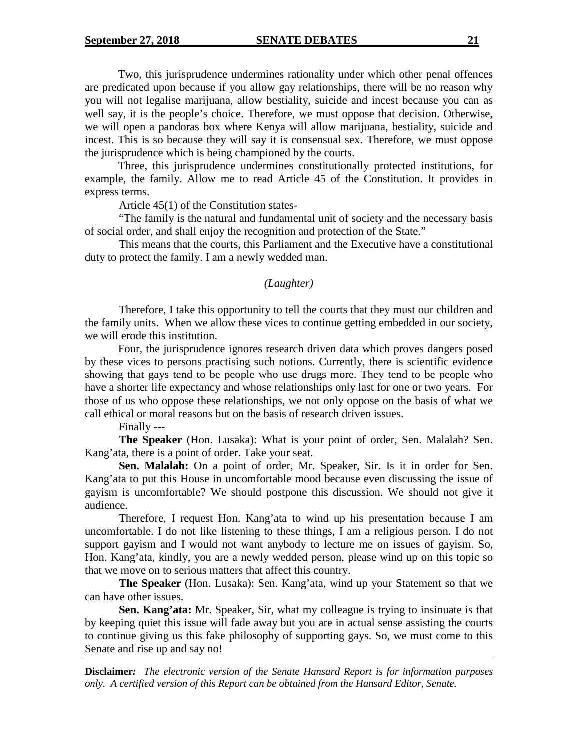Two, this jurisprudence undermines rationality under which other penal offences are predicated upon because if you allow gay relationships, there will be no reason why you will not legalise marijuana, allow bestiality, suicide and incest because you can as well say, it is the people's choice. Therefore, we must oppose that decision. Otherwise, we will open a pandoras box where Kenya will allow marijuana, bestiality, suicide and incest. This is so because they will say it is consensual sex. Therefore, we must oppose the jurisprudence which is being championed by the courts.

Three, this jurisprudence undermines constitutionally protected institutions, for example, the family. Allow me to read Article 45 of the Constitution. It provides in express terms.

Article 45(1) of the Constitution states-

"The family is the natural and fundamental unit of society and the necessary basis of social order, and shall enjoy the recognition and protection of the State."

This means that the courts, this Parliament and the Executive have a constitutional duty to protect the family. I am a newly wedded man.

*(Laughter)*

Therefore, I take this opportunity to tell the courts that they must our children and the family units. When we allow these vices to continue getting embedded in our society, we will erode this institution.

Four, the jurisprudence ignores research driven data which proves dangers posed by these vices to persons practising such notions. Currently, there is scientific evidence showing that gays tend to be people who use drugs more. They tend to be people who have a shorter life expectancy and whose relationships only last for one or two years. For those of us who oppose these relationships, we not only oppose on the basis of what we call ethical or moral reasons but on the basis of research driven issues.

Finally ---

**The Speaker** (Hon. Lusaka): What is your point of order, Sen. Malalah? Sen. Kang'ata, there is a point of order. Take your seat.

**Sen. Malalah:** On a point of order, Mr. Speaker, Sir. Is it in order for Sen. Kang'ata to put this House in uncomfortable mood because even discussing the issue of gayism is uncomfortable? We should postpone this discussion. We should not give it audience.

Therefore, I request Hon. Kang'ata to wind up his presentation because I am uncomfortable. I do not like listening to these things, I am a religious person. I do not support gayism and I would not want anybody to lecture me on issues of gayism. So, Hon. Kang'ata, kindly, you are a newly wedded person, please wind up on this topic so that we move on to serious matters that affect this country.

**The Speaker** (Hon. Lusaka): Sen. Kang'ata, wind up your Statement so that we can have other issues.

**Sen. Kang'ata:** Mr. Speaker, Sir, what my colleague is trying to insinuate is that by keeping quiet this issue will fade away but you are in actual sense assisting the courts to continue giving us this fake philosophy of supporting gays. So, we must come to this Senate and rise up and say no!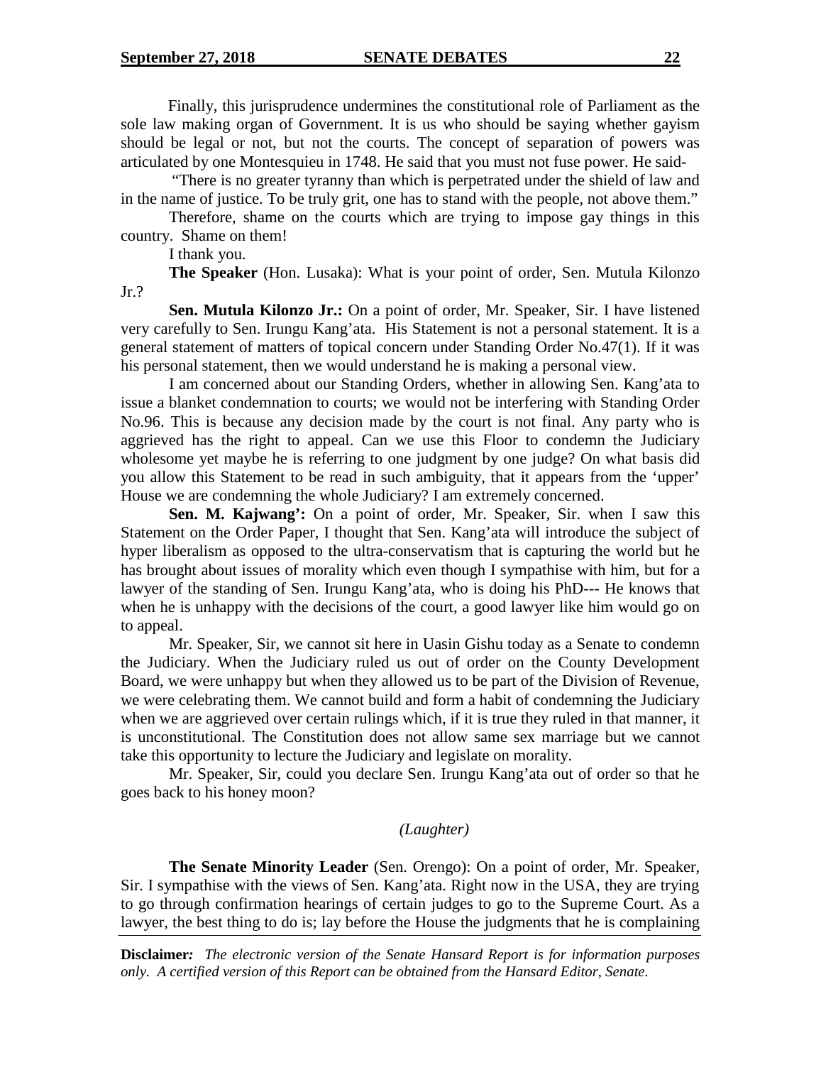Finally, this jurisprudence undermines the constitutional role of Parliament as the sole law making organ of Government. It is us who should be saying whether gayism should be legal or not, but not the courts. The concept of separation of powers was articulated by one Montesquieu in 1748. He said that you must not fuse power. He said-

"There is no greater tyranny than which is perpetrated under the shield of law and in the name of justice. To be truly grit, one has to stand with the people, not above them."

Therefore, shame on the courts which are trying to impose gay things in this country. Shame on them!

I thank you.

**The Speaker** (Hon. Lusaka): What is your point of order, Sen. Mutula Kilonzo Jr.?

**Sen. Mutula Kilonzo Jr.:** On a point of order, Mr. Speaker, Sir. I have listened very carefully to Sen. Irungu Kang'ata. His Statement is not a personal statement. It is a general statement of matters of topical concern under Standing Order No.47(1). If it was his personal statement, then we would understand he is making a personal view.

I am concerned about our Standing Orders, whether in allowing Sen. Kang'ata to issue a blanket condemnation to courts; we would not be interfering with Standing Order No.96. This is because any decision made by the court is not final. Any party who is aggrieved has the right to appeal. Can we use this Floor to condemn the Judiciary wholesome yet maybe he is referring to one judgment by one judge? On what basis did you allow this Statement to be read in such ambiguity, that it appears from the 'upper' House we are condemning the whole Judiciary? I am extremely concerned.

**Sen. M. Kajwang':** On a point of order, Mr. Speaker, Sir. when I saw this Statement on the Order Paper, I thought that Sen. Kang'ata will introduce the subject of hyper liberalism as opposed to the ultra-conservatism that is capturing the world but he has brought about issues of morality which even though I sympathise with him, but for a lawyer of the standing of Sen. Irungu Kang'ata, who is doing his PhD--- He knows that when he is unhappy with the decisions of the court, a good lawyer like him would go on to appeal.

Mr. Speaker, Sir, we cannot sit here in Uasin Gishu today as a Senate to condemn the Judiciary. When the Judiciary ruled us out of order on the County Development Board, we were unhappy but when they allowed us to be part of the Division of Revenue, we were celebrating them. We cannot build and form a habit of condemning the Judiciary when we are aggrieved over certain rulings which, if it is true they ruled in that manner, it is unconstitutional. The Constitution does not allow same sex marriage but we cannot take this opportunity to lecture the Judiciary and legislate on morality.

Mr. Speaker, Sir, could you declare Sen. Irungu Kang'ata out of order so that he goes back to his honey moon?

*(Laughter)*

**The Senate Minority Leader** (Sen. Orengo): On a point of order, Mr. Speaker, Sir. I sympathise with the views of Sen. Kang'ata. Right now in the USA, they are trying to go through confirmation hearings of certain judges to go to the Supreme Court. As a lawyer, the best thing to do is; lay before the House the judgments that he is complaining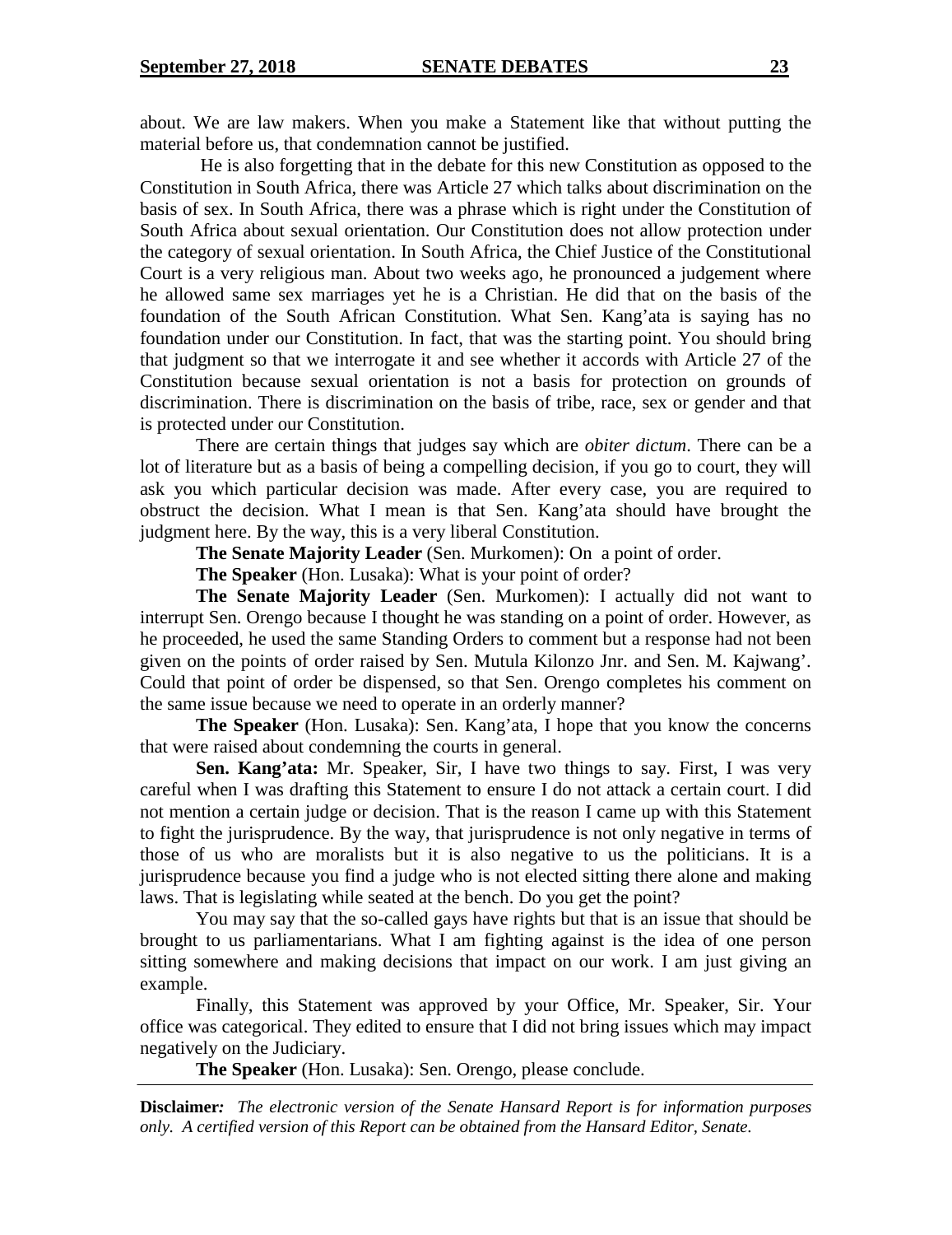about. We are law makers. When you make a Statement like that without putting the material before us, that condemnation cannot be justified.

He is also forgetting that in the debate for this new Constitution as opposed to the Constitution in South Africa, there was Article 27 which talks about discrimination on the basis of sex. In South Africa, there was a phrase which is right under the Constitution of South Africa about sexual orientation. Our Constitution does not allow protection under the category of sexual orientation. In South Africa, the Chief Justice of the Constitutional Court is a very religious man. About two weeks ago, he pronounced a judgement where he allowed same sex marriages yet he is a Christian. He did that on the basis of the foundation of the South African Constitution. What Sen. Kang'ata is saying has no foundation under our Constitution. In fact, that was the starting point. You should bring that judgment so that we interrogate it and see whether it accords with Article 27 of the Constitution because sexual orientation is not a basis for protection on grounds of discrimination. There is discrimination on the basis of tribe, race, sex or gender and that is protected under our Constitution.

There are certain things that judges say which are *obiter dictum*. There can be a lot of literature but as a basis of being a compelling decision, if you go to court, they will ask you which particular decision was made. After every case, you are required to obstruct the decision. What I mean is that Sen. Kang'ata should have brought the judgment here. By the way, this is a very liberal Constitution.

**The Senate Majority Leader** (Sen. Murkomen): On a point of order.

**The Speaker** (Hon. Lusaka): What is your point of order?

**The Senate Majority Leader** (Sen. Murkomen): I actually did not want to interrupt Sen. Orengo because I thought he was standing on a point of order. However, as he proceeded, he used the same Standing Orders to comment but a response had not been given on the points of order raised by Sen. Mutula Kilonzo Jnr. and Sen. M. Kajwang'. Could that point of order be dispensed, so that Sen. Orengo completes his comment on the same issue because we need to operate in an orderly manner?

**The Speaker** (Hon. Lusaka): Sen. Kang'ata, I hope that you know the concerns that were raised about condemning the courts in general.

**Sen. Kang'ata:** Mr. Speaker, Sir, I have two things to say. First, I was very careful when I was drafting this Statement to ensure I do not attack a certain court. I did not mention a certain judge or decision. That is the reason I came up with this Statement to fight the jurisprudence. By the way, that jurisprudence is not only negative in terms of those of us who are moralists but it is also negative to us the politicians. It is a jurisprudence because you find a judge who is not elected sitting there alone and making laws. That is legislating while seated at the bench. Do you get the point?

You may say that the so-called gays have rights but that is an issue that should be brought to us parliamentarians. What I am fighting against is the idea of one person sitting somewhere and making decisions that impact on our work. I am just giving an example.

Finally, this Statement was approved by your Office, Mr. Speaker, Sir. Your office was categorical. They edited to ensure that I did not bring issues which may impact negatively on the Judiciary.

**The Speaker** (Hon. Lusaka): Sen. Orengo, please conclude.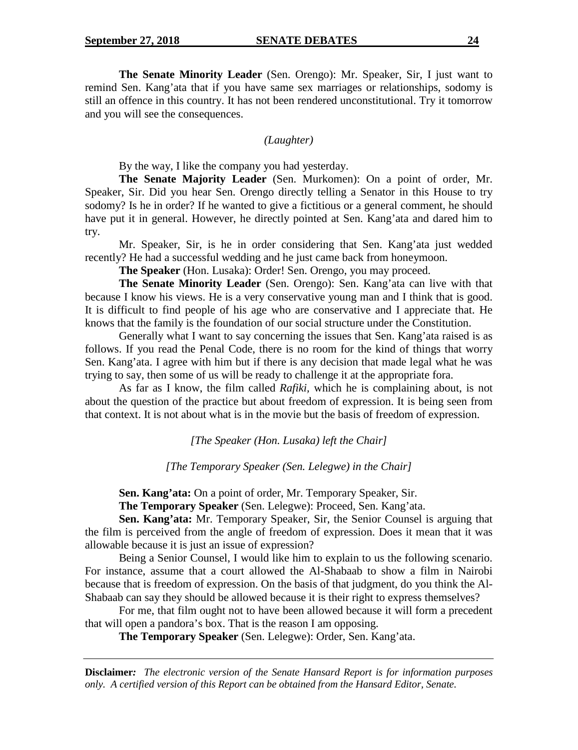**The Senate Minority Leader** (Sen. Orengo): Mr. Speaker, Sir, I just want to remind Sen. Kang'ata that if you have same sex marriages or relationships, sodomy is still an offence in this country. It has not been rendered unconstitutional. Try it tomorrow and you will see the consequences.

*(Laughter)*

By the way, I like the company you had yesterday.

**The Senate Majority Leader** (Sen. Murkomen): On a point of order, Mr. Speaker, Sir. Did you hear Sen. Orengo directly telling a Senator in this House to try sodomy? Is he in order? If he wanted to give a fictitious or a general comment, he should have put it in general. However, he directly pointed at Sen. Kang'ata and dared him to try.

Mr. Speaker, Sir, is he in order considering that Sen. Kang'ata just wedded recently? He had a successful wedding and he just came back from honeymoon.

**The Speaker** (Hon. Lusaka): Order! Sen. Orengo, you may proceed.

**The Senate Minority Leader** (Sen. Orengo): Sen. Kang'ata can live with that because I know his views. He is a very conservative young man and I think that is good. It is difficult to find people of his age who are conservative and I appreciate that. He knows that the family is the foundation of our social structure under the Constitution.

Generally what I want to say concerning the issues that Sen. Kang'ata raised is as follows. If you read the Penal Code, there is no room for the kind of things that worry Sen. Kang'ata. I agree with him but if there is any decision that made legal what he was trying to say, then some of us will be ready to challenge it at the appropriate fora.

As far as I know, the film called *Rafiki*, which he is complaining about, is not about the question of the practice but about freedom of expression. It is being seen from that context. It is not about what is in the movie but the basis of freedom of expression.

*[The Speaker (Hon. Lusaka) left the Chair]*

*[The Temporary Speaker (Sen. Lelegwe) in the Chair]*

**Sen. Kang'ata:** On a point of order, Mr. Temporary Speaker, Sir.

**The Temporary Speaker** (Sen. Lelegwe): Proceed, Sen. Kang'ata.

**Sen. Kang'ata:** Mr. Temporary Speaker, Sir, the Senior Counsel is arguing that the film is perceived from the angle of freedom of expression. Does it mean that it was allowable because it is just an issue of expression?

Being a Senior Counsel, I would like him to explain to us the following scenario. For instance, assume that a court allowed the Al-Shabaab to show a film in Nairobi because that is freedom of expression. On the basis of that judgment, do you think the Al-Shabaab can say they should be allowed because it is their right to express themselves?

For me, that film ought not to have been allowed because it will form a precedent that will open a pandora's box. That is the reason I am opposing.

**The Temporary Speaker** (Sen. Lelegwe): Order, Sen. Kang'ata.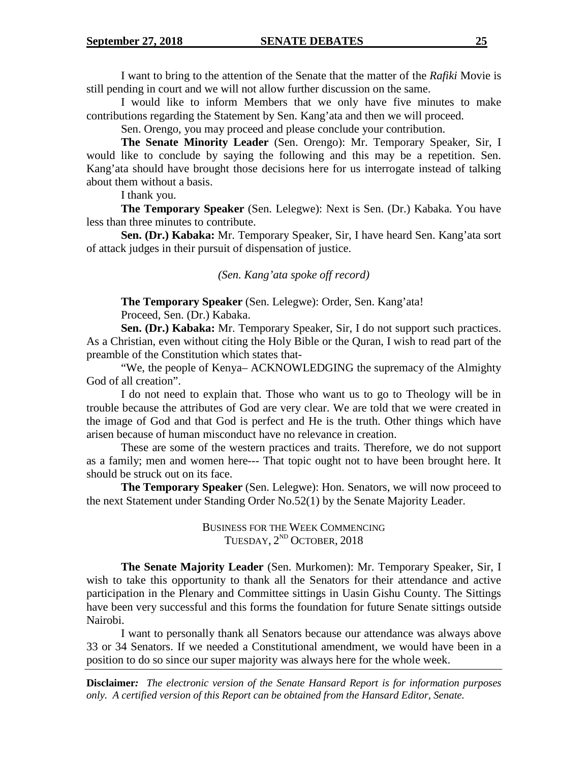I want to bring to the attention of the Senate that the matter of the *Rafiki* Movie is still pending in court and we will not allow further discussion on the same.

I would like to inform Members that we only have five minutes to make contributions regarding the Statement by Sen. Kang'ata and then we will proceed.

Sen. Orengo, you may proceed and please conclude your contribution.

**The Senate Minority Leader** (Sen. Orengo): Mr. Temporary Speaker, Sir, I would like to conclude by saying the following and this may be a repetition. Sen. Kang'ata should have brought those decisions here for us interrogate instead of talking about them without a basis.

I thank you.

**The Temporary Speaker** (Sen. Lelegwe): Next is Sen. (Dr.) Kabaka. You have less than three minutes to contribute.

**Sen. (Dr.) Kabaka:** Mr. Temporary Speaker, Sir, I have heard Sen. Kang'ata sort of attack judges in their pursuit of dispensation of justice.

*(Sen. Kang'ata spoke off record)*

**The Temporary Speaker** (Sen. Lelegwe): Order, Sen. Kang'ata!

Proceed, Sen. (Dr.) Kabaka.

**Sen. (Dr.) Kabaka:** Mr. Temporary Speaker, Sir, I do not support such practices. As a Christian, even without citing the Holy Bible or the Quran, I wish to read part of the preamble of the Constitution which states that-

"We, the people of Kenya– ACKNOWLEDGING the supremacy of the Almighty God of all creation".

I do not need to explain that. Those who want us to go to Theology will be in trouble because the attributes of God are very clear. We are told that we were created in the image of God and that God is perfect and He is the truth. Other things which have arisen because of human misconduct have no relevance in creation.

These are some of the western practices and traits. Therefore, we do not support as a family; men and women here--- That topic ought not to have been brought here. It should be struck out on its face.

**The Temporary Speaker** (Sen. Lelegwe): Hon. Senators, we will now proceed to the next Statement under Standing Order No.52(1) by the Senate Majority Leader.

BUSINESS FOR THE WEEK COMMENCING TUESDAY, 2ND OCTOBER, 2018

**The Senate Majority Leader** (Sen. Murkomen): Mr. Temporary Speaker, Sir, I wish to take this opportunity to thank all the Senators for their attendance and active participation in the Plenary and Committee sittings in Uasin Gishu County. The Sittings have been very successful and this forms the foundation for future Senate sittings outside Nairobi.

I want to personally thank all Senators because our attendance was always above 33 or 34 Senators. If we needed a Constitutional amendment, we would have been in a position to do so since our super majority was always here for the whole week.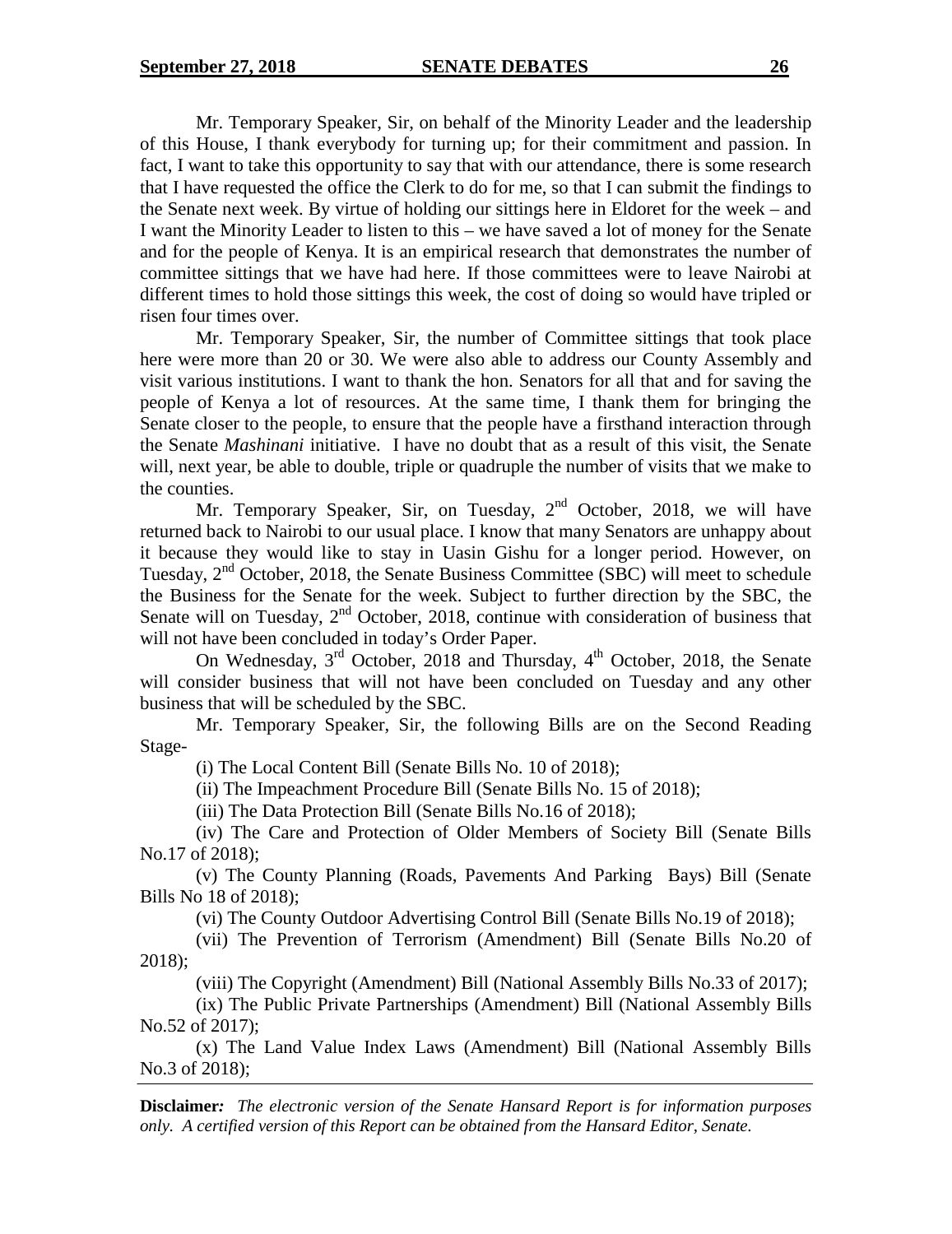Mr. Temporary Speaker, Sir, on behalf of the Minority Leader and the leadership of this House, I thank everybody for turning up; for their commitment and passion. In fact, I want to take this opportunity to say that with our attendance, there is some research that I have requested the office the Clerk to do for me, so that I can submit the findings to the Senate next week. By virtue of holding our sittings here in Eldoret for the week – and I want the Minority Leader to listen to this – we have saved a lot of money for the Senate and for the people of Kenya. It is an empirical research that demonstrates the number of committee sittings that we have had here. If those committees were to leave Nairobi at different times to hold those sittings this week, the cost of doing so would have tripled or risen four times over.

Mr. Temporary Speaker, Sir, the number of Committee sittings that took place here were more than 20 or 30. We were also able to address our County Assembly and visit various institutions. I want to thank the hon. Senators for all that and for saving the people of Kenya a lot of resources. At the same time, I thank them for bringing the Senate closer to the people, to ensure that the people have a firsthand interaction through the Senate *Mashinani* initiative. I have no doubt that as a result of this visit, the Senate will, next year, be able to double, triple or quadruple the number of visits that we make to the counties.

Mr. Temporary Speaker, Sir, on Tuesday, 2nd October, 2018, we will have returned back to Nairobi to our usual place. I know that many Senators are unhappy about it because they would like to stay in Uasin Gishu for a longer period. However, on Tuesday, 2nd October, 2018, the Senate Business Committee (SBC) will meet to schedule the Business for the Senate for the week. Subject to further direction by the SBC, the Senate will on Tuesday, 2nd October, 2018, continue with consideration of business that will not have been concluded in today's Order Paper.

On Wednesday, 3rd October, 2018 and Thursday, 4th October, 2018, the Senate will consider business that will not have been concluded on Tuesday and any other business that will be scheduled by the SBC.

Mr. Temporary Speaker, Sir, the following Bills are on the Second Reading Stage-

(i) The Local Content Bill (Senate Bills No. 10 of 2018);

(ii) The Impeachment Procedure Bill (Senate Bills No. 15 of 2018);

(iii) The Data Protection Bill (Senate Bills No.16 of 2018);

(iv) The Care and Protection of Older Members of Society Bill (Senate Bills No.17 of 2018);

(v) The County Planning (Roads, Pavements And Parking Bays) Bill (Senate Bills No 18 of 2018);

(vi) The County Outdoor Advertising Control Bill (Senate Bills No.19 of 2018);

(vii) The Prevention of Terrorism (Amendment) Bill (Senate Bills No.20 of 2018);

(viii) The Copyright (Amendment) Bill (National Assembly Bills No.33 of 2017);

(ix) The Public Private Partnerships (Amendment) Bill (National Assembly Bills No.52 of 2017);

(x) The Land Value Index Laws (Amendment) Bill (National Assembly Bills No.3 of 2018);

**Disclaimer:** *The electronic version of the Senate Hansard Report is for information purposes only. A certified version of this Report can be obtained from the Hansard Editor, Senate.*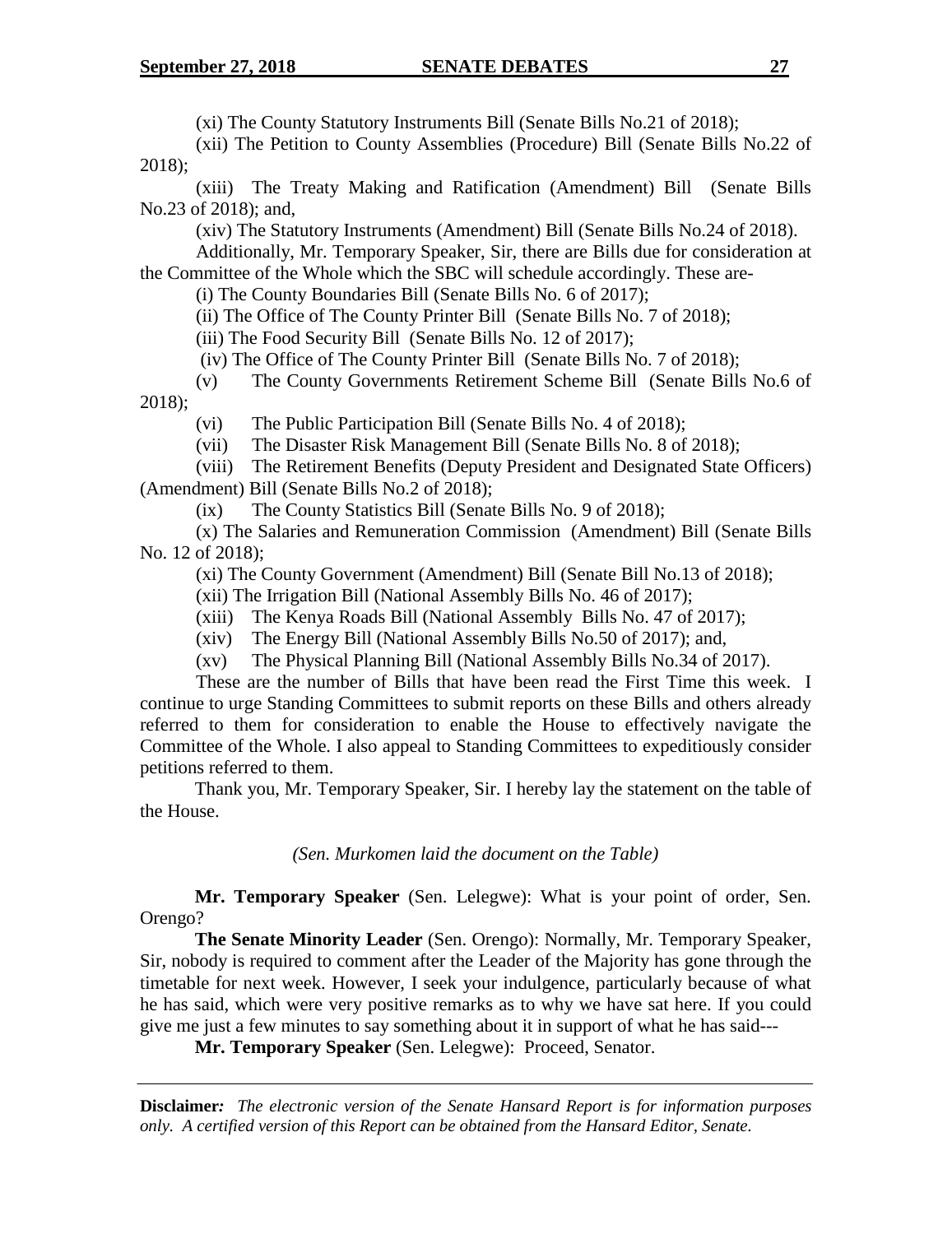(xi) The County Statutory Instruments Bill (Senate Bills No.21 of 2018);

(xii) The Petition to County Assemblies (Procedure) Bill (Senate Bills No.22 of 2018);

(xiii) The Treaty Making and Ratification (Amendment) Bill (Senate Bills No.23 of 2018); and,

(xiv) The Statutory Instruments (Amendment) Bill (Senate Bills No.24 of 2018).

Additionally, Mr. Temporary Speaker, Sir, there are Bills due for consideration at the Committee of the Whole which the SBC will schedule accordingly. These are-

(i) The County Boundaries Bill (Senate Bills No. 6 of 2017);

(ii) The Office of The County Printer Bill (Senate Bills No. 7 of 2018);

(iii) The Food Security Bill (Senate Bills No. 12 of 2017);

(iv) The Office of The County Printer Bill (Senate Bills No. 7 of 2018);

(v) The County Governments Retirement Scheme Bill (Senate Bills No.6 of 2018);

(vi) The Public Participation Bill (Senate Bills No. 4 of 2018);

(vii) The Disaster Risk Management Bill (Senate Bills No. 8 of 2018);

(viii) The Retirement Benefits (Deputy President and Designated State Officers) (Amendment) Bill (Senate Bills No.2 of 2018);

(ix) The County Statistics Bill (Senate Bills No. 9 of 2018);

(x) The Salaries and Remuneration Commission (Amendment) Bill (Senate Bills No. 12 of 2018);

(xi) The County Government (Amendment) Bill (Senate Bill No.13 of 2018);

(xii) The Irrigation Bill (National Assembly Bills No. 46 of 2017);

(xiii) The Kenya Roads Bill (National Assembly Bills No. 47 of 2017);

(xiv) The Energy Bill (National Assembly Bills No.50 of 2017); and,

(xv) The Physical Planning Bill (National Assembly Bills No.34 of 2017).

These are the number of Bills that have been read the First Time this week. I continue to urge Standing Committees to submit reports on these Bills and others already referred to them for consideration to enable the House to effectively navigate the Committee of the Whole. I also appeal to Standing Committees to expeditiously consider petitions referred to them.

Thank you, Mr. Temporary Speaker, Sir. I hereby lay the statement on the table of the House.

*(Sen. Murkomen laid the document on the Table)*

**Mr. Temporary Speaker** (Sen. Lelegwe): What is your point of order, Sen. Orengo?

**The Senate Minority Leader** (Sen. Orengo): Normally, Mr. Temporary Speaker, Sir, nobody is required to comment after the Leader of the Majority has gone through the timetable for next week. However, I seek your indulgence, particularly because of what he has said, which were very positive remarks as to why we have sat here. If you could give me just a few minutes to say something about it in support of what he has said---

**Mr. Temporary Speaker** (Sen. Lelegwe): Proceed, Senator.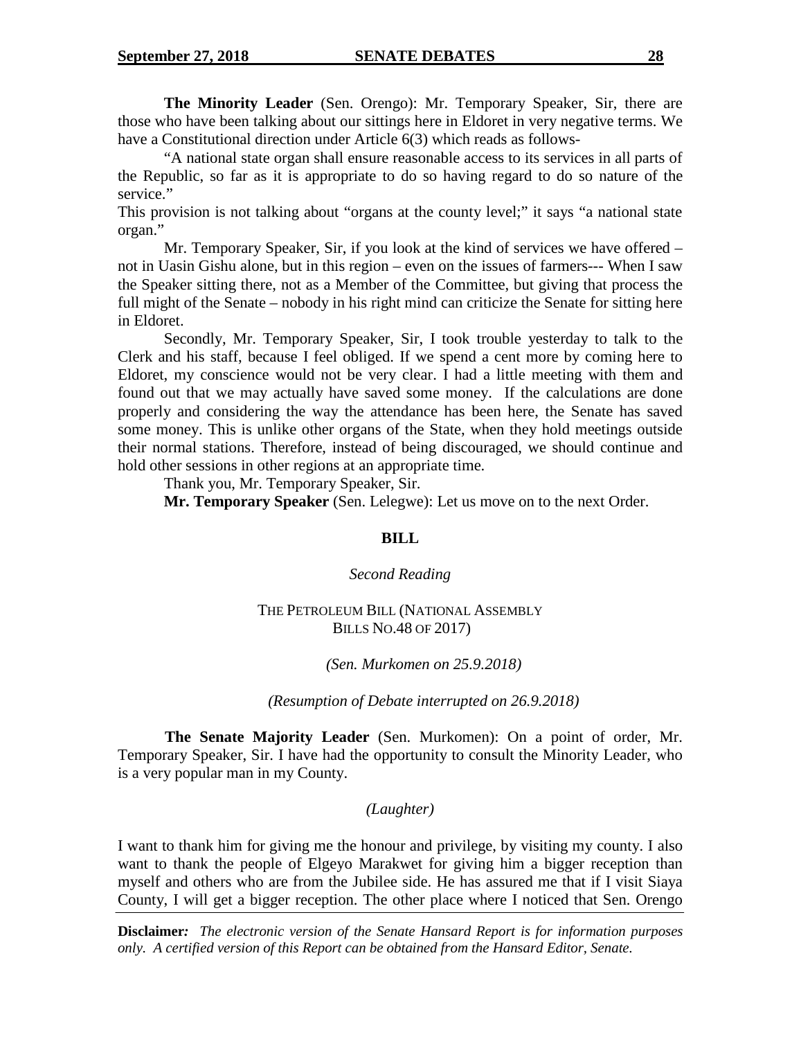**The Minority Leader** (Sen. Orengo): Mr. Temporary Speaker, Sir, there are those who have been talking about our sittings here in Eldoret in very negative terms. We have a Constitutional direction under Article 6(3) which reads as follows-

"A national state organ shall ensure reasonable access to its services in all parts of the Republic, so far as it is appropriate to do so having regard to do so nature of the service."

This provision is not talking about "organs at the county level;" it says "a national state organ."

Mr. Temporary Speaker, Sir, if you look at the kind of services we have offered – not in Uasin Gishu alone, but in this region – even on the issues of farmers--- When I saw the Speaker sitting there, not as a Member of the Committee, but giving that process the full might of the Senate – nobody in his right mind can criticize the Senate for sitting here in Eldoret.

Secondly, Mr. Temporary Speaker, Sir, I took trouble yesterday to talk to the Clerk and his staff, because I feel obliged. If we spend a cent more by coming here to Eldoret, my conscience would not be very clear. I had a little meeting with them and found out that we may actually have saved some money. If the calculations are done properly and considering the way the attendance has been here, the Senate has saved some money. This is unlike other organs of the State, when they hold meetings outside their normal stations. Therefore, instead of being discouraged, we should continue and hold other sessions in other regions at an appropriate time.

Thank you, Mr. Temporary Speaker, Sir.

**Mr. Temporary Speaker** (Sen. Lelegwe): Let us move on to the next Order.

## BILL

*Second Reading*

THE PETROLEUM BILL (NATIONAL ASSEMBLY BILLS NO.48 OF 2017)

*(Sen. Murkomen on 25.9.2018)*

*(Resumption of Debate interrupted on 26.9.2018)*

**The Senate Majority Leader** (Sen. Murkomen): On a point of order, Mr. Temporary Speaker, Sir. I have had the opportunity to consult the Minority Leader, who is a very popular man in my County.

*(Laughter)*

I want to thank him for giving me the honour and privilege, by visiting my county. I also want to thank the people of Elgeyo Marakwet for giving him a bigger reception than myself and others who are from the Jubilee side. He has assured me that if I visit Siaya County, I will get a bigger reception. The other place where I noticed that Sen. Orengo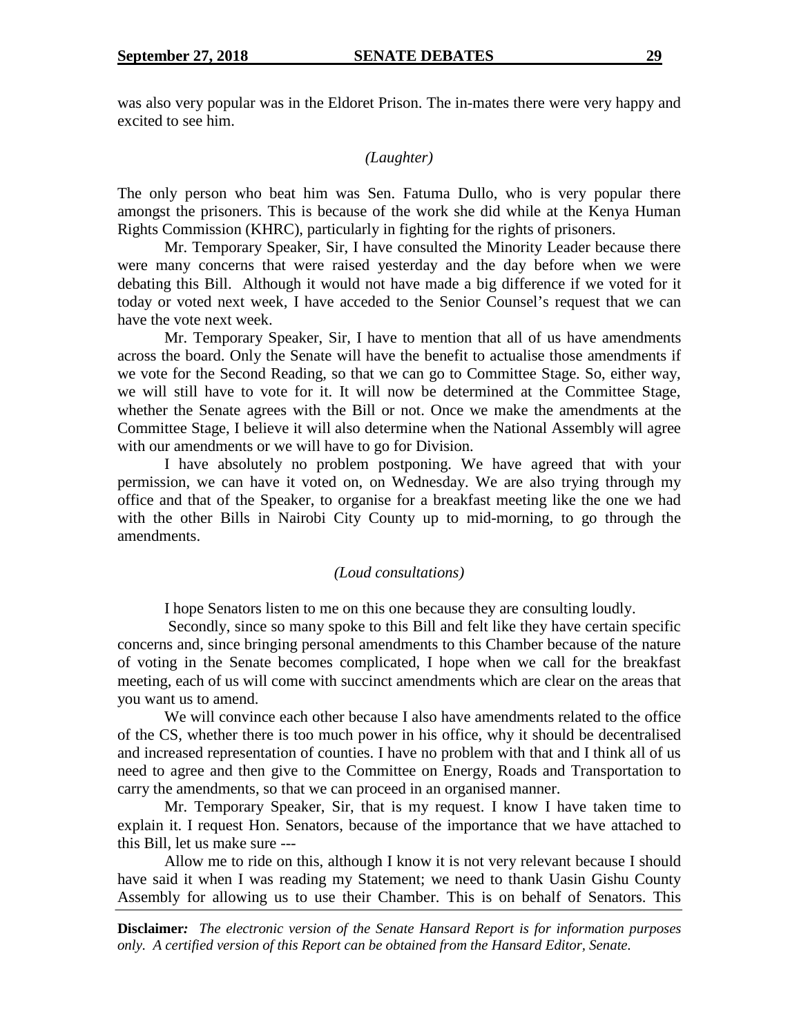was also very popular was in the Eldoret Prison. The in-mates there were very happy and excited to see him.

*(Laughter)*

The only person who beat him was Sen. Fatuma Dullo, who is very popular there amongst the prisoners. This is because of the work she did while at the Kenya Human Rights Commission (KHRC), particularly in fighting for the rights of prisoners.

Mr. Temporary Speaker, Sir, I have consulted the Minority Leader because there were many concerns that were raised yesterday and the day before when we were debating this Bill. Although it would not have made a big difference if we voted for it today or voted next week, I have acceded to the Senior Counsel's request that we can have the vote next week.

Mr. Temporary Speaker, Sir, I have to mention that all of us have amendments across the board. Only the Senate will have the benefit to actualise those amendments if we vote for the Second Reading, so that we can go to Committee Stage. So, either way, we will still have to vote for it. It will now be determined at the Committee Stage, whether the Senate agrees with the Bill or not. Once we make the amendments at the Committee Stage, I believe it will also determine when the National Assembly will agree with our amendments or we will have to go for Division.

I have absolutely no problem postponing. We have agreed that with your permission, we can have it voted on, on Wednesday. We are also trying through my office and that of the Speaker, to organise for a breakfast meeting like the one we had with the other Bills in Nairobi City County up to mid-morning, to go through the amendments.

*(Loud consultations)*

I hope Senators listen to me on this one because they are consulting loudly.

Secondly, since so many spoke to this Bill and felt like they have certain specific concerns and, since bringing personal amendments to this Chamber because of the nature of voting in the Senate becomes complicated, I hope when we call for the breakfast meeting, each of us will come with succinct amendments which are clear on the areas that you want us to amend.

We will convince each other because I also have amendments related to the office of the CS, whether there is too much power in his office, why it should be decentralised and increased representation of counties. I have no problem with that and I think all of us need to agree and then give to the Committee on Energy, Roads and Transportation to carry the amendments, so that we can proceed in an organised manner.

Mr. Temporary Speaker, Sir, that is my request. I know I have taken time to explain it. I request Hon. Senators, because of the importance that we have attached to this Bill, let us make sure ---

Allow me to ride on this, although I know it is not very relevant because I should have said it when I was reading my Statement; we need to thank Uasin Gishu County Assembly for allowing us to use their Chamber. This is on behalf of Senators. This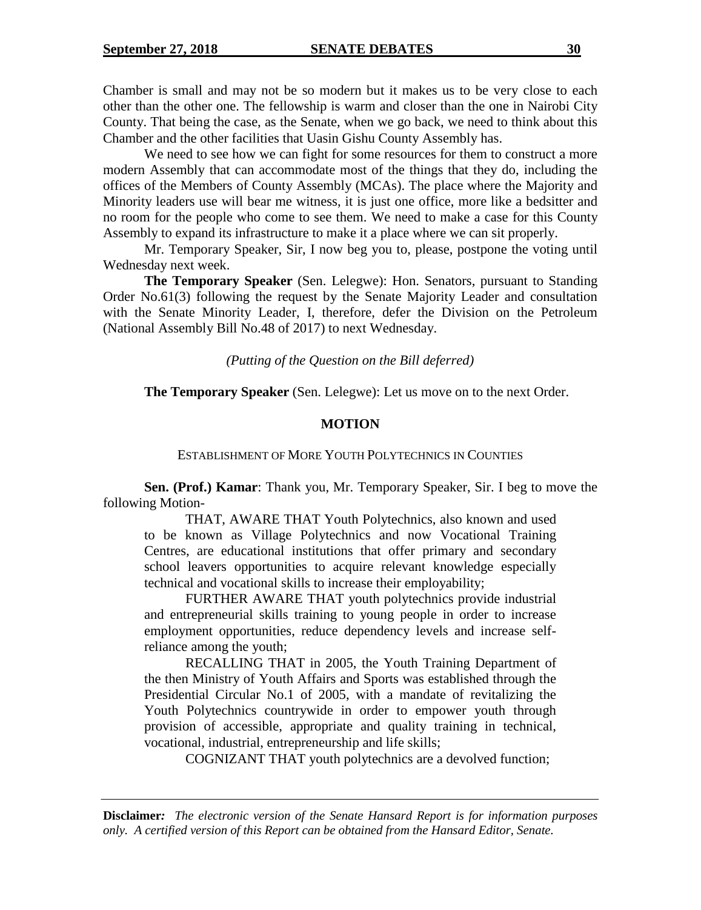Chamber is small and may not be so modern but it makes us to be very close to each other than the other one. The fellowship is warm and closer than the one in Nairobi City County. That being the case, as the Senate, when we go back, we need to think about this Chamber and the other facilities that Uasin Gishu County Assembly has.

We need to see how we can fight for some resources for them to construct a more modern Assembly that can accommodate most of the things that they do, including the offices of the Members of County Assembly (MCAs). The place where the Majority and Minority leaders use will bear me witness, it is just one office, more like a bedsitter and no room for the people who come to see them. We need to make a case for this County Assembly to expand its infrastructure to make it a place where we can sit properly.

Mr. Temporary Speaker, Sir, I now beg you to, please, postpone the voting until Wednesday next week.

**The Temporary Speaker** (Sen. Lelegwe): Hon. Senators, pursuant to Standing Order No.61(3) following the request by the Senate Majority Leader and consultation with the Senate Minority Leader, I, therefore, defer the Division on the Petroleum (National Assembly Bill No.48 of 2017) to next Wednesday.

*(Putting of the Question on the Bill deferred)*

**The Temporary Speaker** (Sen. Lelegwe): Let us move on to the next Order.

## MOTION

### ESTABLISHMENT OF MORE YOUTH POLYTECHNICS IN COUNTIES

**Sen. (Prof.) Kamar**: Thank you, Mr. Temporary Speaker, Sir. I beg to move the following Motion-

> THAT, AWARE THAT Youth Polytechnics, also known and used to be known as Village Polytechnics and now Vocational Training Centres, are educational institutions that offer primary and secondary school leavers opportunities to acquire relevant knowledge especially technical and vocational skills to increase their employability;
>
> FURTHER AWARE THAT youth polytechnics provide industrial and entrepreneurial skills training to young people in order to increase employment opportunities, reduce dependency levels and increase self-reliance among the youth;
>
> RECALLING THAT in 2005, the Youth Training Department of the then Ministry of Youth Affairs and Sports was established through the Presidential Circular No.1 of 2005, with a mandate of revitalizing the Youth Polytechnics countrywide in order to empower youth through provision of accessible, appropriate and quality training in technical, vocational, industrial, entrepreneurship and life skills;
>
> COGNIZANT THAT youth polytechnics are a devolved function;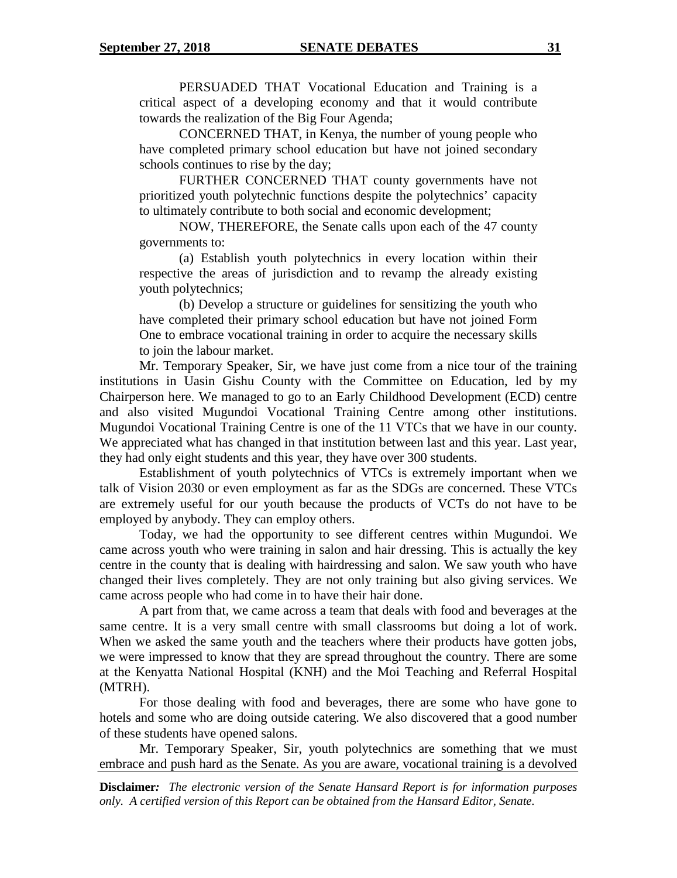PERSUADED THAT Vocational Education and Training is a critical aspect of a developing economy and that it would contribute towards the realization of the Big Four Agenda;

CONCERNED THAT, in Kenya, the number of young people who have completed primary school education but have not joined secondary schools continues to rise by the day;

FURTHER CONCERNED THAT county governments have not prioritized youth polytechnic functions despite the polytechnics' capacity to ultimately contribute to both social and economic development;

NOW, THEREFORE, the Senate calls upon each of the 47 county governments to:

(a) Establish youth polytechnics in every location within their respective the areas of jurisdiction and to revamp the already existing youth polytechnics;

(b) Develop a structure or guidelines for sensitizing the youth who have completed their primary school education but have not joined Form One to embrace vocational training in order to acquire the necessary skills to join the labour market.

Mr. Temporary Speaker, Sir, we have just come from a nice tour of the training institutions in Uasin Gishu County with the Committee on Education, led by my Chairperson here. We managed to go to an Early Childhood Development (ECD) centre and also visited Mugundoi Vocational Training Centre among other institutions. Mugundoi Vocational Training Centre is one of the 11 VTCs that we have in our county. We appreciated what has changed in that institution between last and this year. Last year, they had only eight students and this year, they have over 300 students.

Establishment of youth polytechnics of VTCs is extremely important when we talk of Vision 2030 or even employment as far as the SDGs are concerned. These VTCs are extremely useful for our youth because the products of VCTs do not have to be employed by anybody. They can employ others.

Today, we had the opportunity to see different centres within Mugundoi. We came across youth who were training in salon and hair dressing. This is actually the key centre in the county that is dealing with hairdressing and salon. We saw youth who have changed their lives completely. They are not only training but also giving services. We came across people who had come in to have their hair done.

A part from that, we came across a team that deals with food and beverages at the same centre. It is a very small centre with small classrooms but doing a lot of work. When we asked the same youth and the teachers where their products have gotten jobs, we were impressed to know that they are spread throughout the country. There are some at the Kenyatta National Hospital (KNH) and the Moi Teaching and Referral Hospital (MTRH).

For those dealing with food and beverages, there are some who have gone to hotels and some who are doing outside catering. We also discovered that a good number of these students have opened salons.

Mr. Temporary Speaker, Sir, youth polytechnics are something that we must embrace and push hard as the Senate. As you are aware, vocational training is a devolved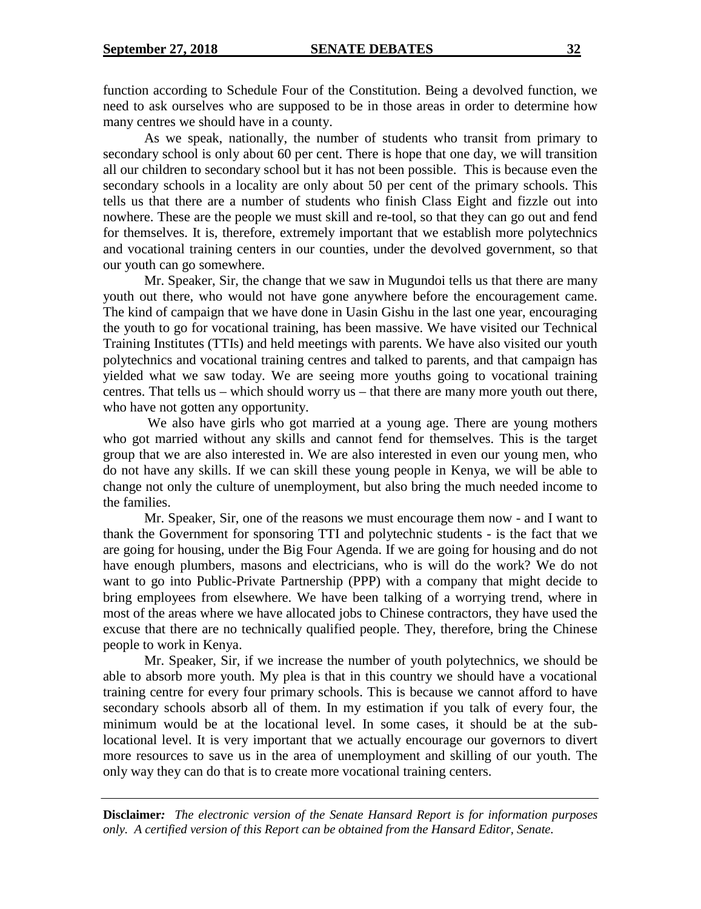function according to Schedule Four of the Constitution. Being a devolved function, we need to ask ourselves who are supposed to be in those areas in order to determine how many centres we should have in a county.

As we speak, nationally, the number of students who transit from primary to secondary school is only about 60 per cent. There is hope that one day, we will transition all our children to secondary school but it has not been possible. This is because even the secondary schools in a locality are only about 50 per cent of the primary schools. This tells us that there are a number of students who finish Class Eight and fizzle out into nowhere. These are the people we must skill and re-tool, so that they can go out and fend for themselves. It is, therefore, extremely important that we establish more polytechnics and vocational training centers in our counties, under the devolved government, so that our youth can go somewhere.

Mr. Speaker, Sir, the change that we saw in Mugundoi tells us that there are many youth out there, who would not have gone anywhere before the encouragement came. The kind of campaign that we have done in Uasin Gishu in the last one year, encouraging the youth to go for vocational training, has been massive. We have visited our Technical Training Institutes (TTIs) and held meetings with parents. We have also visited our youth polytechnics and vocational training centres and talked to parents, and that campaign has yielded what we saw today. We are seeing more youths going to vocational training centres. That tells us – which should worry us – that there are many more youth out there, who have not gotten any opportunity.

We also have girls who got married at a young age. There are young mothers who got married without any skills and cannot fend for themselves. This is the target group that we are also interested in. We are also interested in even our young men, who do not have any skills. If we can skill these young people in Kenya, we will be able to change not only the culture of unemployment, but also bring the much needed income to the families.

Mr. Speaker, Sir, one of the reasons we must encourage them now - and I want to thank the Government for sponsoring TTI and polytechnic students - is the fact that we are going for housing, under the Big Four Agenda. If we are going for housing and do not have enough plumbers, masons and electricians, who is will do the work? We do not want to go into Public-Private Partnership (PPP) with a company that might decide to bring employees from elsewhere. We have been talking of a worrying trend, where in most of the areas where we have allocated jobs to Chinese contractors, they have used the excuse that there are no technically qualified people. They, therefore, bring the Chinese people to work in Kenya.

Mr. Speaker, Sir, if we increase the number of youth polytechnics, we should be able to absorb more youth. My plea is that in this country we should have a vocational training centre for every four primary schools. This is because we cannot afford to have secondary schools absorb all of them. In my estimation if you talk of every four, the minimum would be at the locational level. In some cases, it should be at the sub-locational level. It is very important that we actually encourage our governors to divert more resources to save us in the area of unemployment and skilling of our youth. The only way they can do that is to create more vocational training centers.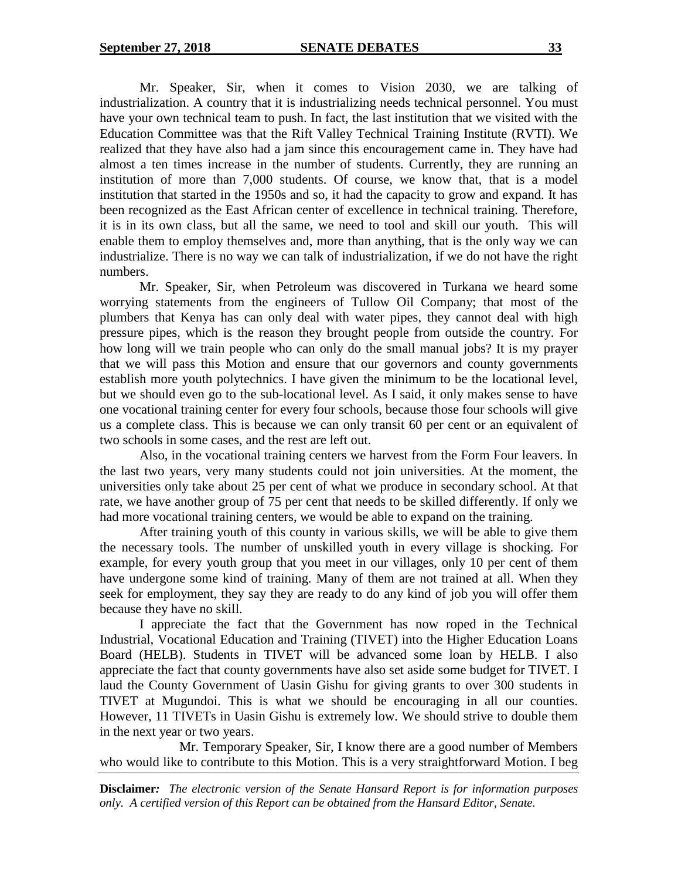Mr. Speaker, Sir, when it comes to Vision 2030, we are talking of industrialization. A country that it is industrializing needs technical personnel. You must have your own technical team to push. In fact, the last institution that we visited with the Education Committee was that the Rift Valley Technical Training Institute (RVTI). We realized that they have also had a jam since this encouragement came in. They have had almost a ten times increase in the number of students. Currently, they are running an institution of more than 7,000 students. Of course, we know that, that is a model institution that started in the 1950s and so, it had the capacity to grow and expand. It has been recognized as the East African center of excellence in technical training. Therefore, it is in its own class, but all the same, we need to tool and skill our youth. This will enable them to employ themselves and, more than anything, that is the only way we can industrialize. There is no way we can talk of industrialization, if we do not have the right numbers.

Mr. Speaker, Sir, when Petroleum was discovered in Turkana we heard some worrying statements from the engineers of Tullow Oil Company; that most of the plumbers that Kenya has can only deal with water pipes, they cannot deal with high pressure pipes, which is the reason they brought people from outside the country. For how long will we train people who can only do the small manual jobs? It is my prayer that we will pass this Motion and ensure that our governors and county governments establish more youth polytechnics. I have given the minimum to be the locational level, but we should even go to the sub-locational level. As I said, it only makes sense to have one vocational training center for every four schools, because those four schools will give us a complete class. This is because we can only transit 60 per cent or an equivalent of two schools in some cases, and the rest are left out.

Also, in the vocational training centers we harvest from the Form Four leavers. In the last two years, very many students could not join universities. At the moment, the universities only take about 25 per cent of what we produce in secondary school. At that rate, we have another group of 75 per cent that needs to be skilled differently. If only we had more vocational training centers, we would be able to expand on the training.

After training youth of this county in various skills, we will be able to give them the necessary tools. The number of unskilled youth in every village is shocking. For example, for every youth group that you meet in our villages, only 10 per cent of them have undergone some kind of training. Many of them are not trained at all. When they seek for employment, they say they are ready to do any kind of job you will offer them because they have no skill.

I appreciate the fact that the Government has now roped in the Technical Industrial, Vocational Education and Training (TIVET) into the Higher Education Loans Board (HELB). Students in TIVET will be advanced some loan by HELB. I also appreciate the fact that county governments have also set aside some budget for TIVET. I laud the County Government of Uasin Gishu for giving grants to over 300 students in TIVET at Mugundoi. This is what we should be encouraging in all our counties. However, 11 TIVETs in Uasin Gishu is extremely low. We should strive to double them in the next year or two years.

Mr. Temporary Speaker, Sir, I know there are a good number of Members who would like to contribute to this Motion. This is a very straightforward Motion. I beg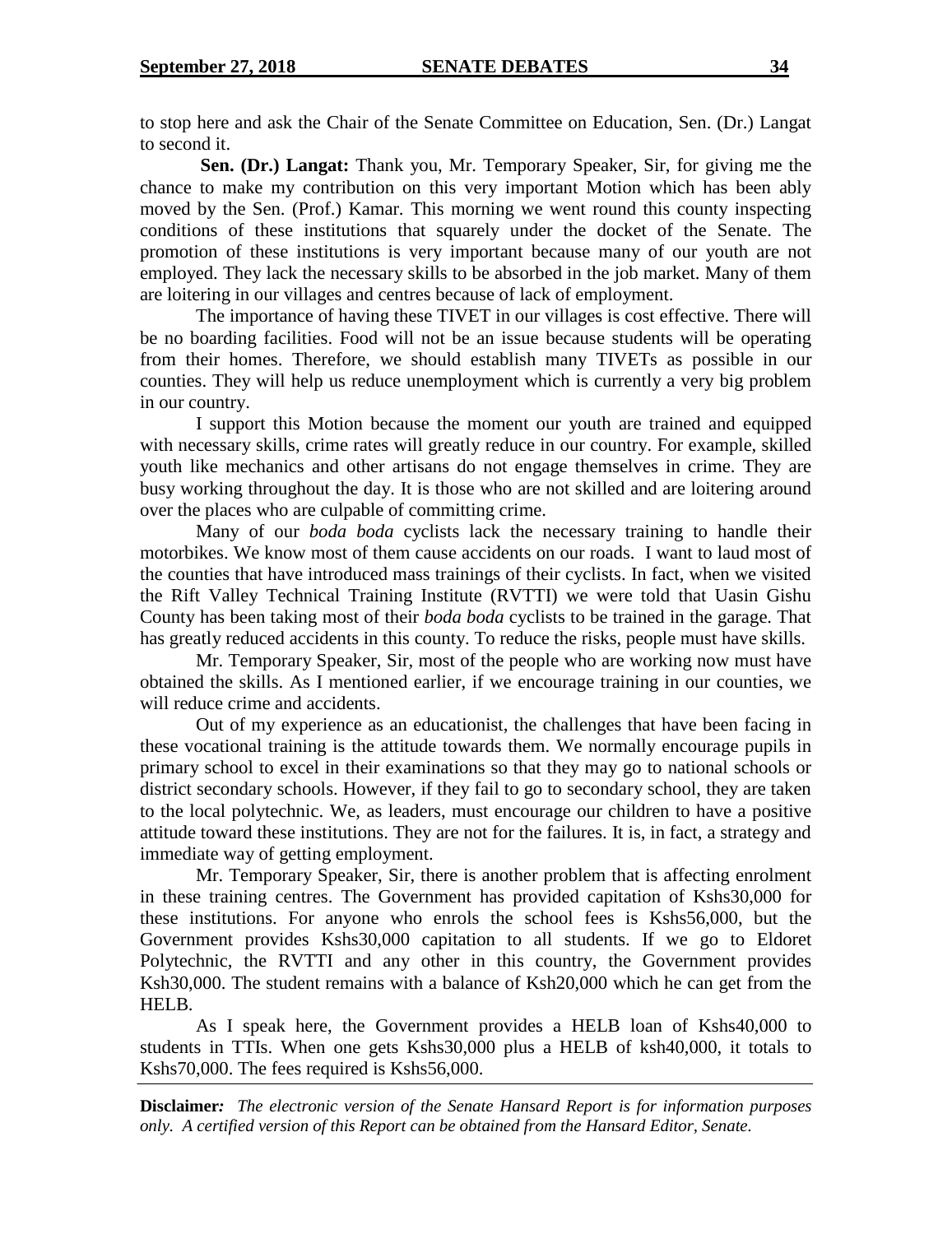to stop here and ask the Chair of the Senate Committee on Education, Sen. (Dr.) Langat to second it.

**Sen. (Dr.) Langat:** Thank you, Mr. Temporary Speaker, Sir, for giving me the chance to make my contribution on this very important Motion which has been ably moved by the Sen. (Prof.) Kamar. This morning we went round this county inspecting conditions of these institutions that squarely under the docket of the Senate. The promotion of these institutions is very important because many of our youth are not employed. They lack the necessary skills to be absorbed in the job market. Many of them are loitering in our villages and centres because of lack of employment.

The importance of having these TIVET in our villages is cost effective. There will be no boarding facilities. Food will not be an issue because students will be operating from their homes. Therefore, we should establish many TIVETs as possible in our counties. They will help us reduce unemployment which is currently a very big problem in our country.

I support this Motion because the moment our youth are trained and equipped with necessary skills, crime rates will greatly reduce in our country. For example, skilled youth like mechanics and other artisans do not engage themselves in crime. They are busy working throughout the day. It is those who are not skilled and are loitering around over the places who are culpable of committing crime.

Many of our *boda boda* cyclists lack the necessary training to handle their motorbikes. We know most of them cause accidents on our roads. I want to laud most of the counties that have introduced mass trainings of their cyclists. In fact, when we visited the Rift Valley Technical Training Institute (RVTTI) we were told that Uasin Gishu County has been taking most of their *boda boda* cyclists to be trained in the garage. That has greatly reduced accidents in this county. To reduce the risks, people must have skills.

Mr. Temporary Speaker, Sir, most of the people who are working now must have obtained the skills. As I mentioned earlier, if we encourage training in our counties, we will reduce crime and accidents.

Out of my experience as an educationist, the challenges that have been facing in these vocational training is the attitude towards them. We normally encourage pupils in primary school to excel in their examinations so that they may go to national schools or district secondary schools. However, if they fail to go to secondary school, they are taken to the local polytechnic. We, as leaders, must encourage our children to have a positive attitude toward these institutions. They are not for the failures. It is, in fact, a strategy and immediate way of getting employment.

Mr. Temporary Speaker, Sir, there is another problem that is affecting enrolment in these training centres. The Government has provided capitation of Kshs30,000 for these institutions. For anyone who enrols the school fees is Kshs56,000, but the Government provides Kshs30,000 capitation to all students. If we go to Eldoret Polytechnic, the RVTTI and any other in this country, the Government provides Ksh30,000. The student remains with a balance of Ksh20,000 which he can get from the HELB.

As I speak here, the Government provides a HELB loan of Kshs40,000 to students in TTIs. When one gets Kshs30,000 plus a HELB of ksh40,000, it totals to Kshs70,000. The fees required is Kshs56,000.

**Disclaimer:** *The electronic version of the Senate Hansard Report is for information purposes only. A certified version of this Report can be obtained from the Hansard Editor, Senate.*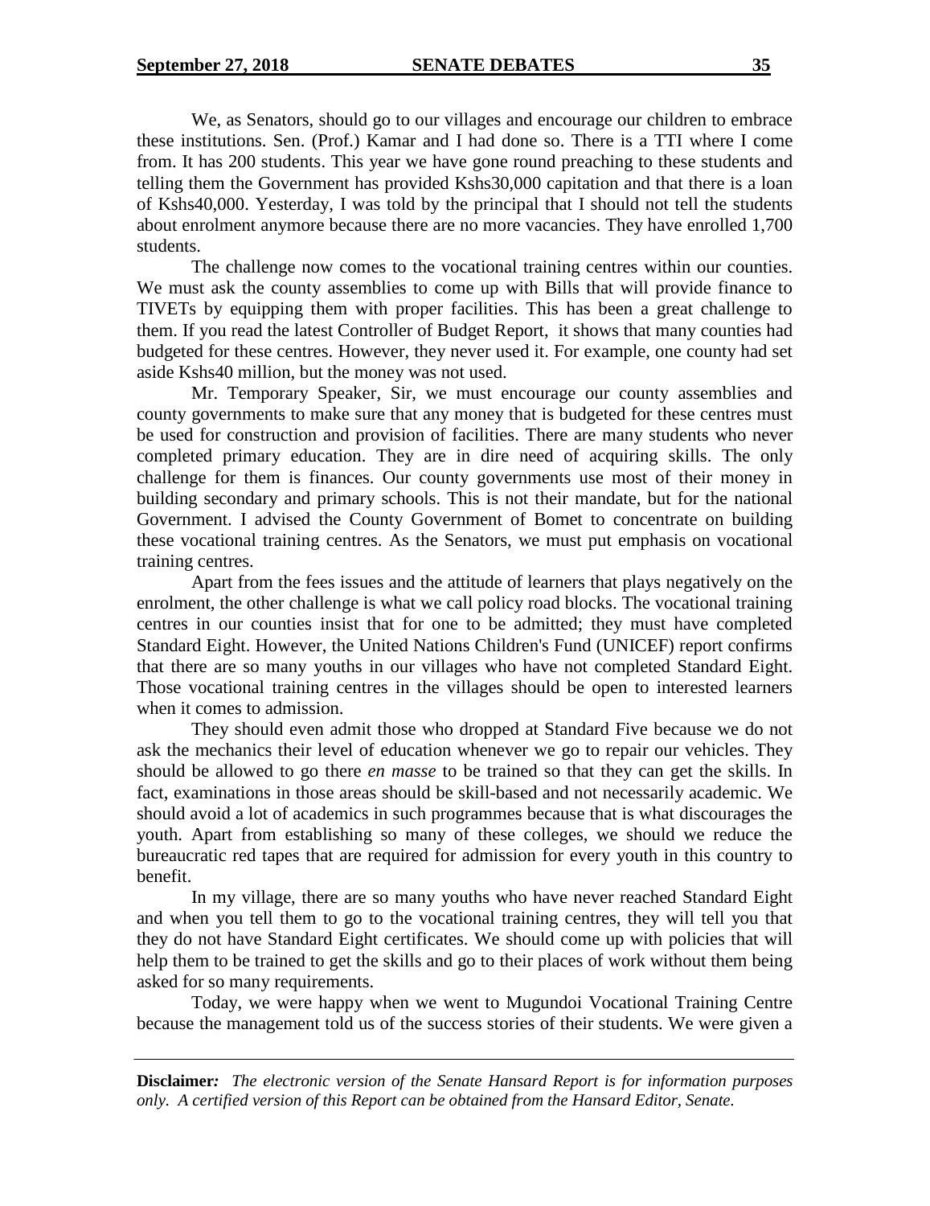We, as Senators, should go to our villages and encourage our children to embrace these institutions. Sen. (Prof.) Kamar and I had done so. There is a TTI where I come from. It has 200 students. This year we have gone round preaching to these students and telling them the Government has provided Kshs30,000 capitation and that there is a loan of Kshs40,000. Yesterday, I was told by the principal that I should not tell the students about enrolment anymore because there are no more vacancies. They have enrolled 1,700 students.

The challenge now comes to the vocational training centres within our counties. We must ask the county assemblies to come up with Bills that will provide finance to TIVETs by equipping them with proper facilities. This has been a great challenge to them. If you read the latest Controller of Budget Report, it shows that many counties had budgeted for these centres. However, they never used it. For example, one county had set aside Kshs40 million, but the money was not used.

Mr. Temporary Speaker, Sir, we must encourage our county assemblies and county governments to make sure that any money that is budgeted for these centres must be used for construction and provision of facilities. There are many students who never completed primary education. They are in dire need of acquiring skills. The only challenge for them is finances. Our county governments use most of their money in building secondary and primary schools. This is not their mandate, but for the national Government. I advised the County Government of Bomet to concentrate on building these vocational training centres. As the Senators, we must put emphasis on vocational training centres.

Apart from the fees issues and the attitude of learners that plays negatively on the enrolment, the other challenge is what we call policy road blocks. The vocational training centres in our counties insist that for one to be admitted; they must have completed Standard Eight. However, the United Nations Children's Fund (UNICEF) report confirms that there are so many youths in our villages who have not completed Standard Eight. Those vocational training centres in the villages should be open to interested learners when it comes to admission.

They should even admit those who dropped at Standard Five because we do not ask the mechanics their level of education whenever we go to repair our vehicles. They should be allowed to go there *en masse* to be trained so that they can get the skills. In fact, examinations in those areas should be skill-based and not necessarily academic. We should avoid a lot of academics in such programmes because that is what discourages the youth. Apart from establishing so many of these colleges, we should we reduce the bureaucratic red tapes that are required for admission for every youth in this country to benefit.

In my village, there are so many youths who have never reached Standard Eight and when you tell them to go to the vocational training centres, they will tell you that they do not have Standard Eight certificates. We should come up with policies that will help them to be trained to get the skills and go to their places of work without them being asked for so many requirements.

Today, we were happy when we went to Mugundoi Vocational Training Centre because the management told us of the success stories of their students. We were given a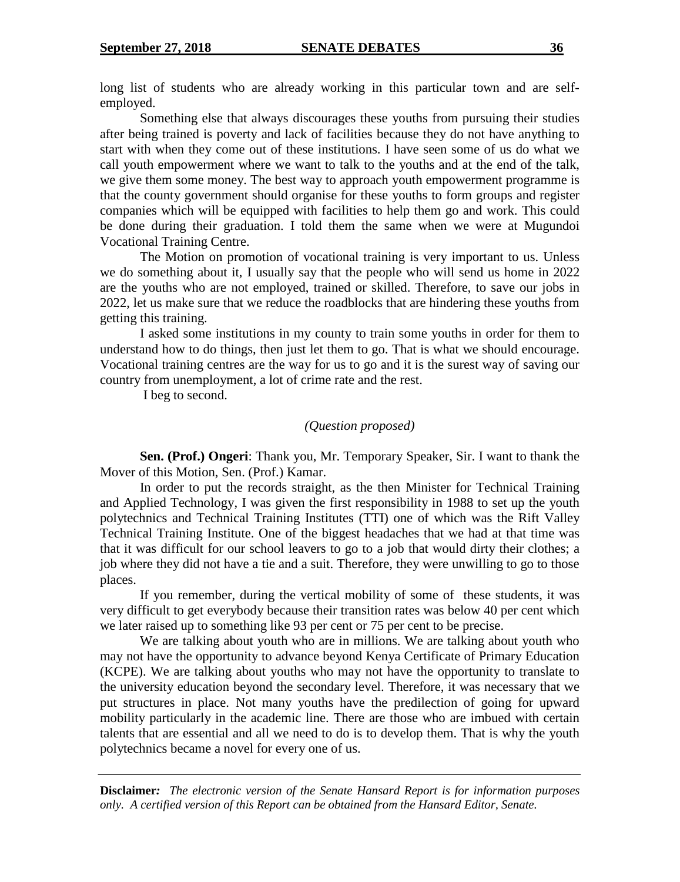long list of students who are already working in this particular town and are self-employed.

Something else that always discourages these youths from pursuing their studies after being trained is poverty and lack of facilities because they do not have anything to start with when they come out of these institutions. I have seen some of us do what we call youth empowerment where we want to talk to the youths and at the end of the talk, we give them some money. The best way to approach youth empowerment programme is that the county government should organise for these youths to form groups and register companies which will be equipped with facilities to help them go and work. This could be done during their graduation. I told them the same when we were at Mugundoi Vocational Training Centre.

The Motion on promotion of vocational training is very important to us. Unless we do something about it, I usually say that the people who will send us home in 2022 are the youths who are not employed, trained or skilled. Therefore, to save our jobs in 2022, let us make sure that we reduce the roadblocks that are hindering these youths from getting this training.

I asked some institutions in my county to train some youths in order for them to understand how to do things, then just let them to go. That is what we should encourage. Vocational training centres are the way for us to go and it is the surest way of saving our country from unemployment, a lot of crime rate and the rest.

I beg to second.

*(Question proposed)*

**Sen. (Prof.) Ongeri**: Thank you, Mr. Temporary Speaker, Sir. I want to thank the Mover of this Motion, Sen. (Prof.) Kamar.

In order to put the records straight, as the then Minister for Technical Training and Applied Technology, I was given the first responsibility in 1988 to set up the youth polytechnics and Technical Training Institutes (TTI) one of which was the Rift Valley Technical Training Institute. One of the biggest headaches that we had at that time was that it was difficult for our school leavers to go to a job that would dirty their clothes; a job where they did not have a tie and a suit. Therefore, they were unwilling to go to those places.

If you remember, during the vertical mobility of some of these students, it was very difficult to get everybody because their transition rates was below 40 per cent which we later raised up to something like 93 per cent or 75 per cent to be precise.

We are talking about youth who are in millions. We are talking about youth who may not have the opportunity to advance beyond Kenya Certificate of Primary Education (KCPE). We are talking about youths who may not have the opportunity to translate to the university education beyond the secondary level. Therefore, it was necessary that we put structures in place. Not many youths have the predilection of going for upward mobility particularly in the academic line. There are those who are imbued with certain talents that are essential and all we need to do is to develop them. That is why the youth polytechnics became a novel for every one of us.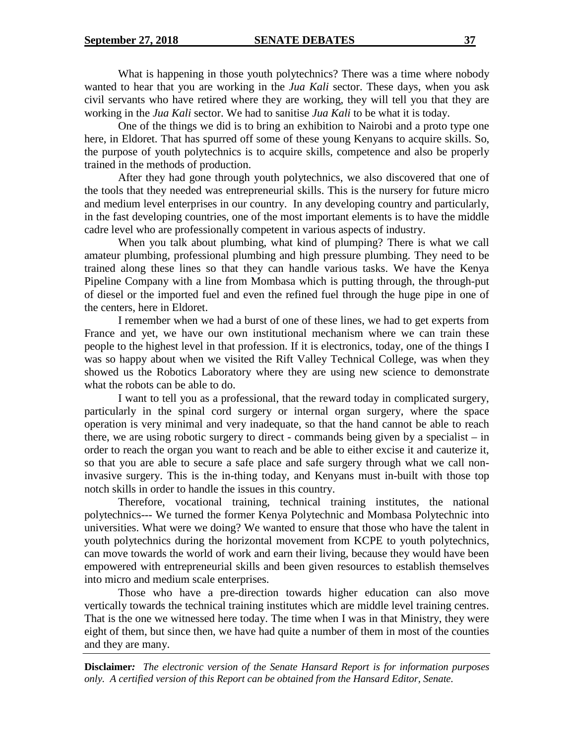What is happening in those youth polytechnics? There was a time where nobody wanted to hear that you are working in the *Jua Kali* sector. These days, when you ask civil servants who have retired where they are working, they will tell you that they are working in the *Jua Kali* sector. We had to sanitise *Jua Kali* to be what it is today.

One of the things we did is to bring an exhibition to Nairobi and a proto type one here, in Eldoret. That has spurred off some of these young Kenyans to acquire skills. So, the purpose of youth polytechnics is to acquire skills, competence and also be properly trained in the methods of production.

After they had gone through youth polytechnics, we also discovered that one of the tools that they needed was entrepreneurial skills. This is the nursery for future micro and medium level enterprises in our country. In any developing country and particularly, in the fast developing countries, one of the most important elements is to have the middle cadre level who are professionally competent in various aspects of industry.

When you talk about plumbing, what kind of plumping? There is what we call amateur plumbing, professional plumbing and high pressure plumbing. They need to be trained along these lines so that they can handle various tasks. We have the Kenya Pipeline Company with a line from Mombasa which is putting through, the through-put of diesel or the imported fuel and even the refined fuel through the huge pipe in one of the centers, here in Eldoret.

I remember when we had a burst of one of these lines, we had to get experts from France and yet, we have our own institutional mechanism where we can train these people to the highest level in that profession. If it is electronics, today, one of the things I was so happy about when we visited the Rift Valley Technical College, was when they showed us the Robotics Laboratory where they are using new science to demonstrate what the robots can be able to do.

I want to tell you as a professional, that the reward today in complicated surgery, particularly in the spinal cord surgery or internal organ surgery, where the space operation is very minimal and very inadequate, so that the hand cannot be able to reach there, we are using robotic surgery to direct - commands being given by a specialist – in order to reach the organ you want to reach and be able to either excise it and cauterize it, so that you are able to secure a safe place and safe surgery through what we call non-invasive surgery. This is the in-thing today, and Kenyans must in-built with those top notch skills in order to handle the issues in this country.

Therefore, vocational training, technical training institutes, the national polytechnics--- We turned the former Kenya Polytechnic and Mombasa Polytechnic into universities. What were we doing? We wanted to ensure that those who have the talent in youth polytechnics during the horizontal movement from KCPE to youth polytechnics, can move towards the world of work and earn their living, because they would have been empowered with entrepreneurial skills and been given resources to establish themselves into micro and medium scale enterprises.

Those who have a pre-direction towards higher education can also move vertically towards the technical training institutes which are middle level training centres. That is the one we witnessed here today. The time when I was in that Ministry, they were eight of them, but since then, we have had quite a number of them in most of the counties and they are many.

**Disclaimer:** *The electronic version of the Senate Hansard Report is for information purposes only. A certified version of this Report can be obtained from the Hansard Editor, Senate.*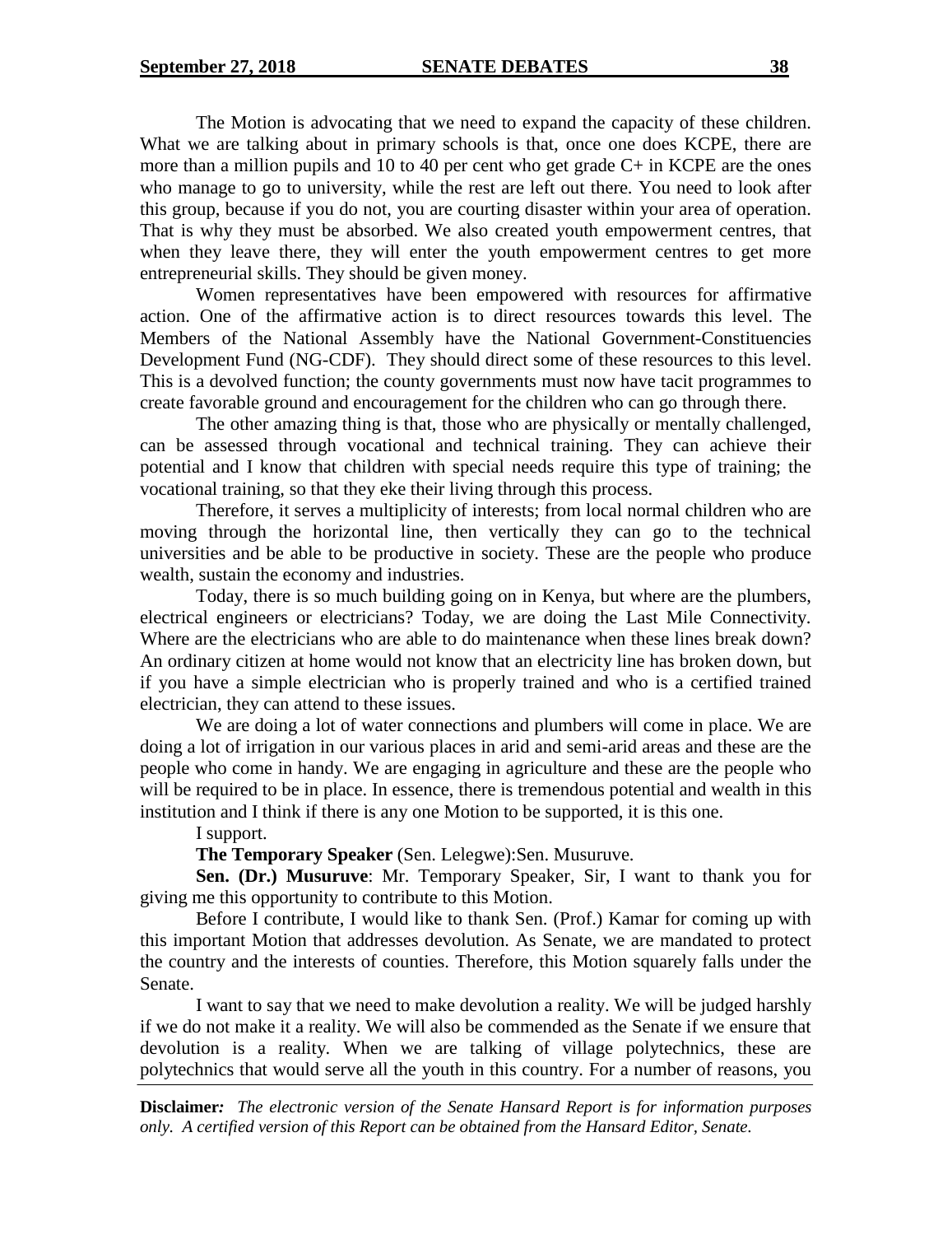The Motion is advocating that we need to expand the capacity of these children. What we are talking about in primary schools is that, once one does KCPE, there are more than a million pupils and 10 to 40 per cent who get grade C+ in KCPE are the ones who manage to go to university, while the rest are left out there. You need to look after this group, because if you do not, you are courting disaster within your area of operation. That is why they must be absorbed. We also created youth empowerment centres, that when they leave there, they will enter the youth empowerment centres to get more entrepreneurial skills. They should be given money.

Women representatives have been empowered with resources for affirmative action. One of the affirmative action is to direct resources towards this level. The Members of the National Assembly have the National Government-Constituencies Development Fund (NG-CDF). They should direct some of these resources to this level. This is a devolved function; the county governments must now have tacit programmes to create favorable ground and encouragement for the children who can go through there.

The other amazing thing is that, those who are physically or mentally challenged, can be assessed through vocational and technical training. They can achieve their potential and I know that children with special needs require this type of training; the vocational training, so that they eke their living through this process.

Therefore, it serves a multiplicity of interests; from local normal children who are moving through the horizontal line, then vertically they can go to the technical universities and be able to be productive in society. These are the people who produce wealth, sustain the economy and industries.

Today, there is so much building going on in Kenya, but where are the plumbers, electrical engineers or electricians? Today, we are doing the Last Mile Connectivity. Where are the electricians who are able to do maintenance when these lines break down? An ordinary citizen at home would not know that an electricity line has broken down, but if you have a simple electrician who is properly trained and who is a certified trained electrician, they can attend to these issues.

We are doing a lot of water connections and plumbers will come in place. We are doing a lot of irrigation in our various places in arid and semi-arid areas and these are the people who come in handy. We are engaging in agriculture and these are the people who will be required to be in place. In essence, there is tremendous potential and wealth in this institution and I think if there is any one Motion to be supported, it is this one.

I support.

**The Temporary Speaker** (Sen. Lelegwe):Sen. Musuruve.

**Sen. (Dr.) Musuruve**: Mr. Temporary Speaker, Sir, I want to thank you for giving me this opportunity to contribute to this Motion.

Before I contribute, I would like to thank Sen. (Prof.) Kamar for coming up with this important Motion that addresses devolution. As Senate, we are mandated to protect the country and the interests of counties. Therefore, this Motion squarely falls under the Senate.

I want to say that we need to make devolution a reality. We will be judged harshly if we do not make it a reality. We will also be commended as the Senate if we ensure that devolution is a reality. When we are talking of village polytechnics, these are polytechnics that would serve all the youth in this country. For a number of reasons, you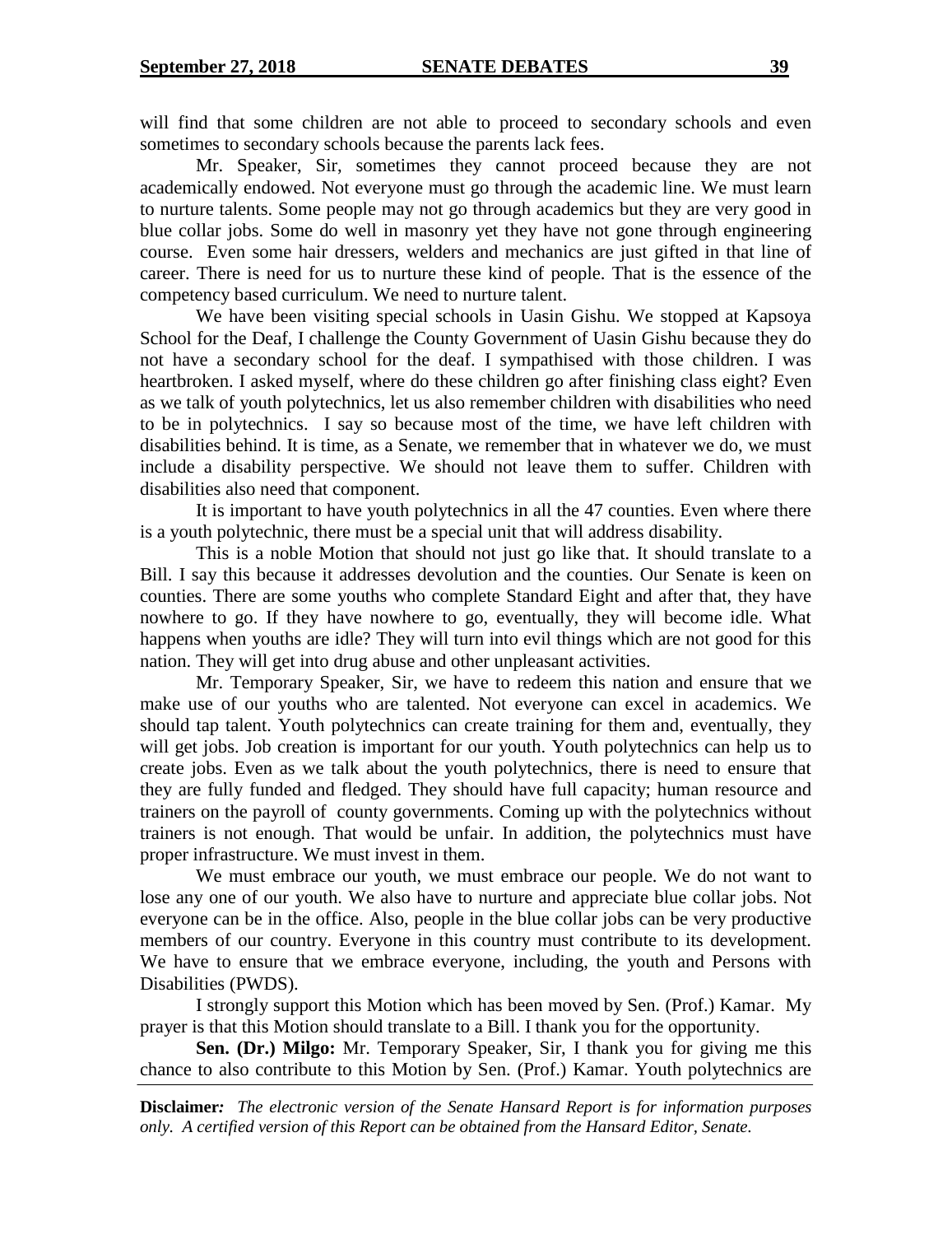will find that some children are not able to proceed to secondary schools and even sometimes to secondary schools because the parents lack fees.

Mr. Speaker, Sir, sometimes they cannot proceed because they are not academically endowed. Not everyone must go through the academic line. We must learn to nurture talents. Some people may not go through academics but they are very good in blue collar jobs. Some do well in masonry yet they have not gone through engineering course. Even some hair dressers, welders and mechanics are just gifted in that line of career. There is need for us to nurture these kind of people. That is the essence of the competency based curriculum. We need to nurture talent.

We have been visiting special schools in Uasin Gishu. We stopped at Kapsoya School for the Deaf, I challenge the County Government of Uasin Gishu because they do not have a secondary school for the deaf. I sympathised with those children. I was heartbroken. I asked myself, where do these children go after finishing class eight? Even as we talk of youth polytechnics, let us also remember children with disabilities who need to be in polytechnics. I say so because most of the time, we have left children with disabilities behind. It is time, as a Senate, we remember that in whatever we do, we must include a disability perspective. We should not leave them to suffer. Children with disabilities also need that component.

It is important to have youth polytechnics in all the 47 counties. Even where there is a youth polytechnic, there must be a special unit that will address disability.

This is a noble Motion that should not just go like that. It should translate to a Bill. I say this because it addresses devolution and the counties. Our Senate is keen on counties. There are some youths who complete Standard Eight and after that, they have nowhere to go. If they have nowhere to go, eventually, they will become idle. What happens when youths are idle? They will turn into evil things which are not good for this nation. They will get into drug abuse and other unpleasant activities.

Mr. Temporary Speaker, Sir, we have to redeem this nation and ensure that we make use of our youths who are talented. Not everyone can excel in academics. We should tap talent. Youth polytechnics can create training for them and, eventually, they will get jobs. Job creation is important for our youth. Youth polytechnics can help us to create jobs. Even as we talk about the youth polytechnics, there is need to ensure that they are fully funded and fledged. They should have full capacity; human resource and trainers on the payroll of county governments. Coming up with the polytechnics without trainers is not enough. That would be unfair. In addition, the polytechnics must have proper infrastructure. We must invest in them.

We must embrace our youth, we must embrace our people. We do not want to lose any one of our youth. We also have to nurture and appreciate blue collar jobs. Not everyone can be in the office. Also, people in the blue collar jobs can be very productive members of our country. Everyone in this country must contribute to its development. We have to ensure that we embrace everyone, including, the youth and Persons with Disabilities (PWDS).

I strongly support this Motion which has been moved by Sen. (Prof.) Kamar. My prayer is that this Motion should translate to a Bill. I thank you for the opportunity.

**Sen. (Dr.) Milgo:** Mr. Temporary Speaker, Sir, I thank you for giving me this chance to also contribute to this Motion by Sen. (Prof.) Kamar. Youth polytechnics are

**Disclaimer***: The electronic version of the Senate Hansard Report is for information purposes only. A certified version of this Report can be obtained from the Hansard Editor, Senate.*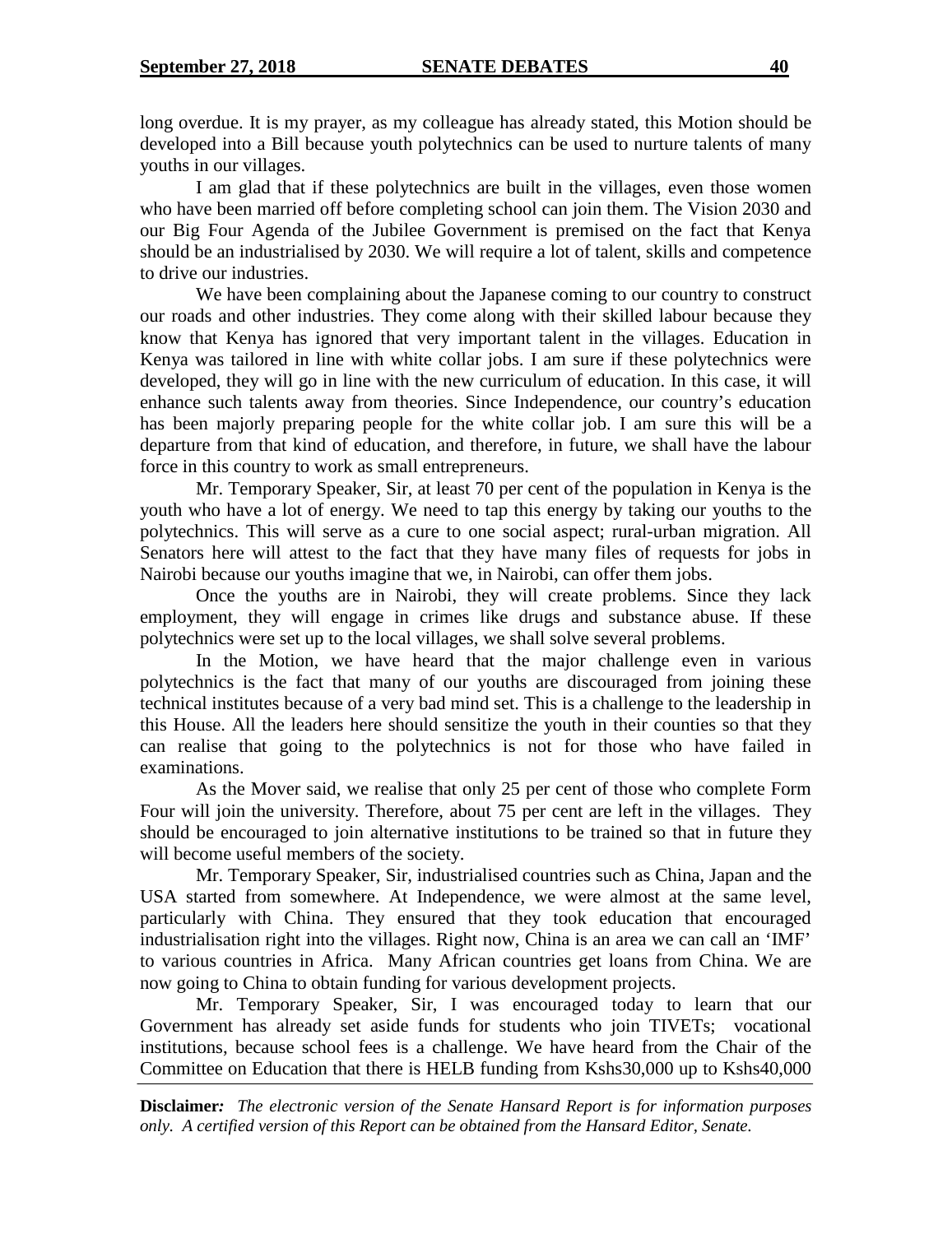long overdue. It is my prayer, as my colleague has already stated, this Motion should be developed into a Bill because youth polytechnics can be used to nurture talents of many youths in our villages.

I am glad that if these polytechnics are built in the villages, even those women who have been married off before completing school can join them. The Vision 2030 and our Big Four Agenda of the Jubilee Government is premised on the fact that Kenya should be an industrialised by 2030. We will require a lot of talent, skills and competence to drive our industries.

We have been complaining about the Japanese coming to our country to construct our roads and other industries. They come along with their skilled labour because they know that Kenya has ignored that very important talent in the villages. Education in Kenya was tailored in line with white collar jobs. I am sure if these polytechnics were developed, they will go in line with the new curriculum of education. In this case, it will enhance such talents away from theories. Since Independence, our country's education has been majorly preparing people for the white collar job. I am sure this will be a departure from that kind of education, and therefore, in future, we shall have the labour force in this country to work as small entrepreneurs.

Mr. Temporary Speaker, Sir, at least 70 per cent of the population in Kenya is the youth who have a lot of energy. We need to tap this energy by taking our youths to the polytechnics. This will serve as a cure to one social aspect; rural-urban migration. All Senators here will attest to the fact that they have many files of requests for jobs in Nairobi because our youths imagine that we, in Nairobi, can offer them jobs.

Once the youths are in Nairobi, they will create problems. Since they lack employment, they will engage in crimes like drugs and substance abuse. If these polytechnics were set up to the local villages, we shall solve several problems.

In the Motion, we have heard that the major challenge even in various polytechnics is the fact that many of our youths are discouraged from joining these technical institutes because of a very bad mind set. This is a challenge to the leadership in this House. All the leaders here should sensitize the youth in their counties so that they can realise that going to the polytechnics is not for those who have failed in examinations.

As the Mover said, we realise that only 25 per cent of those who complete Form Four will join the university. Therefore, about 75 per cent are left in the villages. They should be encouraged to join alternative institutions to be trained so that in future they will become useful members of the society.

Mr. Temporary Speaker, Sir, industrialised countries such as China, Japan and the USA started from somewhere. At Independence, we were almost at the same level, particularly with China. They ensured that they took education that encouraged industrialisation right into the villages. Right now, China is an area we can call an 'IMF' to various countries in Africa. Many African countries get loans from China. We are now going to China to obtain funding for various development projects.

Mr. Temporary Speaker, Sir, I was encouraged today to learn that our Government has already set aside funds for students who join TIVETs; vocational institutions, because school fees is a challenge. We have heard from the Chair of the Committee on Education that there is HELB funding from Kshs30,000 up to Kshs40,000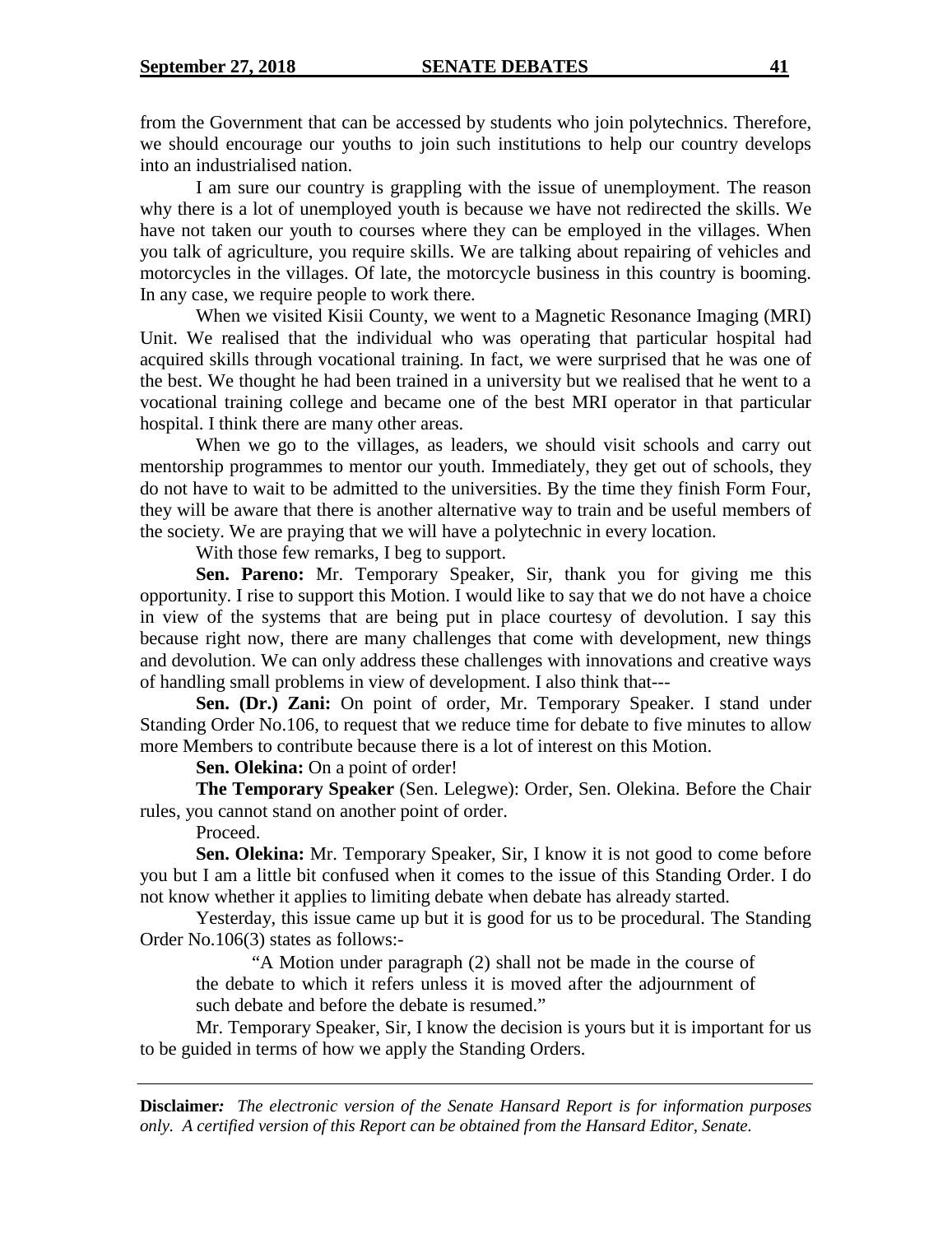from the Government that can be accessed by students who join polytechnics. Therefore, we should encourage our youths to join such institutions to help our country develops into an industrialised nation.

I am sure our country is grappling with the issue of unemployment. The reason why there is a lot of unemployed youth is because we have not redirected the skills. We have not taken our youth to courses where they can be employed in the villages. When you talk of agriculture, you require skills. We are talking about repairing of vehicles and motorcycles in the villages. Of late, the motorcycle business in this country is booming. In any case, we require people to work there.

When we visited Kisii County, we went to a Magnetic Resonance Imaging (MRI) Unit. We realised that the individual who was operating that particular hospital had acquired skills through vocational training. In fact, we were surprised that he was one of the best. We thought he had been trained in a university but we realised that he went to a vocational training college and became one of the best MRI operator in that particular hospital. I think there are many other areas.

When we go to the villages, as leaders, we should visit schools and carry out mentorship programmes to mentor our youth. Immediately, they get out of schools, they do not have to wait to be admitted to the universities. By the time they finish Form Four, they will be aware that there is another alternative way to train and be useful members of the society. We are praying that we will have a polytechnic in every location.

With those few remarks, I beg to support.

**Sen. Pareno:** Mr. Temporary Speaker, Sir, thank you for giving me this opportunity. I rise to support this Motion. I would like to say that we do not have a choice in view of the systems that are being put in place courtesy of devolution. I say this because right now, there are many challenges that come with development, new things and devolution. We can only address these challenges with innovations and creative ways of handling small problems in view of development. I also think that---

**Sen. (Dr.) Zani:** On point of order, Mr. Temporary Speaker. I stand under Standing Order No.106, to request that we reduce time for debate to five minutes to allow more Members to contribute because there is a lot of interest on this Motion.

**Sen. Olekina:** On a point of order!

**The Temporary Speaker** (Sen. Lelegwe): Order, Sen. Olekina. Before the Chair rules, you cannot stand on another point of order.

Proceed.

**Sen. Olekina:** Mr. Temporary Speaker, Sir, I know it is not good to come before you but I am a little bit confused when it comes to the issue of this Standing Order. I do not know whether it applies to limiting debate when debate has already started.

Yesterday, this issue came up but it is good for us to be procedural. The Standing Order No.106(3) states as follows:-

> "A Motion under paragraph (2) shall not be made in the course of the debate to which it refers unless it is moved after the adjournment of such debate and before the debate is resumed."

Mr. Temporary Speaker, Sir, I know the decision is yours but it is important for us to be guided in terms of how we apply the Standing Orders.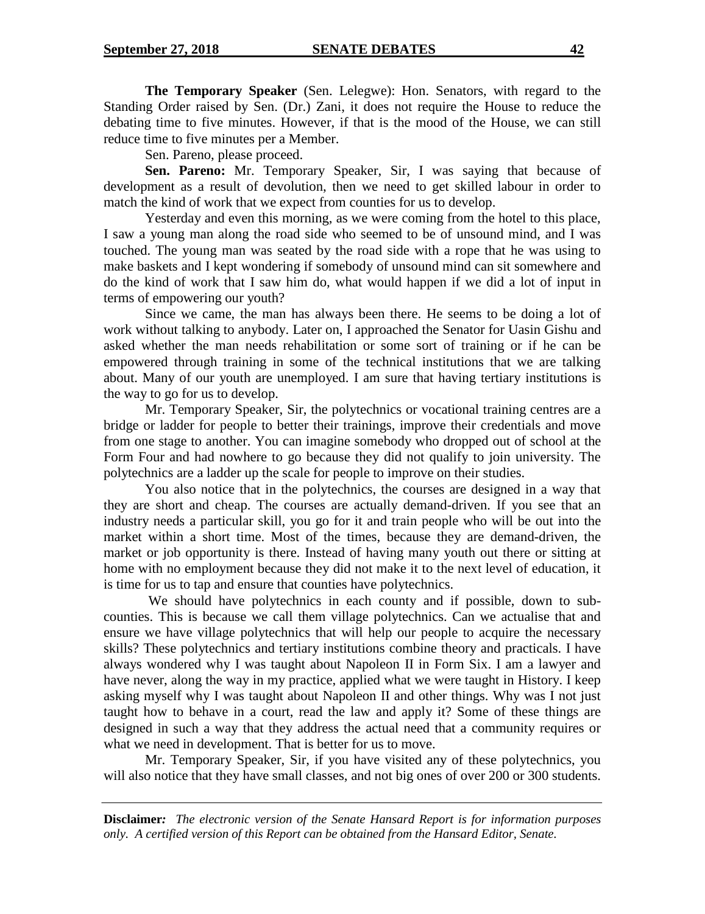**The Temporary Speaker** (Sen. Lelegwe): Hon. Senators, with regard to the Standing Order raised by Sen. (Dr.) Zani, it does not require the House to reduce the debating time to five minutes. However, if that is the mood of the House, we can still reduce time to five minutes per a Member.

Sen. Pareno, please proceed.

**Sen. Pareno:** Mr. Temporary Speaker, Sir, I was saying that because of development as a result of devolution, then we need to get skilled labour in order to match the kind of work that we expect from counties for us to develop.

Yesterday and even this morning, as we were coming from the hotel to this place, I saw a young man along the road side who seemed to be of unsound mind, and I was touched. The young man was seated by the road side with a rope that he was using to make baskets and I kept wondering if somebody of unsound mind can sit somewhere and do the kind of work that I saw him do, what would happen if we did a lot of input in terms of empowering our youth?

Since we came, the man has always been there. He seems to be doing a lot of work without talking to anybody. Later on, I approached the Senator for Uasin Gishu and asked whether the man needs rehabilitation or some sort of training or if he can be empowered through training in some of the technical institutions that we are talking about. Many of our youth are unemployed. I am sure that having tertiary institutions is the way to go for us to develop.

Mr. Temporary Speaker, Sir, the polytechnics or vocational training centres are a bridge or ladder for people to better their trainings, improve their credentials and move from one stage to another. You can imagine somebody who dropped out of school at the Form Four and had nowhere to go because they did not qualify to join university. The polytechnics are a ladder up the scale for people to improve on their studies.

You also notice that in the polytechnics, the courses are designed in a way that they are short and cheap. The courses are actually demand-driven. If you see that an industry needs a particular skill, you go for it and train people who will be out into the market within a short time. Most of the times, because they are demand-driven, the market or job opportunity is there. Instead of having many youth out there or sitting at home with no employment because they did not make it to the next level of education, it is time for us to tap and ensure that counties have polytechnics.

We should have polytechnics in each county and if possible, down to sub-counties. This is because we call them village polytechnics. Can we actualise that and ensure we have village polytechnics that will help our people to acquire the necessary skills? These polytechnics and tertiary institutions combine theory and practicals. I have always wondered why I was taught about Napoleon II in Form Six. I am a lawyer and have never, along the way in my practice, applied what we were taught in History. I keep asking myself why I was taught about Napoleon II and other things. Why was I not just taught how to behave in a court, read the law and apply it? Some of these things are designed in such a way that they address the actual need that a community requires or what we need in development. That is better for us to move.

Mr. Temporary Speaker, Sir, if you have visited any of these polytechnics, you will also notice that they have small classes, and not big ones of over 200 or 300 students.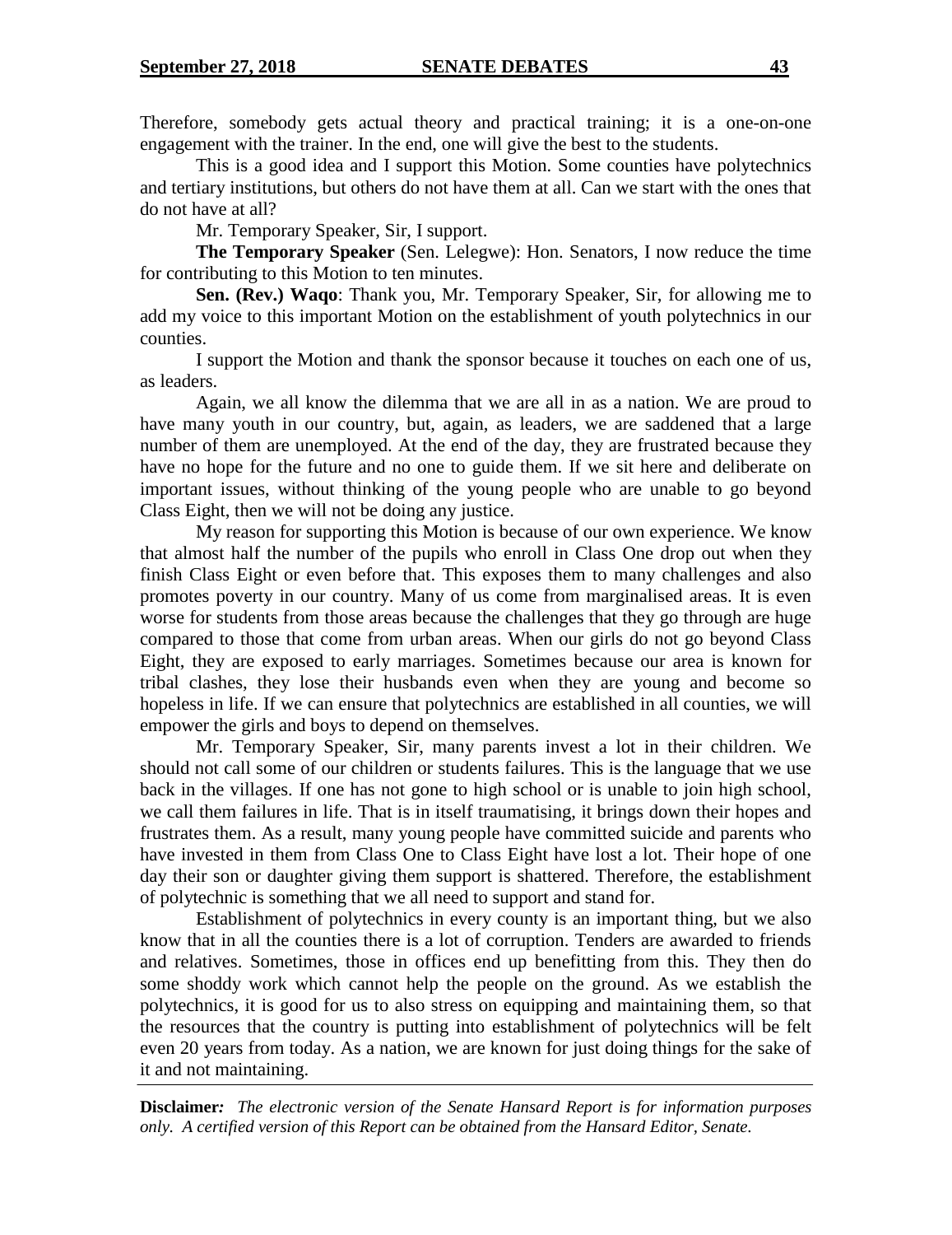Therefore, somebody gets actual theory and practical training; it is a one-on-one engagement with the trainer. In the end, one will give the best to the students.

This is a good idea and I support this Motion. Some counties have polytechnics and tertiary institutions, but others do not have them at all. Can we start with the ones that do not have at all?

Mr. Temporary Speaker, Sir, I support.

**The Temporary Speaker** (Sen. Lelegwe): Hon. Senators, I now reduce the time for contributing to this Motion to ten minutes.

**Sen. (Rev.) Waqo**: Thank you, Mr. Temporary Speaker, Sir, for allowing me to add my voice to this important Motion on the establishment of youth polytechnics in our counties.

I support the Motion and thank the sponsor because it touches on each one of us, as leaders.

Again, we all know the dilemma that we are all in as a nation. We are proud to have many youth in our country, but, again, as leaders, we are saddened that a large number of them are unemployed. At the end of the day, they are frustrated because they have no hope for the future and no one to guide them. If we sit here and deliberate on important issues, without thinking of the young people who are unable to go beyond Class Eight, then we will not be doing any justice.

My reason for supporting this Motion is because of our own experience. We know that almost half the number of the pupils who enroll in Class One drop out when they finish Class Eight or even before that. This exposes them to many challenges and also promotes poverty in our country. Many of us come from marginalised areas. It is even worse for students from those areas because the challenges that they go through are huge compared to those that come from urban areas. When our girls do not go beyond Class Eight, they are exposed to early marriages. Sometimes because our area is known for tribal clashes, they lose their husbands even when they are young and become so hopeless in life. If we can ensure that polytechnics are established in all counties, we will empower the girls and boys to depend on themselves.

Mr. Temporary Speaker, Sir, many parents invest a lot in their children. We should not call some of our children or students failures. This is the language that we use back in the villages. If one has not gone to high school or is unable to join high school, we call them failures in life. That is in itself traumatising, it brings down their hopes and frustrates them. As a result, many young people have committed suicide and parents who have invested in them from Class One to Class Eight have lost a lot. Their hope of one day their son or daughter giving them support is shattered. Therefore, the establishment of polytechnic is something that we all need to support and stand for.

Establishment of polytechnics in every county is an important thing, but we also know that in all the counties there is a lot of corruption. Tenders are awarded to friends and relatives. Sometimes, those in offices end up benefitting from this. They then do some shoddy work which cannot help the people on the ground. As we establish the polytechnics, it is good for us to also stress on equipping and maintaining them, so that the resources that the country is putting into establishment of polytechnics will be felt even 20 years from today. As a nation, we are known for just doing things for the sake of it and not maintaining.

**Disclaimer:** *The electronic version of the Senate Hansard Report is for information purposes only. A certified version of this Report can be obtained from the Hansard Editor, Senate.*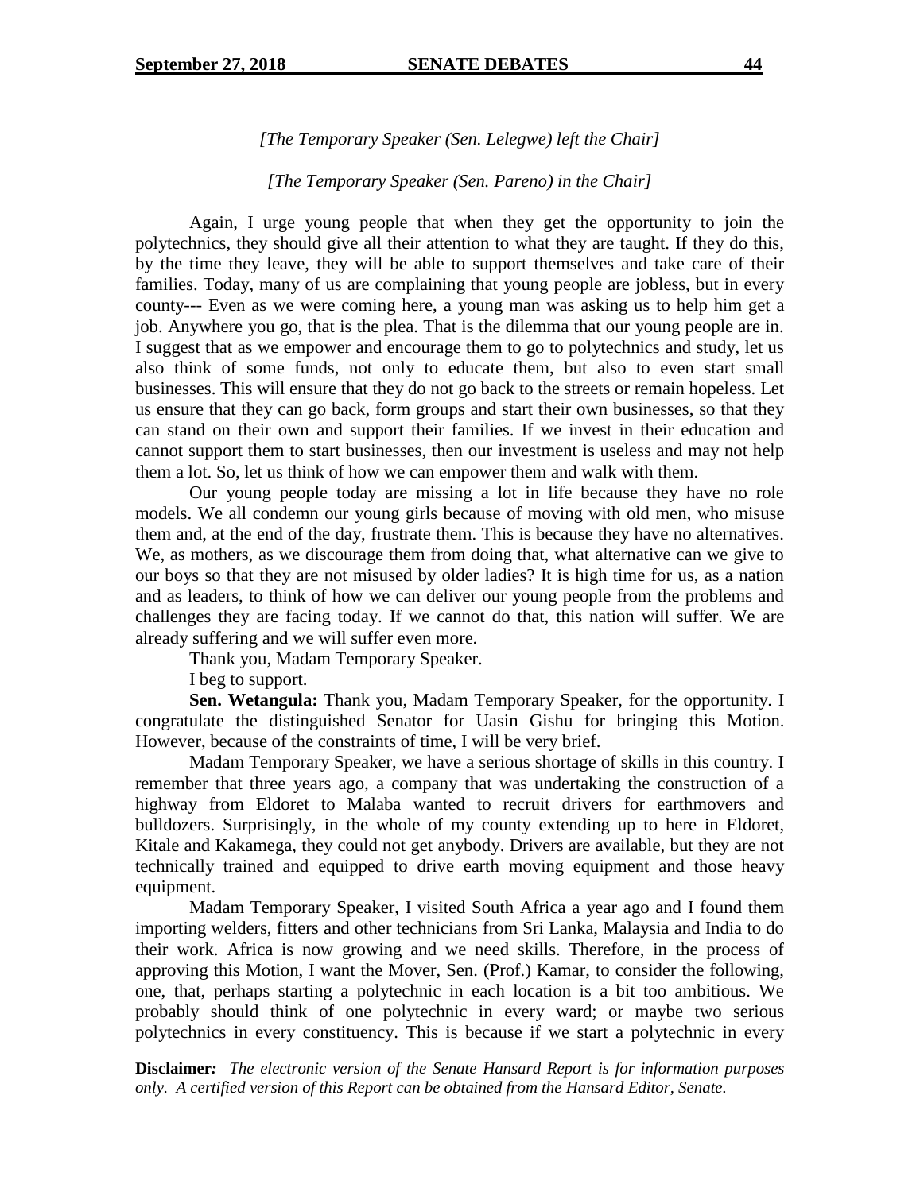*[The Temporary Speaker (Sen. Lelegwe) left the Chair]*

*[The Temporary Speaker (Sen. Pareno) in the Chair]*

Again, I urge young people that when they get the opportunity to join the polytechnics, they should give all their attention to what they are taught. If they do this, by the time they leave, they will be able to support themselves and take care of their families. Today, many of us are complaining that young people are jobless, but in every county--- Even as we were coming here, a young man was asking us to help him get a job. Anywhere you go, that is the plea. That is the dilemma that our young people are in. I suggest that as we empower and encourage them to go to polytechnics and study, let us also think of some funds, not only to educate them, but also to even start small businesses. This will ensure that they do not go back to the streets or remain hopeless. Let us ensure that they can go back, form groups and start their own businesses, so that they can stand on their own and support their families. If we invest in their education and cannot support them to start businesses, then our investment is useless and may not help them a lot. So, let us think of how we can empower them and walk with them.

Our young people today are missing a lot in life because they have no role models. We all condemn our young girls because of moving with old men, who misuse them and, at the end of the day, frustrate them. This is because they have no alternatives. We, as mothers, as we discourage them from doing that, what alternative can we give to our boys so that they are not misused by older ladies? It is high time for us, as a nation and as leaders, to think of how we can deliver our young people from the problems and challenges they are facing today. If we cannot do that, this nation will suffer. We are already suffering and we will suffer even more.

Thank you, Madam Temporary Speaker.

I beg to support.

**Sen. Wetangula:** Thank you, Madam Temporary Speaker, for the opportunity. I congratulate the distinguished Senator for Uasin Gishu for bringing this Motion. However, because of the constraints of time, I will be very brief.

Madam Temporary Speaker, we have a serious shortage of skills in this country. I remember that three years ago, a company that was undertaking the construction of a highway from Eldoret to Malaba wanted to recruit drivers for earthmovers and bulldozers. Surprisingly, in the whole of my county extending up to here in Eldoret, Kitale and Kakamega, they could not get anybody. Drivers are available, but they are not technically trained and equipped to drive earth moving equipment and those heavy equipment.

Madam Temporary Speaker, I visited South Africa a year ago and I found them importing welders, fitters and other technicians from Sri Lanka, Malaysia and India to do their work. Africa is now growing and we need skills. Therefore, in the process of approving this Motion, I want the Mover, Sen. (Prof.) Kamar, to consider the following, one, that, perhaps starting a polytechnic in each location is a bit too ambitious. We probably should think of one polytechnic in every ward; or maybe two serious polytechnics in every constituency. This is because if we start a polytechnic in every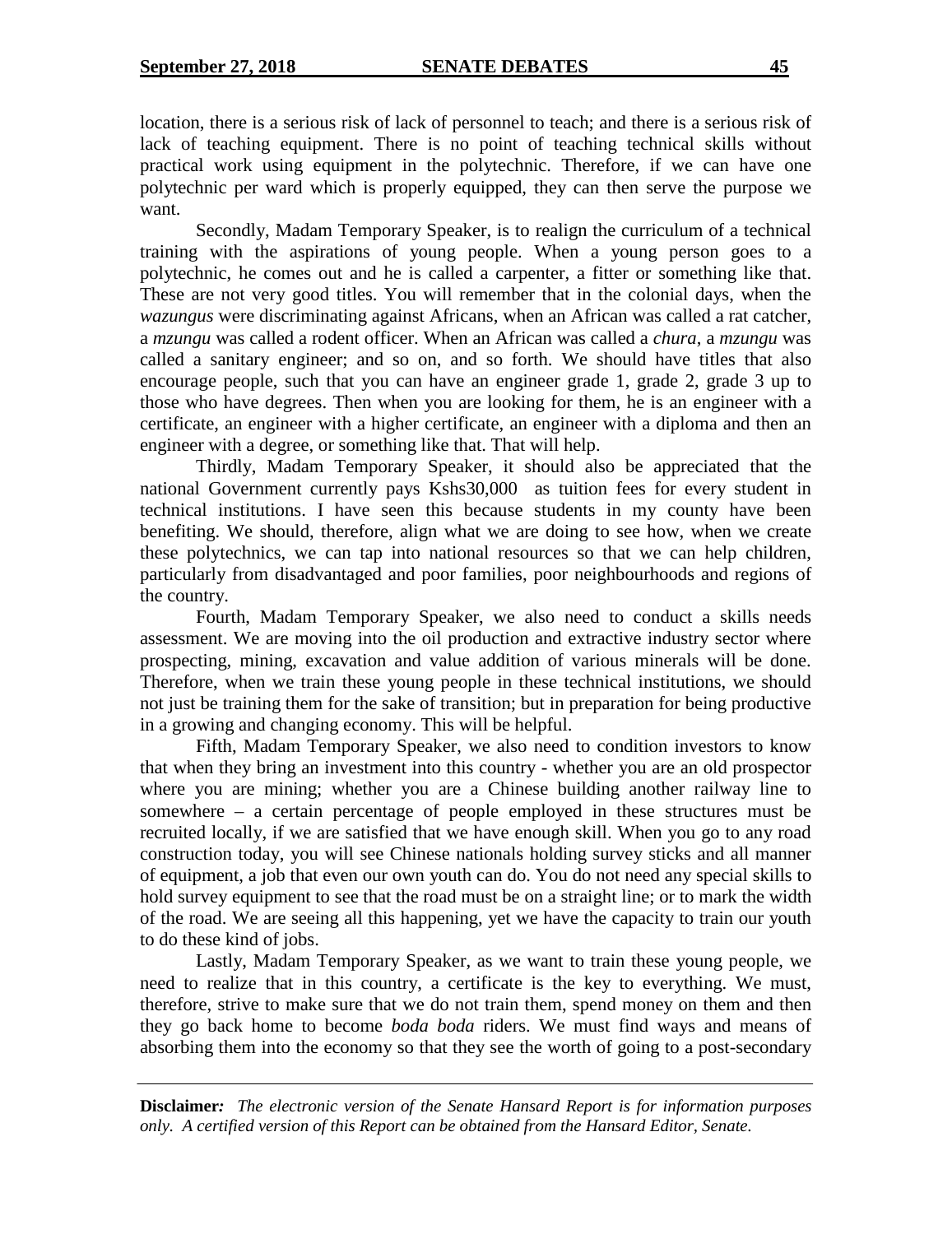location, there is a serious risk of lack of personnel to teach; and there is a serious risk of lack of teaching equipment. There is no point of teaching technical skills without practical work using equipment in the polytechnic. Therefore, if we can have one polytechnic per ward which is properly equipped, they can then serve the purpose we want.

Secondly, Madam Temporary Speaker, is to realign the curriculum of a technical training with the aspirations of young people. When a young person goes to a polytechnic, he comes out and he is called a carpenter, a fitter or something like that. These are not very good titles. You will remember that in the colonial days, when the *wazungus* were discriminating against Africans, when an African was called a rat catcher, a *mzungu* was called a rodent officer. When an African was called a *chura*, a *mzungu* was called a sanitary engineer; and so on, and so forth. We should have titles that also encourage people, such that you can have an engineer grade 1, grade 2, grade 3 up to those who have degrees. Then when you are looking for them, he is an engineer with a certificate, an engineer with a higher certificate, an engineer with a diploma and then an engineer with a degree, or something like that. That will help.

Thirdly, Madam Temporary Speaker, it should also be appreciated that the national Government currently pays Kshs30,000 as tuition fees for every student in technical institutions. I have seen this because students in my county have been benefiting. We should, therefore, align what we are doing to see how, when we create these polytechnics, we can tap into national resources so that we can help children, particularly from disadvantaged and poor families, poor neighbourhoods and regions of the country.

Fourth, Madam Temporary Speaker, we also need to conduct a skills needs assessment. We are moving into the oil production and extractive industry sector where prospecting, mining, excavation and value addition of various minerals will be done. Therefore, when we train these young people in these technical institutions, we should not just be training them for the sake of transition; but in preparation for being productive in a growing and changing economy. This will be helpful.

Fifth, Madam Temporary Speaker, we also need to condition investors to know that when they bring an investment into this country - whether you are an old prospector where you are mining; whether you are a Chinese building another railway line to somewhere – a certain percentage of people employed in these structures must be recruited locally, if we are satisfied that we have enough skill. When you go to any road construction today, you will see Chinese nationals holding survey sticks and all manner of equipment, a job that even our own youth can do. You do not need any special skills to hold survey equipment to see that the road must be on a straight line; or to mark the width of the road. We are seeing all this happening, yet we have the capacity to train our youth to do these kind of jobs.

Lastly, Madam Temporary Speaker, as we want to train these young people, we need to realize that in this country, a certificate is the key to everything. We must, therefore, strive to make sure that we do not train them, spend money on them and then they go back home to become *boda boda* riders. We must find ways and means of absorbing them into the economy so that they see the worth of going to a post-secondary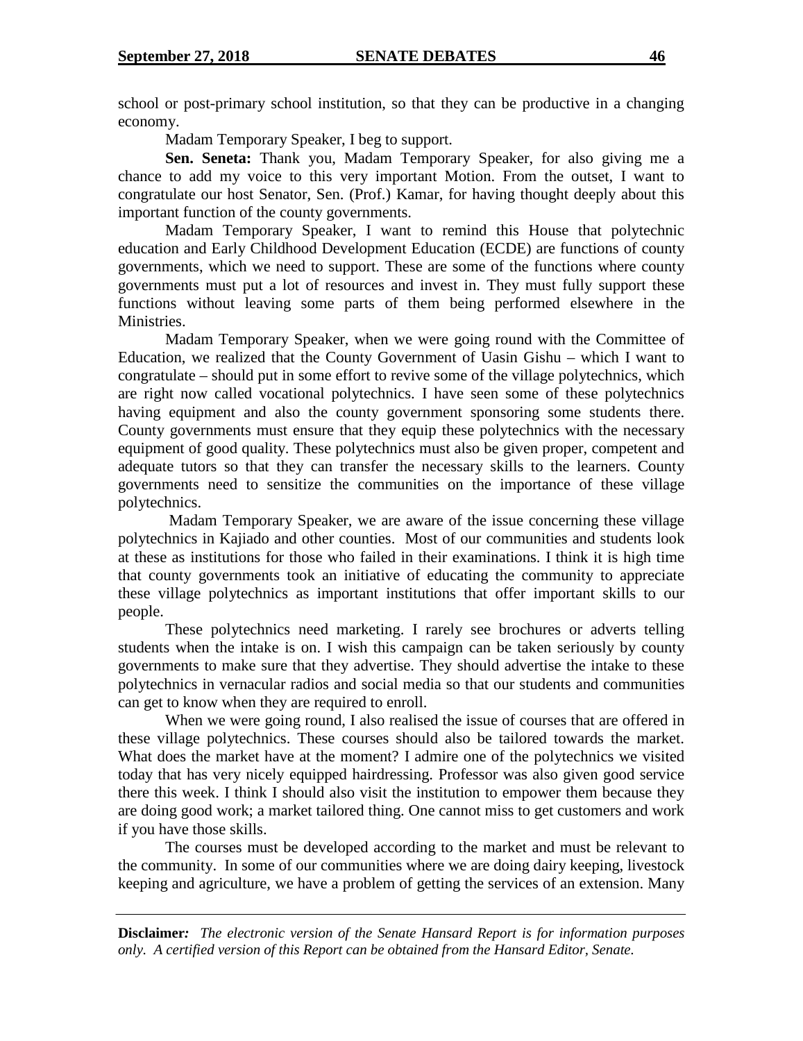school or post-primary school institution, so that they can be productive in a changing economy.

Madam Temporary Speaker, I beg to support.

**Sen. Seneta:** Thank you, Madam Temporary Speaker, for also giving me a chance to add my voice to this very important Motion. From the outset, I want to congratulate our host Senator, Sen. (Prof.) Kamar, for having thought deeply about this important function of the county governments.

Madam Temporary Speaker, I want to remind this House that polytechnic education and Early Childhood Development Education (ECDE) are functions of county governments, which we need to support. These are some of the functions where county governments must put a lot of resources and invest in. They must fully support these functions without leaving some parts of them being performed elsewhere in the Ministries.

Madam Temporary Speaker, when we were going round with the Committee of Education, we realized that the County Government of Uasin Gishu – which I want to congratulate – should put in some effort to revive some of the village polytechnics, which are right now called vocational polytechnics. I have seen some of these polytechnics having equipment and also the county government sponsoring some students there. County governments must ensure that they equip these polytechnics with the necessary equipment of good quality. These polytechnics must also be given proper, competent and adequate tutors so that they can transfer the necessary skills to the learners. County governments need to sensitize the communities on the importance of these village polytechnics.

Madam Temporary Speaker, we are aware of the issue concerning these village polytechnics in Kajiado and other counties. Most of our communities and students look at these as institutions for those who failed in their examinations. I think it is high time that county governments took an initiative of educating the community to appreciate these village polytechnics as important institutions that offer important skills to our people.

These polytechnics need marketing. I rarely see brochures or adverts telling students when the intake is on. I wish this campaign can be taken seriously by county governments to make sure that they advertise. They should advertise the intake to these polytechnics in vernacular radios and social media so that our students and communities can get to know when they are required to enroll.

When we were going round, I also realised the issue of courses that are offered in these village polytechnics. These courses should also be tailored towards the market. What does the market have at the moment? I admire one of the polytechnics we visited today that has very nicely equipped hairdressing. Professor was also given good service there this week. I think I should also visit the institution to empower them because they are doing good work; a market tailored thing. One cannot miss to get customers and work if you have those skills.

The courses must be developed according to the market and must be relevant to the community. In some of our communities where we are doing dairy keeping, livestock keeping and agriculture, we have a problem of getting the services of an extension. Many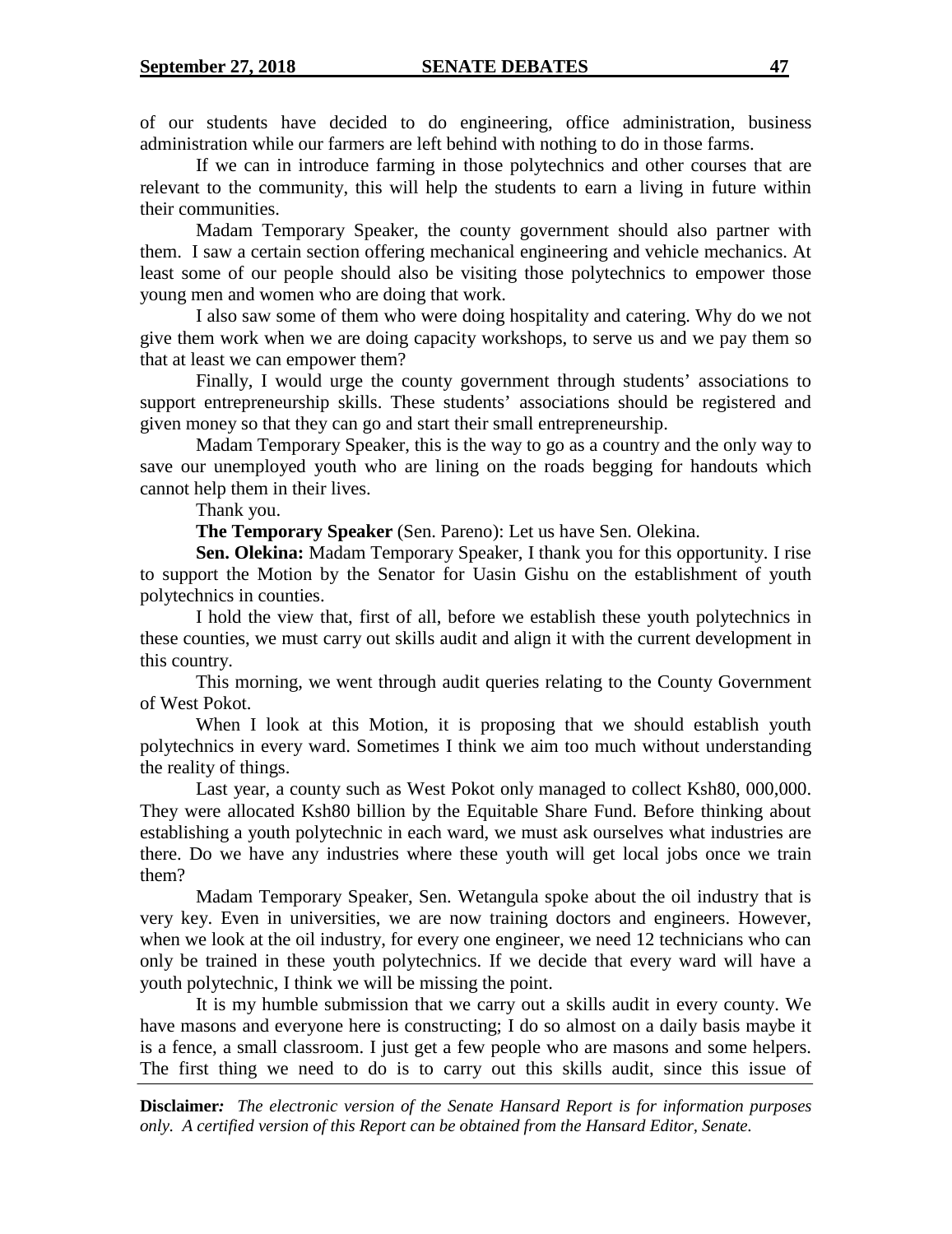of our students have decided to do engineering, office administration, business administration while our farmers are left behind with nothing to do in those farms.

If we can in introduce farming in those polytechnics and other courses that are relevant to the community, this will help the students to earn a living in future within their communities.

Madam Temporary Speaker, the county government should also partner with them. I saw a certain section offering mechanical engineering and vehicle mechanics. At least some of our people should also be visiting those polytechnics to empower those young men and women who are doing that work.

I also saw some of them who were doing hospitality and catering. Why do we not give them work when we are doing capacity workshops, to serve us and we pay them so that at least we can empower them?

Finally, I would urge the county government through students' associations to support entrepreneurship skills. These students' associations should be registered and given money so that they can go and start their small entrepreneurship.

Madam Temporary Speaker, this is the way to go as a country and the only way to save our unemployed youth who are lining on the roads begging for handouts which cannot help them in their lives.

Thank you.

**The Temporary Speaker** (Sen. Pareno): Let us have Sen. Olekina.

**Sen. Olekina:** Madam Temporary Speaker, I thank you for this opportunity. I rise to support the Motion by the Senator for Uasin Gishu on the establishment of youth polytechnics in counties.

I hold the view that, first of all, before we establish these youth polytechnics in these counties, we must carry out skills audit and align it with the current development in this country.

This morning, we went through audit queries relating to the County Government of West Pokot.

When I look at this Motion, it is proposing that we should establish youth polytechnics in every ward. Sometimes I think we aim too much without understanding the reality of things.

Last year, a county such as West Pokot only managed to collect Ksh80, 000,000. They were allocated Ksh80 billion by the Equitable Share Fund. Before thinking about establishing a youth polytechnic in each ward, we must ask ourselves what industries are there. Do we have any industries where these youth will get local jobs once we train them?

Madam Temporary Speaker, Sen. Wetangula spoke about the oil industry that is very key. Even in universities, we are now training doctors and engineers. However, when we look at the oil industry, for every one engineer, we need 12 technicians who can only be trained in these youth polytechnics. If we decide that every ward will have a youth polytechnic, I think we will be missing the point.

It is my humble submission that we carry out a skills audit in every county. We have masons and everyone here is constructing; I do so almost on a daily basis maybe it is a fence, a small classroom. I just get a few people who are masons and some helpers. The first thing we need to do is to carry out this skills audit, since this issue of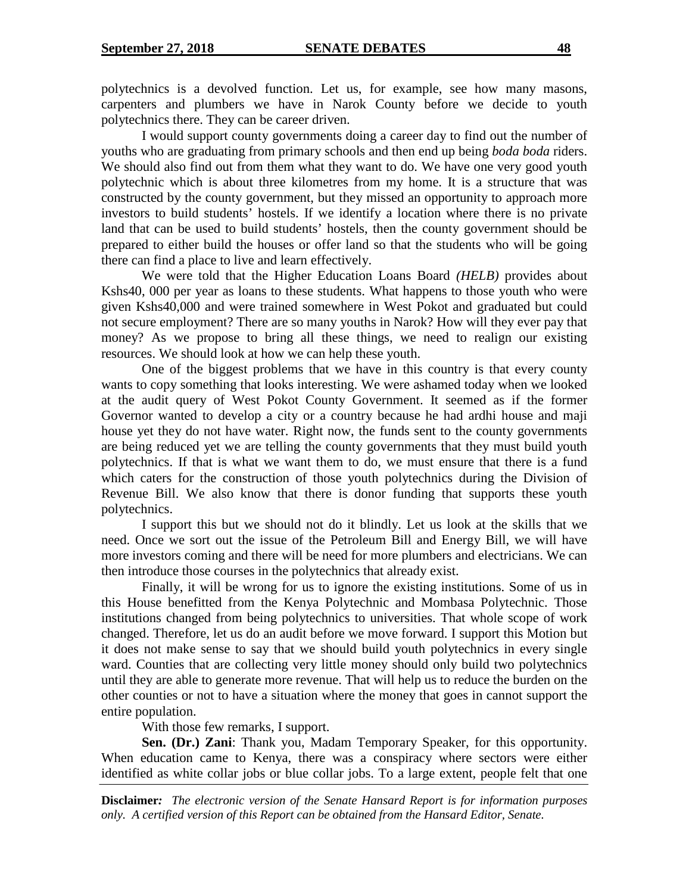polytechnics is a devolved function. Let us, for example, see how many masons, carpenters and plumbers we have in Narok County before we decide to youth polytechnics there. They can be career driven.

I would support county governments doing a career day to find out the number of youths who are graduating from primary schools and then end up being *boda boda* riders. We should also find out from them what they want to do. We have one very good youth polytechnic which is about three kilometres from my home. It is a structure that was constructed by the county government, but they missed an opportunity to approach more investors to build students' hostels. If we identify a location where there is no private land that can be used to build students' hostels, then the county government should be prepared to either build the houses or offer land so that the students who will be going there can find a place to live and learn effectively.

We were told that the Higher Education Loans Board *(HELB)* provides about Kshs40, 000 per year as loans to these students. What happens to those youth who were given Kshs40,000 and were trained somewhere in West Pokot and graduated but could not secure employment? There are so many youths in Narok? How will they ever pay that money? As we propose to bring all these things, we need to realign our existing resources. We should look at how we can help these youth.

One of the biggest problems that we have in this country is that every county wants to copy something that looks interesting. We were ashamed today when we looked at the audit query of West Pokot County Government. It seemed as if the former Governor wanted to develop a city or a country because he had ardhi house and maji house yet they do not have water. Right now, the funds sent to the county governments are being reduced yet we are telling the county governments that they must build youth polytechnics. If that is what we want them to do, we must ensure that there is a fund which caters for the construction of those youth polytechnics during the Division of Revenue Bill. We also know that there is donor funding that supports these youth polytechnics.

I support this but we should not do it blindly. Let us look at the skills that we need. Once we sort out the issue of the Petroleum Bill and Energy Bill, we will have more investors coming and there will be need for more plumbers and electricians. We can then introduce those courses in the polytechnics that already exist.

Finally, it will be wrong for us to ignore the existing institutions. Some of us in this House benefitted from the Kenya Polytechnic and Mombasa Polytechnic. Those institutions changed from being polytechnics to universities. That whole scope of work changed. Therefore, let us do an audit before we move forward. I support this Motion but it does not make sense to say that we should build youth polytechnics in every single ward. Counties that are collecting very little money should only build two polytechnics until they are able to generate more revenue. That will help us to reduce the burden on the other counties or not to have a situation where the money that goes in cannot support the entire population.

With those few remarks, I support.

**Sen. (Dr.) Zani**: Thank you, Madam Temporary Speaker, for this opportunity. When education came to Kenya, there was a conspiracy where sectors were either identified as white collar jobs or blue collar jobs. To a large extent, people felt that one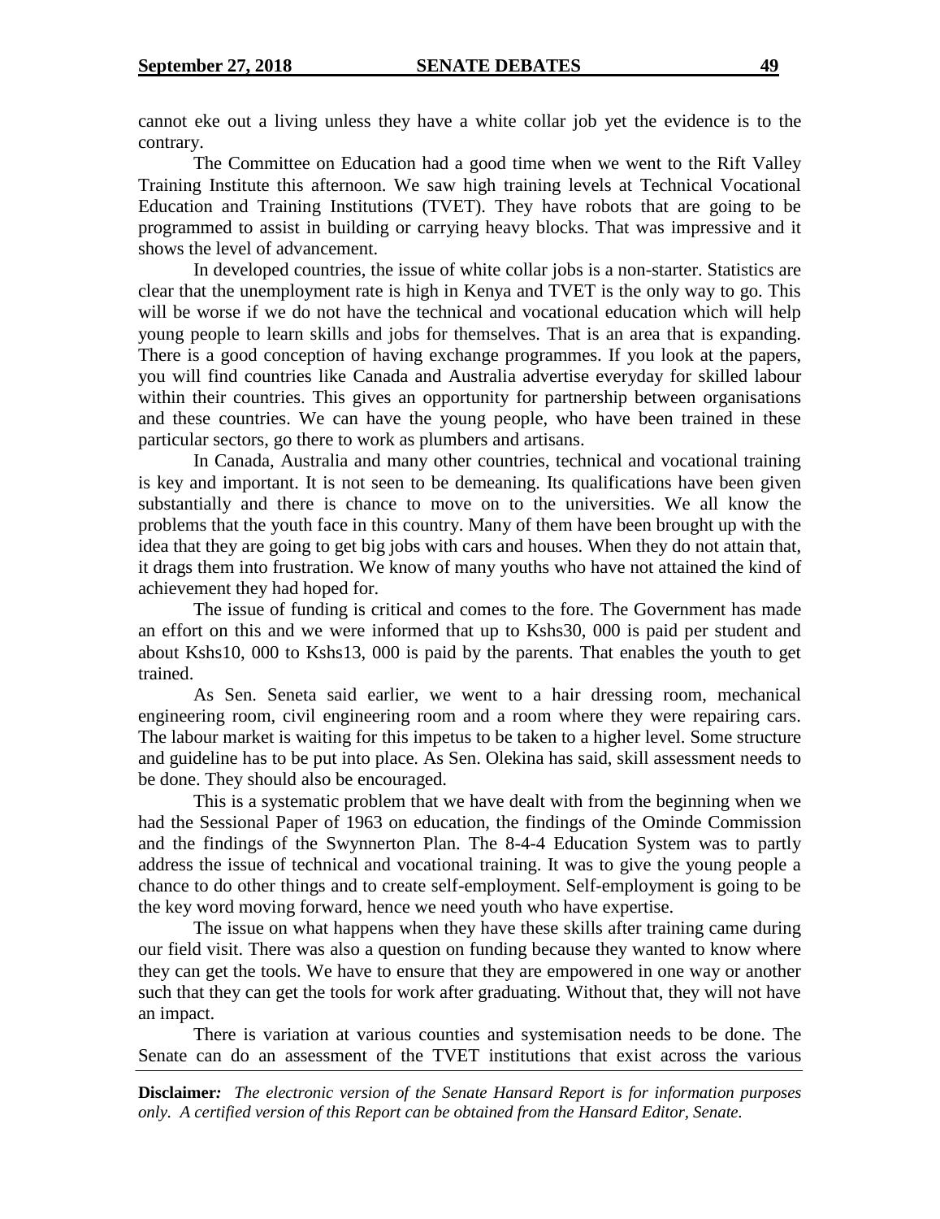cannot eke out a living unless they have a white collar job yet the evidence is to the contrary.

The Committee on Education had a good time when we went to the Rift Valley Training Institute this afternoon. We saw high training levels at Technical Vocational Education and Training Institutions (TVET). They have robots that are going to be programmed to assist in building or carrying heavy blocks. That was impressive and it shows the level of advancement.

In developed countries, the issue of white collar jobs is a non-starter. Statistics are clear that the unemployment rate is high in Kenya and TVET is the only way to go. This will be worse if we do not have the technical and vocational education which will help young people to learn skills and jobs for themselves. That is an area that is expanding. There is a good conception of having exchange programmes. If you look at the papers, you will find countries like Canada and Australia advertise everyday for skilled labour within their countries. This gives an opportunity for partnership between organisations and these countries. We can have the young people, who have been trained in these particular sectors, go there to work as plumbers and artisans.

In Canada, Australia and many other countries, technical and vocational training is key and important. It is not seen to be demeaning. Its qualifications have been given substantially and there is chance to move on to the universities. We all know the problems that the youth face in this country. Many of them have been brought up with the idea that they are going to get big jobs with cars and houses. When they do not attain that, it drags them into frustration. We know of many youths who have not attained the kind of achievement they had hoped for.

The issue of funding is critical and comes to the fore. The Government has made an effort on this and we were informed that up to Kshs30, 000 is paid per student and about Kshs10, 000 to Kshs13, 000 is paid by the parents. That enables the youth to get trained.

As Sen. Seneta said earlier, we went to a hair dressing room, mechanical engineering room, civil engineering room and a room where they were repairing cars. The labour market is waiting for this impetus to be taken to a higher level. Some structure and guideline has to be put into place. As Sen. Olekina has said, skill assessment needs to be done. They should also be encouraged.

This is a systematic problem that we have dealt with from the beginning when we had the Sessional Paper of 1963 on education, the findings of the Ominde Commission and the findings of the Swynnerton Plan. The 8-4-4 Education System was to partly address the issue of technical and vocational training. It was to give the young people a chance to do other things and to create self-employment. Self-employment is going to be the key word moving forward, hence we need youth who have expertise.

The issue on what happens when they have these skills after training came during our field visit. There was also a question on funding because they wanted to know where they can get the tools. We have to ensure that they are empowered in one way or another such that they can get the tools for work after graduating. Without that, they will not have an impact.

There is variation at various counties and systemisation needs to be done. The Senate can do an assessment of the TVET institutions that exist across the various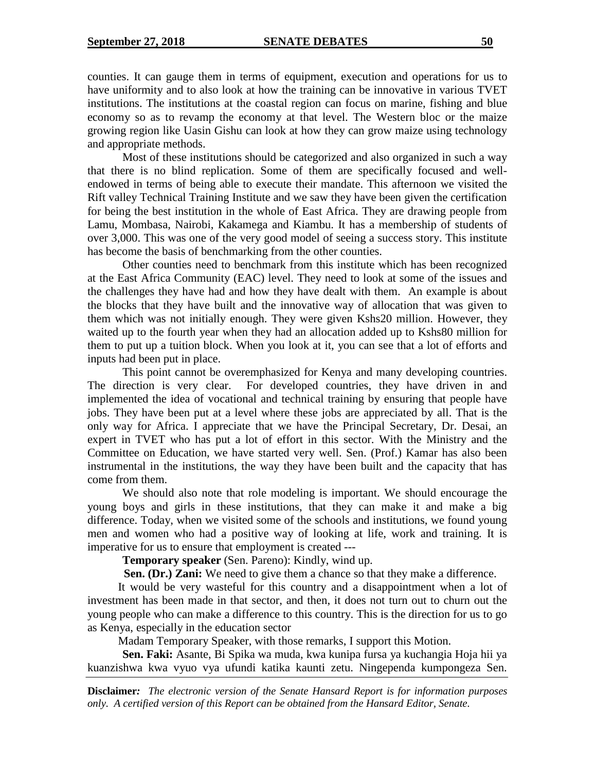counties. It can gauge them in terms of equipment, execution and operations for us to have uniformity and to also look at how the training can be innovative in various TVET institutions. The institutions at the coastal region can focus on marine, fishing and blue economy so as to revamp the economy at that level. The Western bloc or the maize growing region like Uasin Gishu can look at how they can grow maize using technology and appropriate methods.

Most of these institutions should be categorized and also organized in such a way that there is no blind replication. Some of them are specifically focused and well-endowed in terms of being able to execute their mandate. This afternoon we visited the Rift valley Technical Training Institute and we saw they have been given the certification for being the best institution in the whole of East Africa. They are drawing people from Lamu, Mombasa, Nairobi, Kakamega and Kiambu. It has a membership of students of over 3,000. This was one of the very good model of seeing a success story. This institute has become the basis of benchmarking from the other counties.

Other counties need to benchmark from this institute which has been recognized at the East Africa Community (EAC) level. They need to look at some of the issues and the challenges they have had and how they have dealt with them. An example is about the blocks that they have built and the innovative way of allocation that was given to them which was not initially enough. They were given Kshs20 million. However, they waited up to the fourth year when they had an allocation added up to Kshs80 million for them to put up a tuition block. When you look at it, you can see that a lot of efforts and inputs had been put in place.

This point cannot be overemphasized for Kenya and many developing countries. The direction is very clear. For developed countries, they have driven in and implemented the idea of vocational and technical training by ensuring that people have jobs. They have been put at a level where these jobs are appreciated by all. That is the only way for Africa. I appreciate that we have the Principal Secretary, Dr. Desai, an expert in TVET who has put a lot of effort in this sector. With the Ministry and the Committee on Education, we have started very well. Sen. (Prof.) Kamar has also been instrumental in the institutions, the way they have been built and the capacity that has come from them.

We should also note that role modeling is important. We should encourage the young boys and girls in these institutions, that they can make it and make a big difference. Today, when we visited some of the schools and institutions, we found young men and women who had a positive way of looking at life, work and training. It is imperative for us to ensure that employment is created ---

**Temporary speaker** (Sen. Pareno): Kindly, wind up.

**Sen. (Dr.) Zani:** We need to give them a chance so that they make a difference.

It would be very wasteful for this country and a disappointment when a lot of investment has been made in that sector, and then, it does not turn out to churn out the young people who can make a difference to this country. This is the direction for us to go as Kenya, especially in the education sector

Madam Temporary Speaker, with those remarks, I support this Motion.

**Sen. Faki:** Asante, Bi Spika wa muda, kwa kunipa fursa ya kuchangia Hoja hii ya kuanzishwa kwa vyuo vya ufundi katika kaunti zetu. Ningependa kumpongeza Sen.

**Disclaimer***: The electronic version of the Senate Hansard Report is for information purposes only. A certified version of this Report can be obtained from the Hansard Editor, Senate.*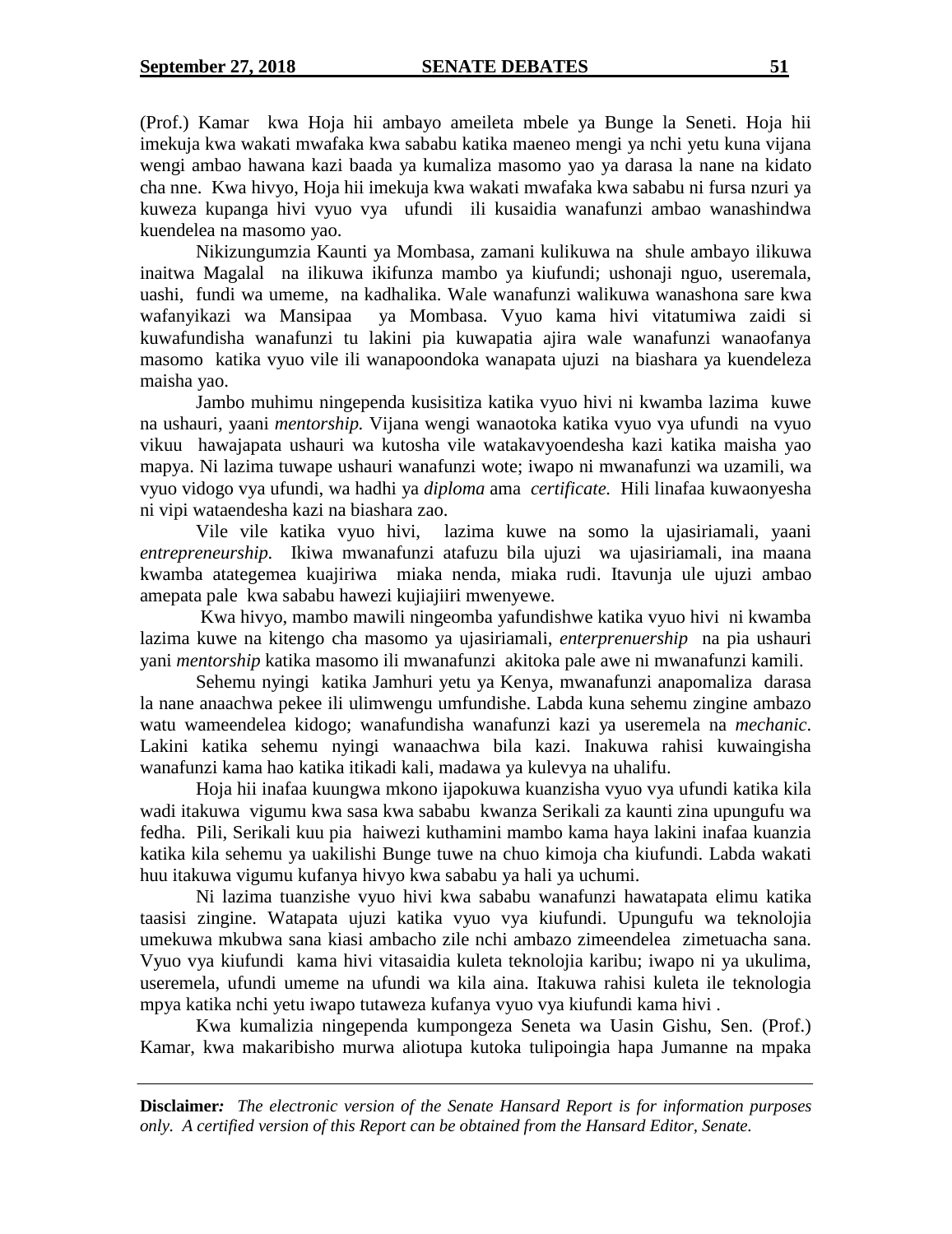(Prof.) Kamar kwa Hoja hii ambayo ameileta mbele ya Bunge la Seneti. Hoja hii imekuja kwa wakati mwafaka kwa sababu katika maeneo mengi ya nchi yetu kuna vijana wengi ambao hawana kazi baada ya kumaliza masomo yao ya darasa la nane na kidato cha nne. Kwa hivyo, Hoja hii imekuja kwa wakati mwafaka kwa sababu ni fursa nzuri ya kuweza kupanga hivi vyuo vya ufundi ili kusaidia wanafunzi ambao wanashindwa kuendelea na masomo yao.

Nikizungumzia Kaunti ya Mombasa, zamani kulikuwa na shule ambayo ilikuwa inaitwa Magalal na ilikuwa ikifunza mambo ya kiufundi; ushonaji nguo, useremala, uashi, fundi wa umeme, na kadhalika. Wale wanafunzi walikuwa wanashona sare kwa wafanyikazi wa Mansipaa ya Mombasa. Vyuo kama hivi vitatumiwa zaidi si kuwafundisha wanafunzi tu lakini pia kuwapatia ajira wale wanafunzi wanaofanya masomo katika vyuo vile ili wanapoondoka wanapata ujuzi na biashara ya kuendeleza maisha yao.

Jambo muhimu ningependa kusisitiza katika vyuo hivi ni kwamba lazima kuwe na ushauri, yaani *mentorship.* Vijana wengi wanaotoka katika vyuo vya ufundi na vyuo vikuu hawajapata ushauri wa kutosha vile watakavyoendesha kazi katika maisha yao mapya. Ni lazima tuwape ushauri wanafunzi wote; iwapo ni mwanafunzi wa uzamili, wa vyuo vidogo vya ufundi, wa hadhi ya *diploma* ama *certificate.* Hili linafaa kuwaonyesha ni vipi wataendesha kazi na biashara zao.

Vile vile katika vyuo hivi, lazima kuwe na somo la ujasiriamali, yaani *entrepreneurship.* Ikiwa mwanafunzi atafuzu bila ujuzi wa ujasiriamali, ina maana kwamba atategemea kuajiriwa miaka nenda, miaka rudi. Itavunja ule ujuzi ambao amepata pale kwa sababu hawezi kujiajiiri mwenyewe.

Kwa hivyo, mambo mawili ningeomba yafundishwe katika vyuo hivi ni kwamba lazima kuwe na kitengo cha masomo ya ujasiriamali, *enterprenuership* na pia ushauri yani *mentorship* katika masomo ili mwanafunzi akitoka pale awe ni mwanafunzi kamili.

Sehemu nyingi katika Jamhuri yetu ya Kenya, mwanafunzi anapomaliza darasa la nane anaachwa pekee ili ulimwengu umfundishe. Labda kuna sehemu zingine ambazo watu wameendelea kidogo; wanafundisha wanafunzi kazi ya useremela na *mechanic*. Lakini katika sehemu nyingi wanaachwa bila kazi. Inakuwa rahisi kuwaingisha wanafunzi kama hao katika itikadi kali, madawa ya kulevya na uhalifu.

Hoja hii inafaa kuungwa mkono ijapokuwa kuanzisha vyuo vya ufundi katika kila wadi itakuwa vigumu kwa sasa kwa sababu kwanza Serikali za kaunti zina upungufu wa fedha. Pili, Serikali kuu pia haiwezi kuthamini mambo kama haya lakini inafaa kuanzia katika kila sehemu ya uakilishi Bunge tuwe na chuo kimoja cha kiufundi. Labda wakati huu itakuwa vigumu kufanya hivyo kwa sababu ya hali ya uchumi.

Ni lazima tuanzishe vyuo hivi kwa sababu wanafunzi hawatapata elimu katika taasisi zingine. Watapata ujuzi katika vyuo vya kiufundi. Upungufu wa teknolojia umekuwa mkubwa sana kiasi ambacho zile nchi ambazo zimeendelea zimetuacha sana. Vyuo vya kiufundi kama hivi vitasaidia kuleta teknolojia karibu; iwapo ni ya ukulima, useremela, ufundi umeme na ufundi wa kila aina. Itakuwa rahisi kuleta ile teknologia mpya katika nchi yetu iwapo tutaweza kufanya vyuo vya kiufundi kama hivi .

Kwa kumalizia ningependa kumpongeza Seneta wa Uasin Gishu, Sen. (Prof.) Kamar, kwa makaribisho murwa aliotupa kutoka tulipoingia hapa Jumanne na mpaka

**Disclaimer***: The electronic version of the Senate Hansard Report is for information purposes only. A certified version of this Report can be obtained from the Hansard Editor, Senate.*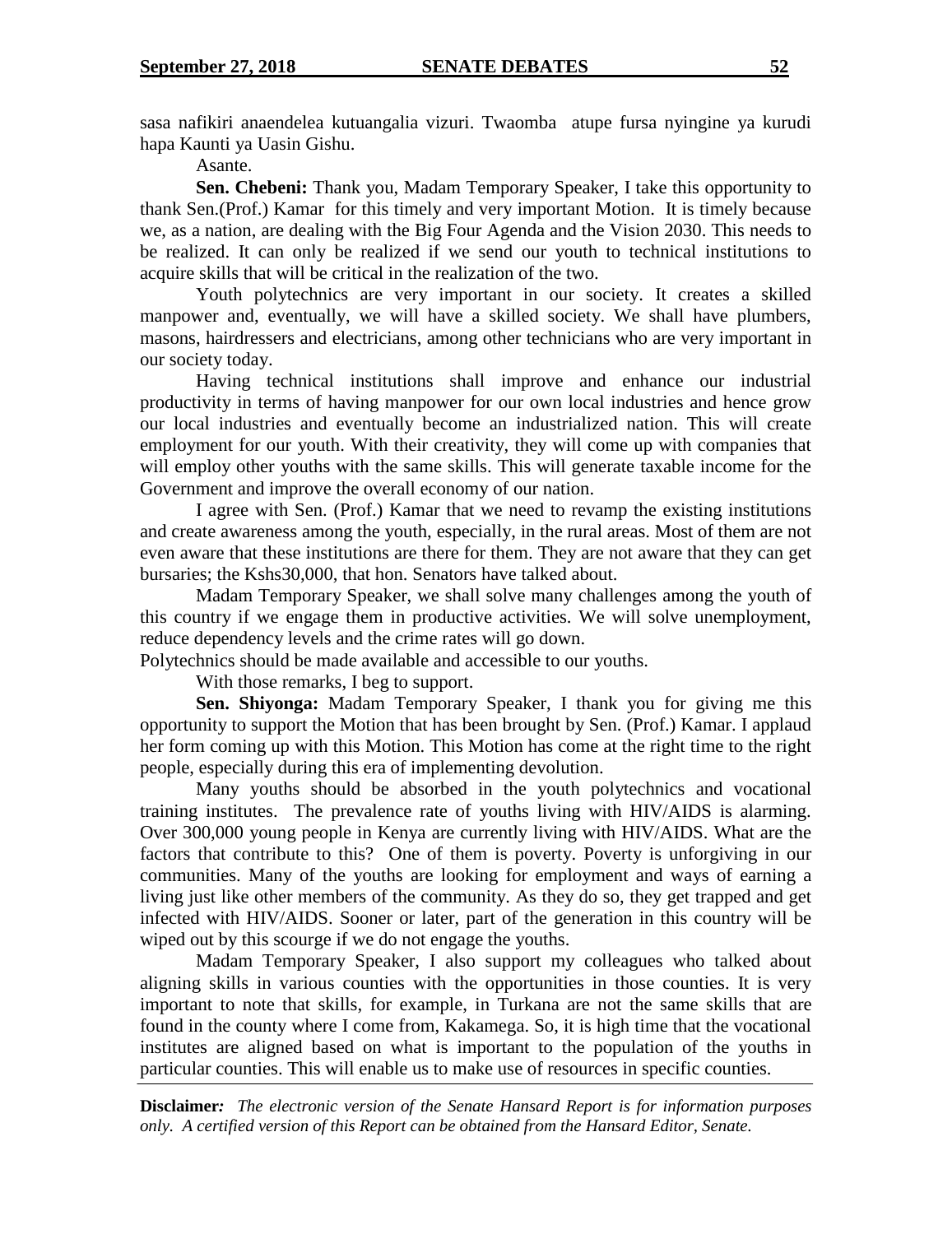sasa nafikiri anaendelea kutuangalia vizuri. Twaomba atupe fursa nyingine ya kurudi hapa Kaunti ya Uasin Gishu.

Asante.

**Sen. Chebeni:** Thank you, Madam Temporary Speaker, I take this opportunity to thank Sen.(Prof.) Kamar for this timely and very important Motion. It is timely because we, as a nation, are dealing with the Big Four Agenda and the Vision 2030. This needs to be realized. It can only be realized if we send our youth to technical institutions to acquire skills that will be critical in the realization of the two.

Youth polytechnics are very important in our society. It creates a skilled manpower and, eventually, we will have a skilled society. We shall have plumbers, masons, hairdressers and electricians, among other technicians who are very important in our society today.

Having technical institutions shall improve and enhance our industrial productivity in terms of having manpower for our own local industries and hence grow our local industries and eventually become an industrialized nation. This will create employment for our youth. With their creativity, they will come up with companies that will employ other youths with the same skills. This will generate taxable income for the Government and improve the overall economy of our nation.

I agree with Sen. (Prof.) Kamar that we need to revamp the existing institutions and create awareness among the youth, especially, in the rural areas. Most of them are not even aware that these institutions are there for them. They are not aware that they can get bursaries; the Kshs30,000, that hon. Senators have talked about.

Madam Temporary Speaker, we shall solve many challenges among the youth of this country if we engage them in productive activities. We will solve unemployment, reduce dependency levels and the crime rates will go down.

Polytechnics should be made available and accessible to our youths.

With those remarks, I beg to support.

**Sen. Shiyonga:** Madam Temporary Speaker, I thank you for giving me this opportunity to support the Motion that has been brought by Sen. (Prof.) Kamar. I applaud her form coming up with this Motion. This Motion has come at the right time to the right people, especially during this era of implementing devolution.

Many youths should be absorbed in the youth polytechnics and vocational training institutes. The prevalence rate of youths living with HIV/AIDS is alarming. Over 300,000 young people in Kenya are currently living with HIV/AIDS. What are the factors that contribute to this? One of them is poverty. Poverty is unforgiving in our communities. Many of the youths are looking for employment and ways of earning a living just like other members of the community. As they do so, they get trapped and get infected with HIV/AIDS. Sooner or later, part of the generation in this country will be wiped out by this scourge if we do not engage the youths.

Madam Temporary Speaker, I also support my colleagues who talked about aligning skills in various counties with the opportunities in those counties. It is very important to note that skills, for example, in Turkana are not the same skills that are found in the county where I come from, Kakamega. So, it is high time that the vocational institutes are aligned based on what is important to the population of the youths in particular counties. This will enable us to make use of resources in specific counties.

**Disclaimer:** *The electronic version of the Senate Hansard Report is for information purposes only. A certified version of this Report can be obtained from the Hansard Editor, Senate.*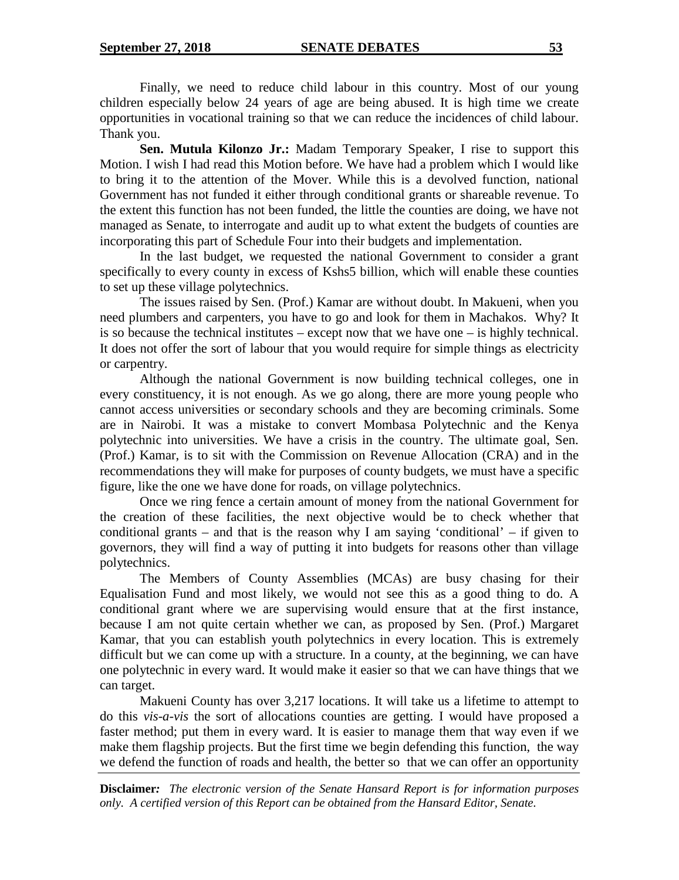Finally, we need to reduce child labour in this country. Most of our young children especially below 24 years of age are being abused. It is high time we create opportunities in vocational training so that we can reduce the incidences of child labour. Thank you.

**Sen. Mutula Kilonzo Jr.:** Madam Temporary Speaker, I rise to support this Motion. I wish I had read this Motion before. We have had a problem which I would like to bring it to the attention of the Mover. While this is a devolved function, national Government has not funded it either through conditional grants or shareable revenue. To the extent this function has not been funded, the little the counties are doing, we have not managed as Senate, to interrogate and audit up to what extent the budgets of counties are incorporating this part of Schedule Four into their budgets and implementation.

In the last budget, we requested the national Government to consider a grant specifically to every county in excess of Kshs5 billion, which will enable these counties to set up these village polytechnics.

The issues raised by Sen. (Prof.) Kamar are without doubt. In Makueni, when you need plumbers and carpenters, you have to go and look for them in Machakos. Why? It is so because the technical institutes – except now that we have one – is highly technical. It does not offer the sort of labour that you would require for simple things as electricity or carpentry.

Although the national Government is now building technical colleges, one in every constituency, it is not enough. As we go along, there are more young people who cannot access universities or secondary schools and they are becoming criminals. Some are in Nairobi. It was a mistake to convert Mombasa Polytechnic and the Kenya polytechnic into universities. We have a crisis in the country. The ultimate goal, Sen. (Prof.) Kamar, is to sit with the Commission on Revenue Allocation (CRA) and in the recommendations they will make for purposes of county budgets, we must have a specific figure, like the one we have done for roads, on village polytechnics.

Once we ring fence a certain amount of money from the national Government for the creation of these facilities, the next objective would be to check whether that conditional grants – and that is the reason why I am saying 'conditional' – if given to governors, they will find a way of putting it into budgets for reasons other than village polytechnics.

The Members of County Assemblies (MCAs) are busy chasing for their Equalisation Fund and most likely, we would not see this as a good thing to do. A conditional grant where we are supervising would ensure that at the first instance, because I am not quite certain whether we can, as proposed by Sen. (Prof.) Margaret Kamar, that you can establish youth polytechnics in every location. This is extremely difficult but we can come up with a structure. In a county, at the beginning, we can have one polytechnic in every ward. It would make it easier so that we can have things that we can target.

Makueni County has over 3,217 locations. It will take us a lifetime to attempt to do this *vis-a-vis* the sort of allocations counties are getting. I would have proposed a faster method; put them in every ward. It is easier to manage them that way even if we make them flagship projects. But the first time we begin defending this function, the way we defend the function of roads and health, the better so that we can offer an opportunity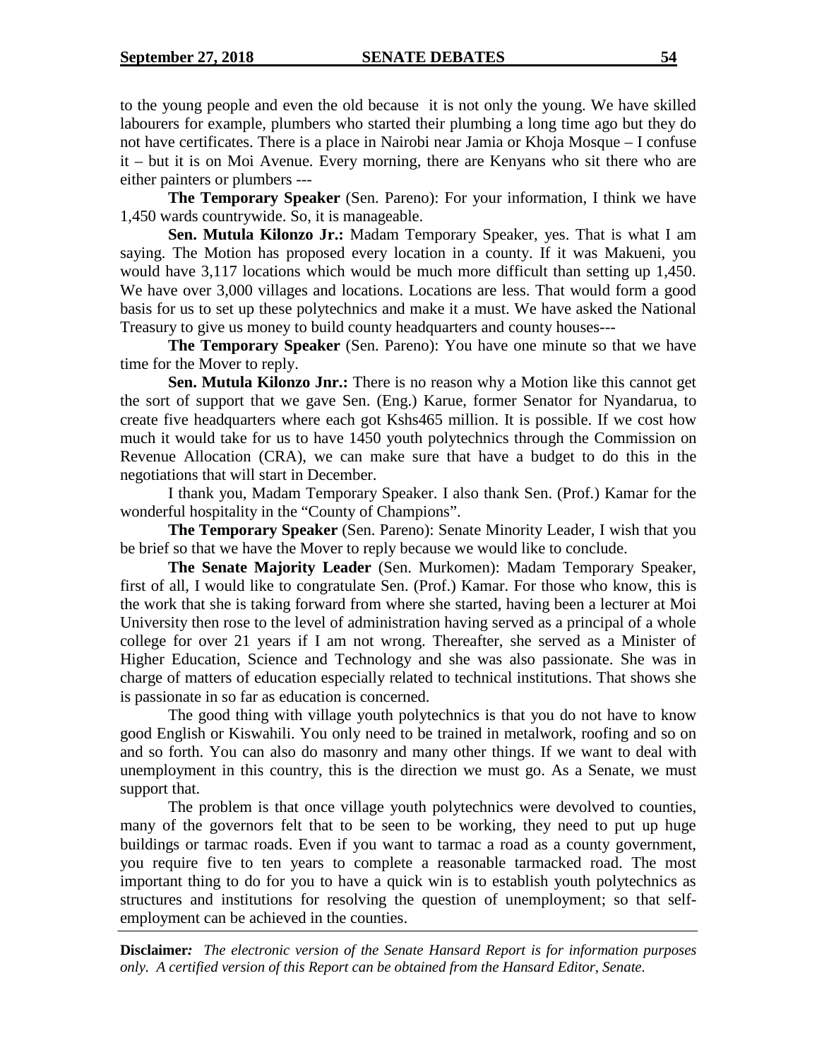to the young people and even the old because it is not only the young. We have skilled labourers for example, plumbers who started their plumbing a long time ago but they do not have certificates. There is a place in Nairobi near Jamia or Khoja Mosque – I confuse it – but it is on Moi Avenue. Every morning, there are Kenyans who sit there who are either painters or plumbers ---

**The Temporary Speaker** (Sen. Pareno): For your information, I think we have 1,450 wards countrywide. So, it is manageable.

**Sen. Mutula Kilonzo Jr.:** Madam Temporary Speaker, yes. That is what I am saying. The Motion has proposed every location in a county. If it was Makueni, you would have 3,117 locations which would be much more difficult than setting up 1,450. We have over 3,000 villages and locations. Locations are less. That would form a good basis for us to set up these polytechnics and make it a must. We have asked the National Treasury to give us money to build county headquarters and county houses---

**The Temporary Speaker** (Sen. Pareno): You have one minute so that we have time for the Mover to reply.

**Sen. Mutula Kilonzo Jnr.:** There is no reason why a Motion like this cannot get the sort of support that we gave Sen. (Eng.) Karue, former Senator for Nyandarua, to create five headquarters where each got Kshs465 million. It is possible. If we cost how much it would take for us to have 1450 youth polytechnics through the Commission on Revenue Allocation (CRA), we can make sure that have a budget to do this in the negotiations that will start in December.

I thank you, Madam Temporary Speaker. I also thank Sen. (Prof.) Kamar for the wonderful hospitality in the "County of Champions".

**The Temporary Speaker** (Sen. Pareno): Senate Minority Leader, I wish that you be brief so that we have the Mover to reply because we would like to conclude.

**The Senate Majority Leader** (Sen. Murkomen): Madam Temporary Speaker, first of all, I would like to congratulate Sen. (Prof.) Kamar. For those who know, this is the work that she is taking forward from where she started, having been a lecturer at Moi University then rose to the level of administration having served as a principal of a whole college for over 21 years if I am not wrong. Thereafter, she served as a Minister of Higher Education, Science and Technology and she was also passionate. She was in charge of matters of education especially related to technical institutions. That shows she is passionate in so far as education is concerned.

The good thing with village youth polytechnics is that you do not have to know good English or Kiswahili. You only need to be trained in metalwork, roofing and so on and so forth. You can also do masonry and many other things. If we want to deal with unemployment in this country, this is the direction we must go. As a Senate, we must support that.

The problem is that once village youth polytechnics were devolved to counties, many of the governors felt that to be seen to be working, they need to put up huge buildings or tarmac roads. Even if you want to tarmac a road as a county government, you require five to ten years to complete a reasonable tarmacked road. The most important thing to do for you to have a quick win is to establish youth polytechnics as structures and institutions for resolving the question of unemployment; so that self-employment can be achieved in the counties.

**Disclaimer:** *The electronic version of the Senate Hansard Report is for information purposes only. A certified version of this Report can be obtained from the Hansard Editor, Senate.*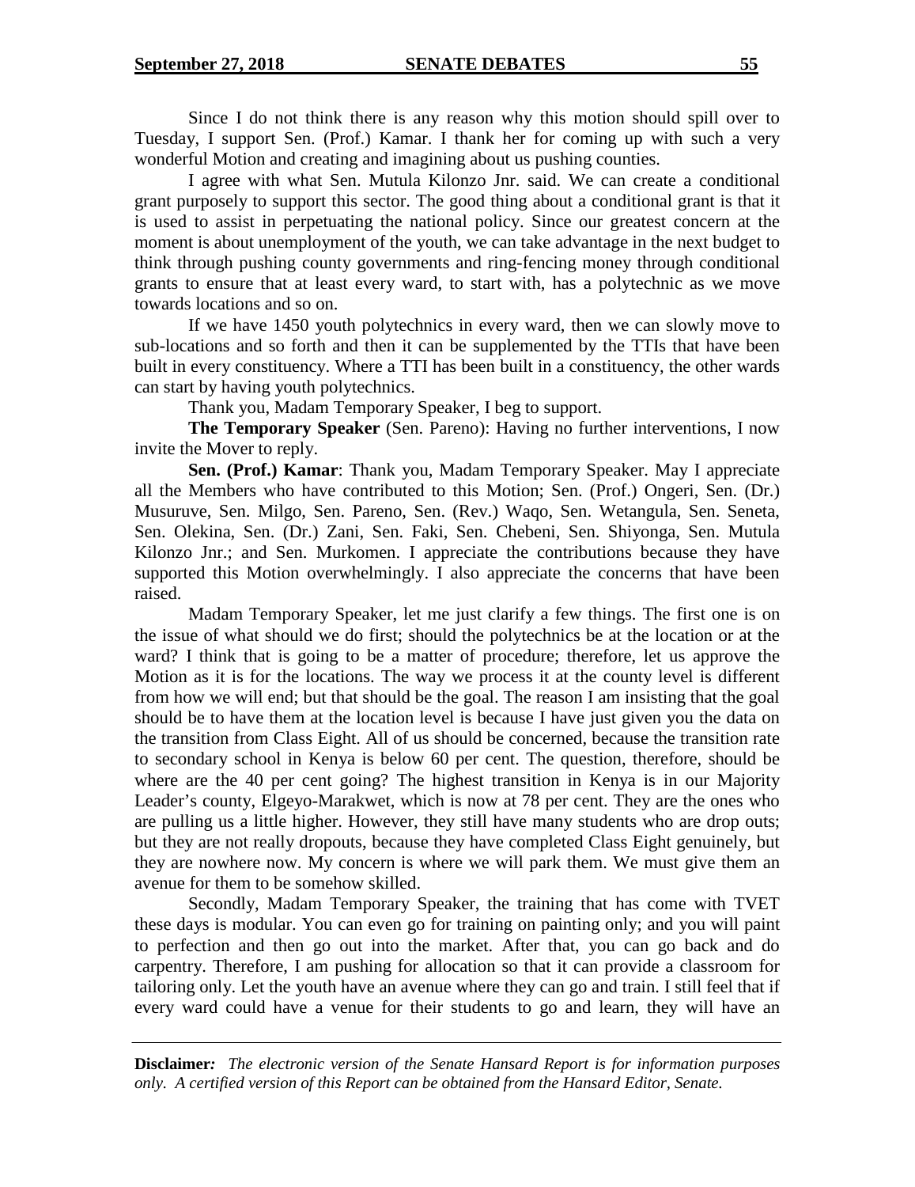Since I do not think there is any reason why this motion should spill over to Tuesday, I support Sen. (Prof.) Kamar. I thank her for coming up with such a very wonderful Motion and creating and imagining about us pushing counties.

I agree with what Sen. Mutula Kilonzo Jnr. said. We can create a conditional grant purposely to support this sector. The good thing about a conditional grant is that it is used to assist in perpetuating the national policy. Since our greatest concern at the moment is about unemployment of the youth, we can take advantage in the next budget to think through pushing county governments and ring-fencing money through conditional grants to ensure that at least every ward, to start with, has a polytechnic as we move towards locations and so on.

If we have 1450 youth polytechnics in every ward, then we can slowly move to sub-locations and so forth and then it can be supplemented by the TTIs that have been built in every constituency. Where a TTI has been built in a constituency, the other wards can start by having youth polytechnics.

Thank you, Madam Temporary Speaker, I beg to support.

**The Temporary Speaker** (Sen. Pareno): Having no further interventions, I now invite the Mover to reply.

**Sen. (Prof.) Kamar**: Thank you, Madam Temporary Speaker. May I appreciate all the Members who have contributed to this Motion; Sen. (Prof.) Ongeri, Sen. (Dr.) Musuruve, Sen. Milgo, Sen. Pareno, Sen. (Rev.) Waqo, Sen. Wetangula, Sen. Seneta, Sen. Olekina, Sen. (Dr.) Zani, Sen. Faki, Sen. Chebeni, Sen. Shiyonga, Sen. Mutula Kilonzo Jnr.; and Sen. Murkomen. I appreciate the contributions because they have supported this Motion overwhelmingly. I also appreciate the concerns that have been raised.

Madam Temporary Speaker, let me just clarify a few things. The first one is on the issue of what should we do first; should the polytechnics be at the location or at the ward? I think that is going to be a matter of procedure; therefore, let us approve the Motion as it is for the locations. The way we process it at the county level is different from how we will end; but that should be the goal. The reason I am insisting that the goal should be to have them at the location level is because I have just given you the data on the transition from Class Eight. All of us should be concerned, because the transition rate to secondary school in Kenya is below 60 per cent. The question, therefore, should be where are the 40 per cent going? The highest transition in Kenya is in our Majority Leader's county, Elgeyo-Marakwet, which is now at 78 per cent. They are the ones who are pulling us a little higher. However, they still have many students who are drop outs; but they are not really dropouts, because they have completed Class Eight genuinely, but they are nowhere now. My concern is where we will park them. We must give them an avenue for them to be somehow skilled.

Secondly, Madam Temporary Speaker, the training that has come with TVET these days is modular. You can even go for training on painting only; and you will paint to perfection and then go out into the market. After that, you can go back and do carpentry. Therefore, I am pushing for allocation so that it can provide a classroom for tailoring only. Let the youth have an avenue where they can go and train. I still feel that if every ward could have a venue for their students to go and learn, they will have an

**Disclaimer***:* *The electronic version of the Senate Hansard Report is for information purposes only. A certified version of this Report can be obtained from the Hansard Editor, Senate.*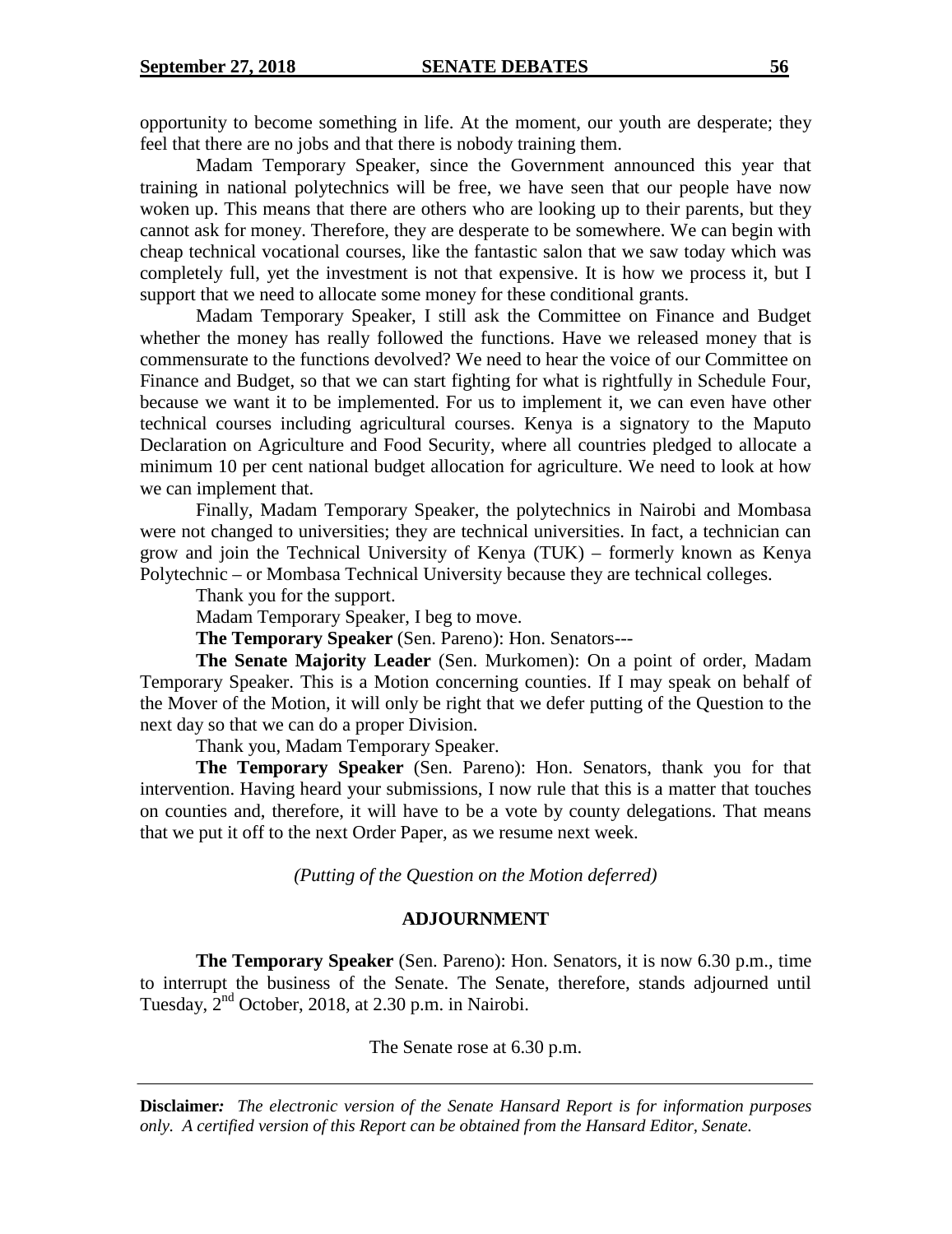opportunity to become something in life. At the moment, our youth are desperate; they feel that there are no jobs and that there is nobody training them.

Madam Temporary Speaker, since the Government announced this year that training in national polytechnics will be free, we have seen that our people have now woken up. This means that there are others who are looking up to their parents, but they cannot ask for money. Therefore, they are desperate to be somewhere. We can begin with cheap technical vocational courses, like the fantastic salon that we saw today which was completely full, yet the investment is not that expensive. It is how we process it, but I support that we need to allocate some money for these conditional grants.

Madam Temporary Speaker, I still ask the Committee on Finance and Budget whether the money has really followed the functions. Have we released money that is commensurate to the functions devolved? We need to hear the voice of our Committee on Finance and Budget, so that we can start fighting for what is rightfully in Schedule Four, because we want it to be implemented. For us to implement it, we can even have other technical courses including agricultural courses. Kenya is a signatory to the Maputo Declaration on Agriculture and Food Security, where all countries pledged to allocate a minimum 10 per cent national budget allocation for agriculture. We need to look at how we can implement that.

Finally, Madam Temporary Speaker, the polytechnics in Nairobi and Mombasa were not changed to universities; they are technical universities. In fact, a technician can grow and join the Technical University of Kenya (TUK) – formerly known as Kenya Polytechnic – or Mombasa Technical University because they are technical colleges.

Thank you for the support.

Madam Temporary Speaker, I beg to move.

**The Temporary Speaker** (Sen. Pareno): Hon. Senators---

**The Senate Majority Leader** (Sen. Murkomen): On a point of order, Madam Temporary Speaker. This is a Motion concerning counties. If I may speak on behalf of the Mover of the Motion, it will only be right that we defer putting of the Question to the next day so that we can do a proper Division.

Thank you, Madam Temporary Speaker.

**The Temporary Speaker** (Sen. Pareno): Hon. Senators, thank you for that intervention. Having heard your submissions, I now rule that this is a matter that touches on counties and, therefore, it will have to be a vote by county delegations. That means that we put it off to the next Order Paper, as we resume next week.

*(Putting of the Question on the Motion deferred)*

## ADJOURNMENT

**The Temporary Speaker** (Sen. Pareno): Hon. Senators, it is now 6.30 p.m., time to interrupt the business of the Senate. The Senate, therefore, stands adjourned until Tuesday, 2nd October, 2018, at 2.30 p.m. in Nairobi.

The Senate rose at 6.30 p.m.

**Disclaimer:** *The electronic version of the Senate Hansard Report is for information purposes only. A certified version of this Report can be obtained from the Hansard Editor, Senate.*